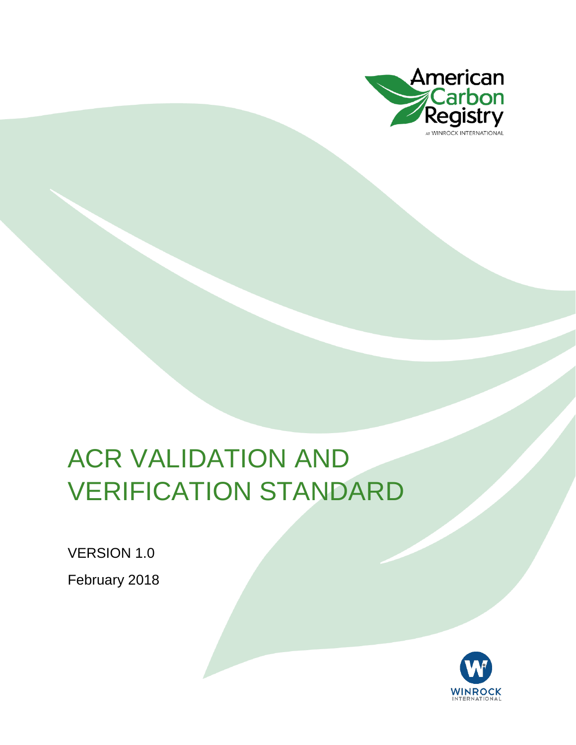American Carbon Registry

AT WINROCK INTERNATIONAL

# ACR VALIDATION AND VERIFICATION STANDARD

VERSION 1.0

February 2018

WINROCK INTERNATIONAL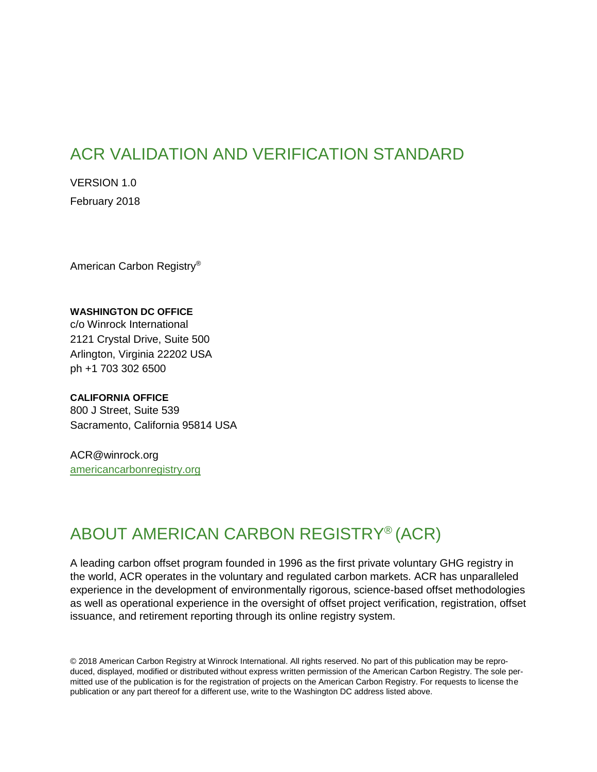# ACR VALIDATION AND VERIFICATION STANDARD

VERSION 1.0

February 2018

American Carbon Registry®

**WASHINGTON DC OFFICE**
c/o Winrock International
2121 Crystal Drive, Suite 500
Arlington, Virginia 22202 USA
ph +1 703 302 6500

**CALIFORNIA OFFICE**
800 J Street, Suite 539
Sacramento, California 95814 USA

ACR@winrock.org
americancarbonregistry.org

# ABOUT AMERICAN CARBON REGISTRY® (ACR)

A leading carbon offset program founded in 1996 as the first private voluntary GHG registry in the world, ACR operates in the voluntary and regulated carbon markets. ACR has unparalleled experience in the development of environmentally rigorous, science-based offset methodologies as well as operational experience in the oversight of offset project verification, registration, offset issuance, and retirement reporting through its online registry system.

© 2018 American Carbon Registry at Winrock International. All rights reserved. No part of this publication may be reproduced, displayed, modified or distributed without express written permission of the American Carbon Registry. The sole permitted use of the publication is for the registration of projects on the American Carbon Registry. For requests to license the publication or any part thereof for a different use, write to the Washington DC address listed above.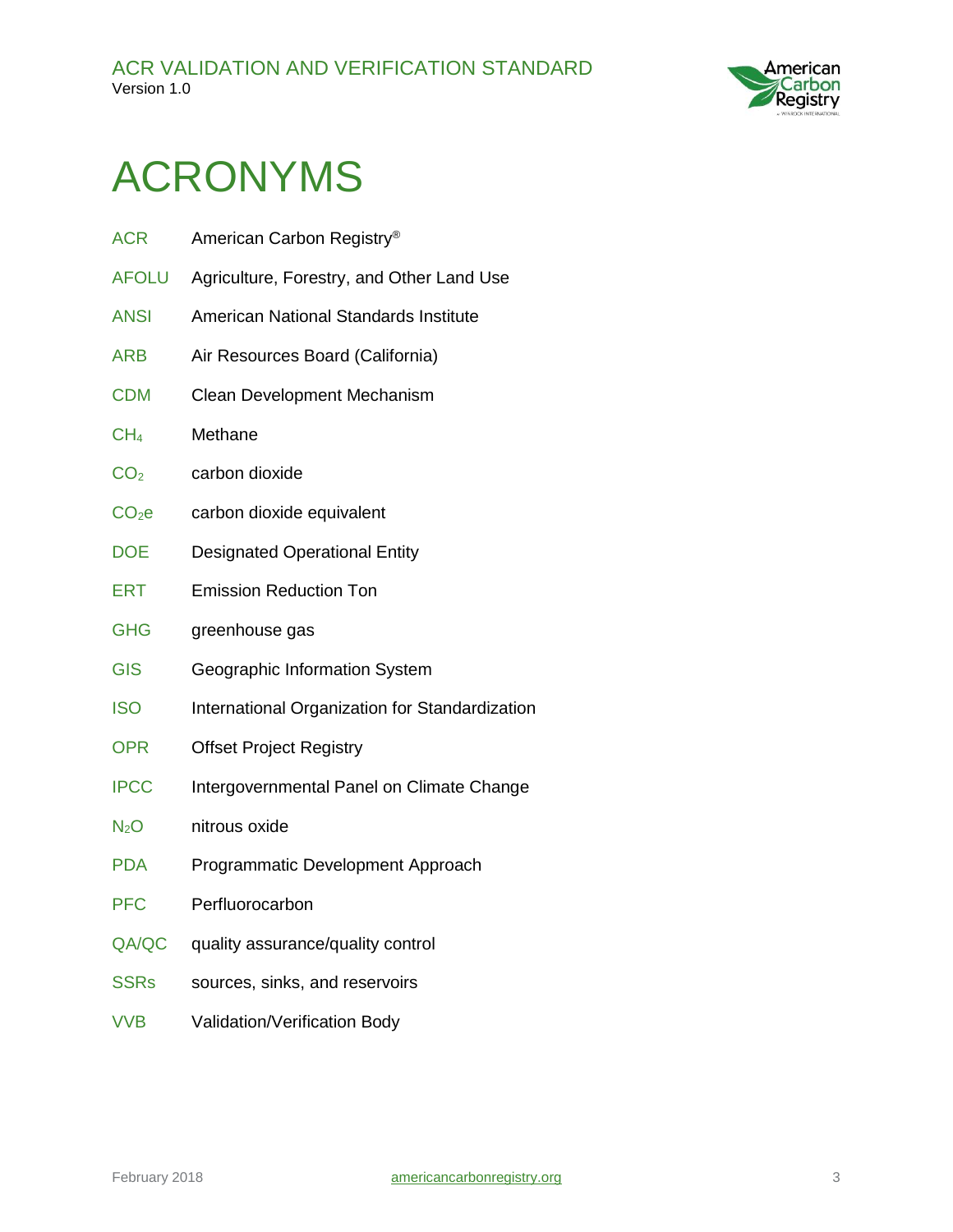# ACRONYMS

| | |
|---|---|
| ACR | American Carbon Registry® |
| AFOLU | Agriculture, Forestry, and Other Land Use |
| ANSI | American National Standards Institute |
| ARB | Air Resources Board (California) |
| CDM | Clean Development Mechanism |
| $CH_4$ | Methane |
| $CO_2$ | carbon dioxide |
| $CO_2e$ | carbon dioxide equivalent |
| DOE | Designated Operational Entity |
| ERT | Emission Reduction Ton |
| GHG | greenhouse gas |
| GIS | Geographic Information System |
| ISO | International Organization for Standardization |
| OPR | Offset Project Registry |
| IPCC | Intergovernmental Panel on Climate Change |
| $N_2O$ | nitrous oxide |
| PDA | Programmatic Development Approach |
| PFC | Perfluorocarbon |
| QA/QC | quality assurance/quality control |
| SSRs | sources, sinks, and reservoirs |
| VVB | Validation/Verification Body |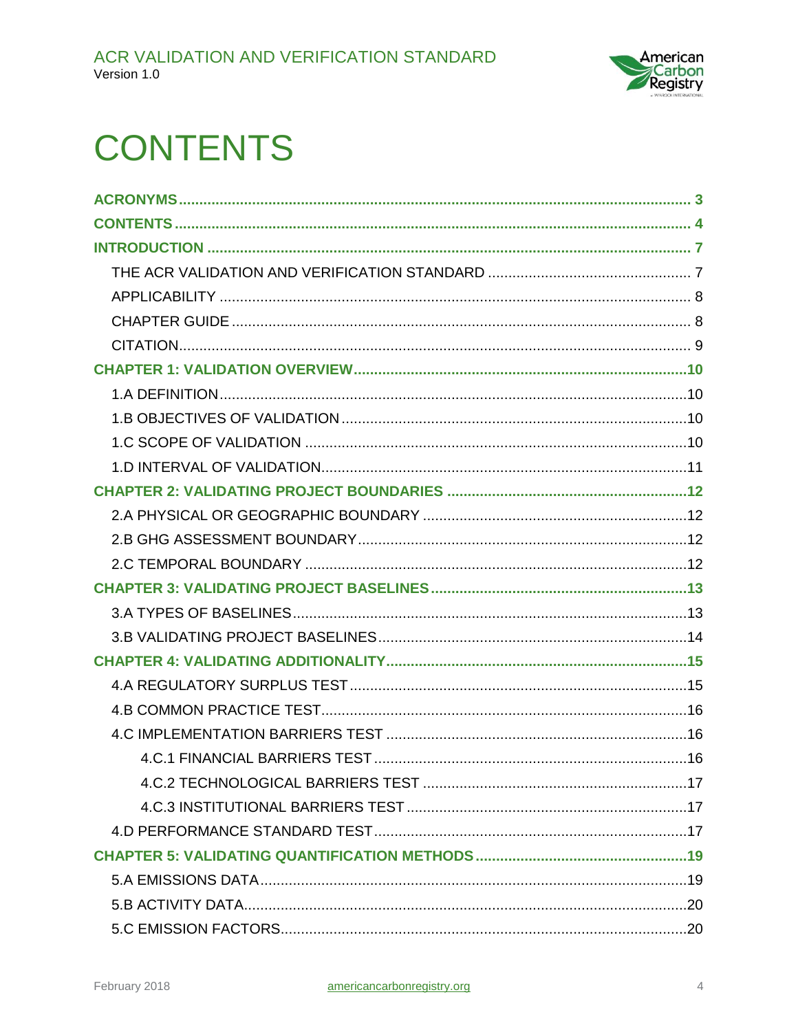# CONTENTS

**ACRONYMS** ........ 3

**CONTENTS** ........ 4

**INTRODUCTION** ........ 7

- THE ACR VALIDATION AND VERIFICATION STANDARD ........ 7
- APPLICABILITY ........ 8
- CHAPTER GUIDE ........ 8
- CITATION ........ 9

**CHAPTER 1: VALIDATION OVERVIEW** ........ 10

- 1.A DEFINITION ........ 10
- 1.B OBJECTIVES OF VALIDATION ........ 10
- 1.C SCOPE OF VALIDATION ........ 10
- 1.D INTERVAL OF VALIDATION ........ 11

**CHAPTER 2: VALIDATING PROJECT BOUNDARIES** ........ 12

- 2.A PHYSICAL OR GEOGRAPHIC BOUNDARY ........ 12
- 2.B GHG ASSESSMENT BOUNDARY ........ 12
- 2.C TEMPORAL BOUNDARY ........ 12

**CHAPTER 3: VALIDATING PROJECT BASELINES** ........ 13

- 3.A TYPES OF BASELINES ........ 13
- 3.B VALIDATING PROJECT BASELINES ........ 14

**CHAPTER 4: VALIDATING ADDITIONALITY** ........ 15

- 4.A REGULATORY SURPLUS TEST ........ 15
- 4.B COMMON PRACTICE TEST ........ 16
- 4.C IMPLEMENTATION BARRIERS TEST ........ 16
  - 4.C.1 FINANCIAL BARRIERS TEST ........ 16
  - 4.C.2 TECHNOLOGICAL BARRIERS TEST ........ 17
  - 4.C.3 INSTITUTIONAL BARRIERS TEST ........ 17
- 4.D PERFORMANCE STANDARD TEST ........ 17

**CHAPTER 5: VALIDATING QUANTIFICATION METHODS** ........ 19

- 5.A EMISSIONS DATA ........ 19
- 5.B ACTIVITY DATA ........ 20
- 5.C EMISSION FACTORS ........ 20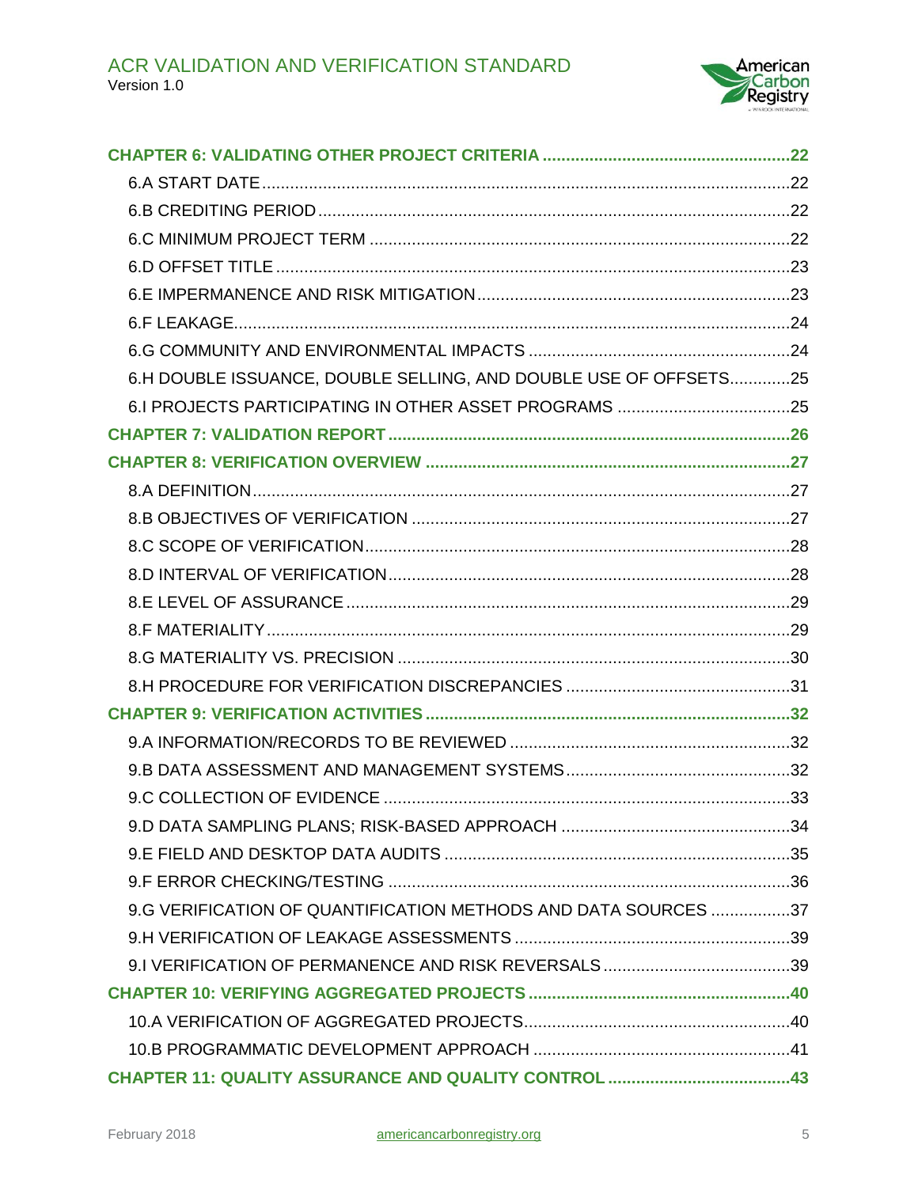**CHAPTER 6: VALIDATING OTHER PROJECT CRITERIA** ..... 22

6.A START DATE ..... 22

6.B CREDITING PERIOD ..... 22

6.C MINIMUM PROJECT TERM ..... 22

6.D OFFSET TITLE ..... 23

6.E IMPERMANENCE AND RISK MITIGATION ..... 23

6.F LEAKAGE ..... 24

6.G COMMUNITY AND ENVIRONMENTAL IMPACTS ..... 24

6.H DOUBLE ISSUANCE, DOUBLE SELLING, AND DOUBLE USE OF OFFSETS ..... 25

6.I PROJECTS PARTICIPATING IN OTHER ASSET PROGRAMS ..... 25

**CHAPTER 7: VALIDATION REPORT** ..... 26

**CHAPTER 8: VERIFICATION OVERVIEW** ..... 27

8.A DEFINITION ..... 27

8.B OBJECTIVES OF VERIFICATION ..... 27

8.C SCOPE OF VERIFICATION ..... 28

8.D INTERVAL OF VERIFICATION ..... 28

8.E LEVEL OF ASSURANCE ..... 29

8.F MATERIALITY ..... 29

8.G MATERIALITY VS. PRECISION ..... 30

8.H PROCEDURE FOR VERIFICATION DISCREPANCIES ..... 31

**CHAPTER 9: VERIFICATION ACTIVITIES** ..... 32

9.A INFORMATION/RECORDS TO BE REVIEWED ..... 32

9.B DATA ASSESSMENT AND MANAGEMENT SYSTEMS ..... 32

9.C COLLECTION OF EVIDENCE ..... 33

9.D DATA SAMPLING PLANS; RISK-BASED APPROACH ..... 34

9.E FIELD AND DESKTOP DATA AUDITS ..... 35

9.F ERROR CHECKING/TESTING ..... 36

9.G VERIFICATION OF QUANTIFICATION METHODS AND DATA SOURCES ..... 37

9.H VERIFICATION OF LEAKAGE ASSESSMENTS ..... 39

9.I VERIFICATION OF PERMANENCE AND RISK REVERSALS ..... 39

**CHAPTER 10: VERIFYING AGGREGATED PROJECTS** ..... 40

10.A VERIFICATION OF AGGREGATED PROJECTS ..... 40

10.B PROGRAMMATIC DEVELOPMENT APPROACH ..... 41

**CHAPTER 11: QUALITY ASSURANCE AND QUALITY CONTROL** ..... 43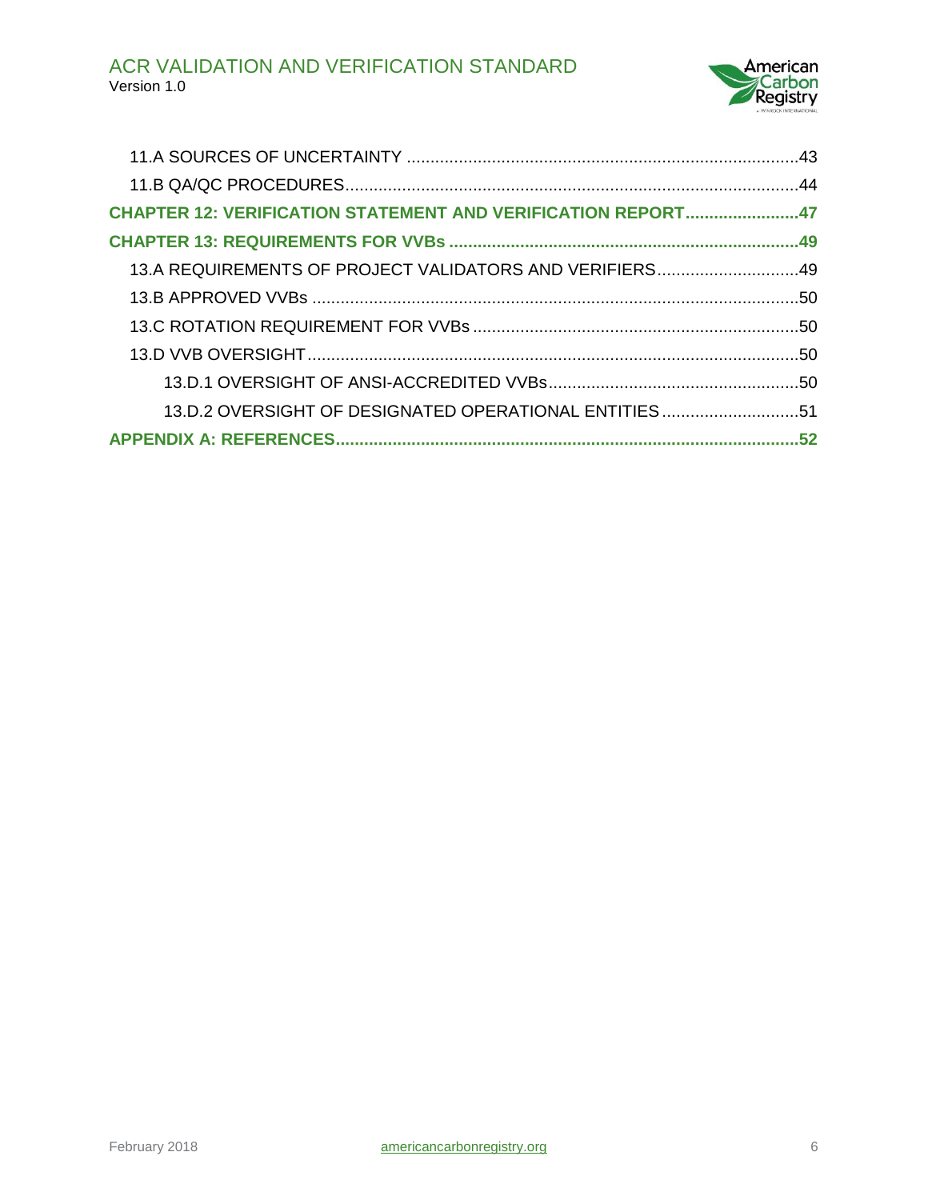11.A SOURCES OF UNCERTAINTY ....................................................................................43

11.B QA/QC PROCEDURES...............................................................................................44

**CHAPTER 12: VERIFICATION STATEMENT AND VERIFICATION REPORT........................47**

**CHAPTER 13: REQUIREMENTS FOR VVBs .........................................................................49**

13.A REQUIREMENTS OF PROJECT VALIDATORS AND VERIFIERS..............................49

13.B APPROVED VVBs ......................................................................................................50

13.C ROTATION REQUIREMENT FOR VVBs ....................................................................50

13.D VVB OVERSIGHT.......................................................................................................50

13.D.1 OVERSIGHT OF ANSI-ACCREDITED VVBs.....................................................50

13.D.2 OVERSIGHT OF DESIGNATED OPERATIONAL ENTITIES .............................51

**APPENDIX A: REFERENCES.................................................................................................52**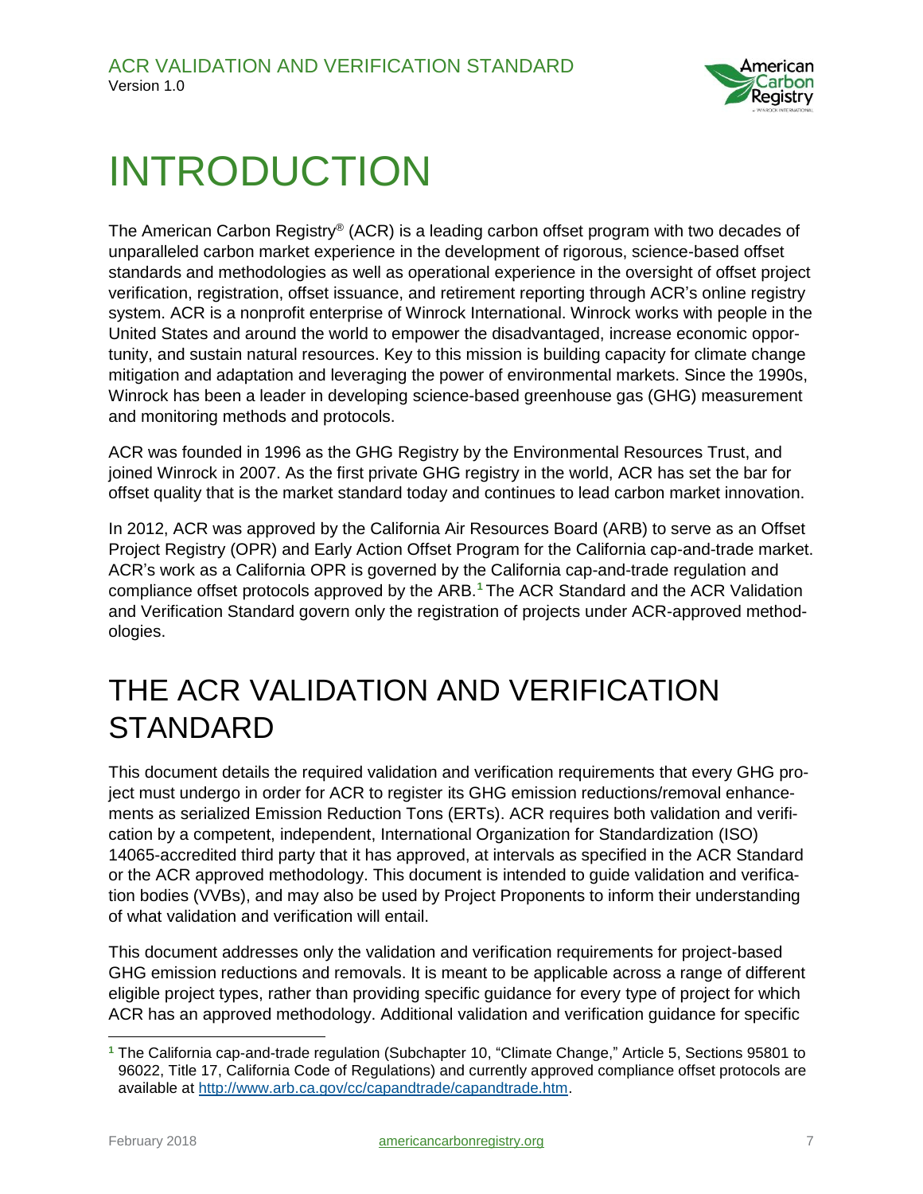# INTRODUCTION

The American Carbon Registry® (ACR) is a leading carbon offset program with two decades of unparalleled carbon market experience in the development of rigorous, science-based offset standards and methodologies as well as operational experience in the oversight of offset project verification, registration, offset issuance, and retirement reporting through ACR's online registry system. ACR is a nonprofit enterprise of Winrock International. Winrock works with people in the United States and around the world to empower the disadvantaged, increase economic opportunity, and sustain natural resources. Key to this mission is building capacity for climate change mitigation and adaptation and leveraging the power of environmental markets. Since the 1990s, Winrock has been a leader in developing science-based greenhouse gas (GHG) measurement and monitoring methods and protocols.

ACR was founded in 1996 as the GHG Registry by the Environmental Resources Trust, and joined Winrock in 2007. As the first private GHG registry in the world, ACR has set the bar for offset quality that is the market standard today and continues to lead carbon market innovation.

In 2012, ACR was approved by the California Air Resources Board (ARB) to serve as an Offset Project Registry (OPR) and Early Action Offset Program for the California cap-and-trade market. ACR's work as a California OPR is governed by the California cap-and-trade regulation and compliance offset protocols approved by the ARB.[1] The ACR Standard and the ACR Validation and Verification Standard govern only the registration of projects under ACR-approved methodologies.

# THE ACR VALIDATION AND VERIFICATION STANDARD

This document details the required validation and verification requirements that every GHG project must undergo in order for ACR to register its GHG emission reductions/removal enhancements as serialized Emission Reduction Tons (ERTs). ACR requires both validation and verification by a competent, independent, International Organization for Standardization (ISO) 14065-accredited third party that it has approved, at intervals as specified in the ACR Standard or the ACR approved methodology. This document is intended to guide validation and verification bodies (VVBs), and may also be used by Project Proponents to inform their understanding of what validation and verification will entail.

This document addresses only the validation and verification requirements for project-based GHG emission reductions and removals. It is meant to be applicable across a range of different eligible project types, rather than providing specific guidance for every type of project for which ACR has an approved methodology. Additional validation and verification guidance for specific

[1] The California cap-and-trade regulation (Subchapter 10, "Climate Change," Article 5, Sections 95801 to 96022, Title 17, California Code of Regulations) and currently approved compliance offset protocols are available at http://www.arb.ca.gov/cc/capandtrade/capandtrade.htm.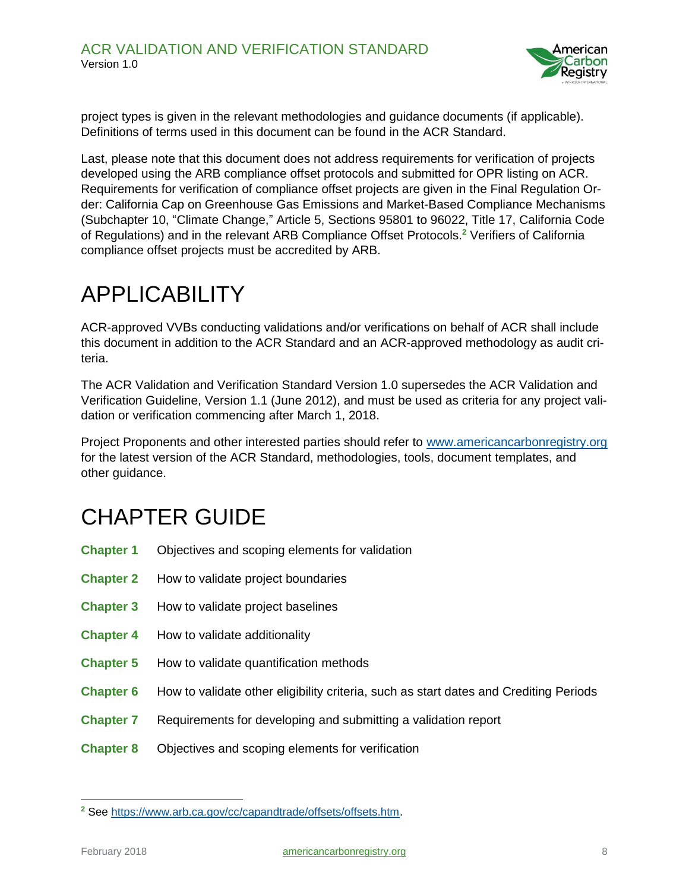project types is given in the relevant methodologies and guidance documents (if applicable). Definitions of terms used in this document can be found in the ACR Standard.

Last, please note that this document does not address requirements for verification of projects developed using the ARB compliance offset protocols and submitted for OPR listing on ACR. Requirements for verification of compliance offset projects are given in the Final Regulation Order: California Cap on Greenhouse Gas Emissions and Market-Based Compliance Mechanisms (Subchapter 10, "Climate Change," Article 5, Sections 95801 to 96022, Title 17, California Code of Regulations) and in the relevant ARB Compliance Offset Protocols.[2] Verifiers of California compliance offset projects must be accredited by ARB.

# APPLICABILITY

ACR-approved VVBs conducting validations and/or verifications on behalf of ACR shall include this document in addition to the ACR Standard and an ACR-approved methodology as audit criteria.

The ACR Validation and Verification Standard Version 1.0 supersedes the ACR Validation and Verification Guideline, Version 1.1 (June 2012), and must be used as criteria for any project validation or verification commencing after March 1, 2018.

Project Proponents and other interested parties should refer to www.americancarbonregistry.org for the latest version of the ACR Standard, methodologies, tools, document templates, and other guidance.

# CHAPTER GUIDE

| | |
|---|---|
| **Chapter 1** | Objectives and scoping elements for validation |
| **Chapter 2** | How to validate project boundaries |
| **Chapter 3** | How to validate project baselines |
| **Chapter 4** | How to validate additionality |
| **Chapter 5** | How to validate quantification methods |
| **Chapter 6** | How to validate other eligibility criteria, such as start dates and Crediting Periods |
| **Chapter 7** | Requirements for developing and submitting a validation report |
| **Chapter 8** | Objectives and scoping elements for verification |

[2] See https://www.arb.ca.gov/cc/capandtrade/offsets/offsets.htm.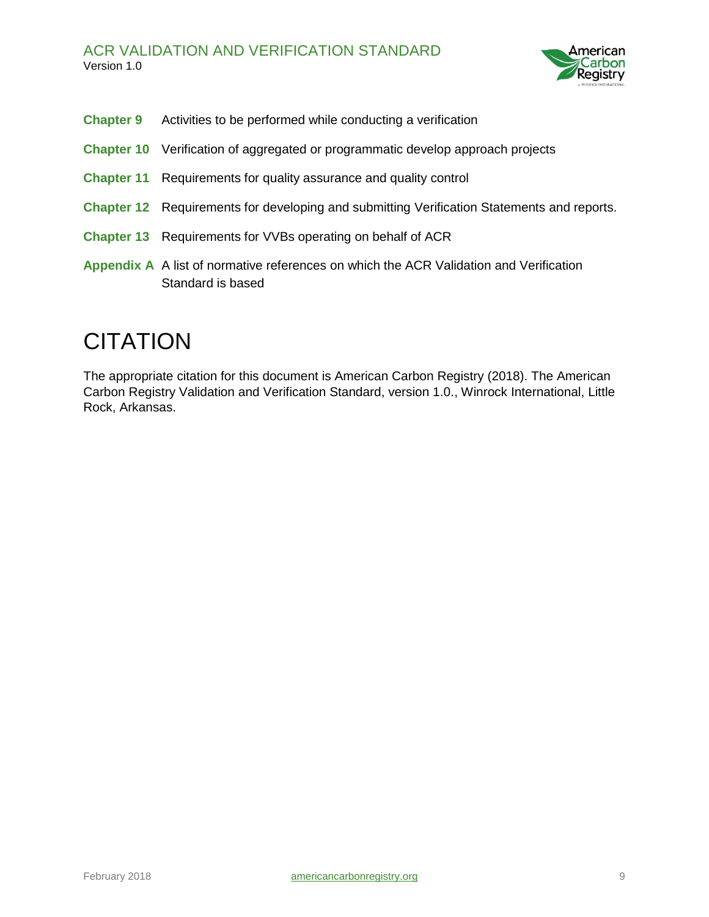**Chapter 9** Activities to be performed while conducting a verification

**Chapter 10** Verification of aggregated or programmatic develop approach projects

**Chapter 11** Requirements for quality assurance and quality control

**Chapter 12** Requirements for developing and submitting Verification Statements and reports.

**Chapter 13** Requirements for VVBs operating on behalf of ACR

**Appendix A** A list of normative references on which the ACR Validation and Verification Standard is based

# CITATION

The appropriate citation for this document is American Carbon Registry (2018). The American Carbon Registry Validation and Verification Standard, version 1.0., Winrock International, Little Rock, Arkansas.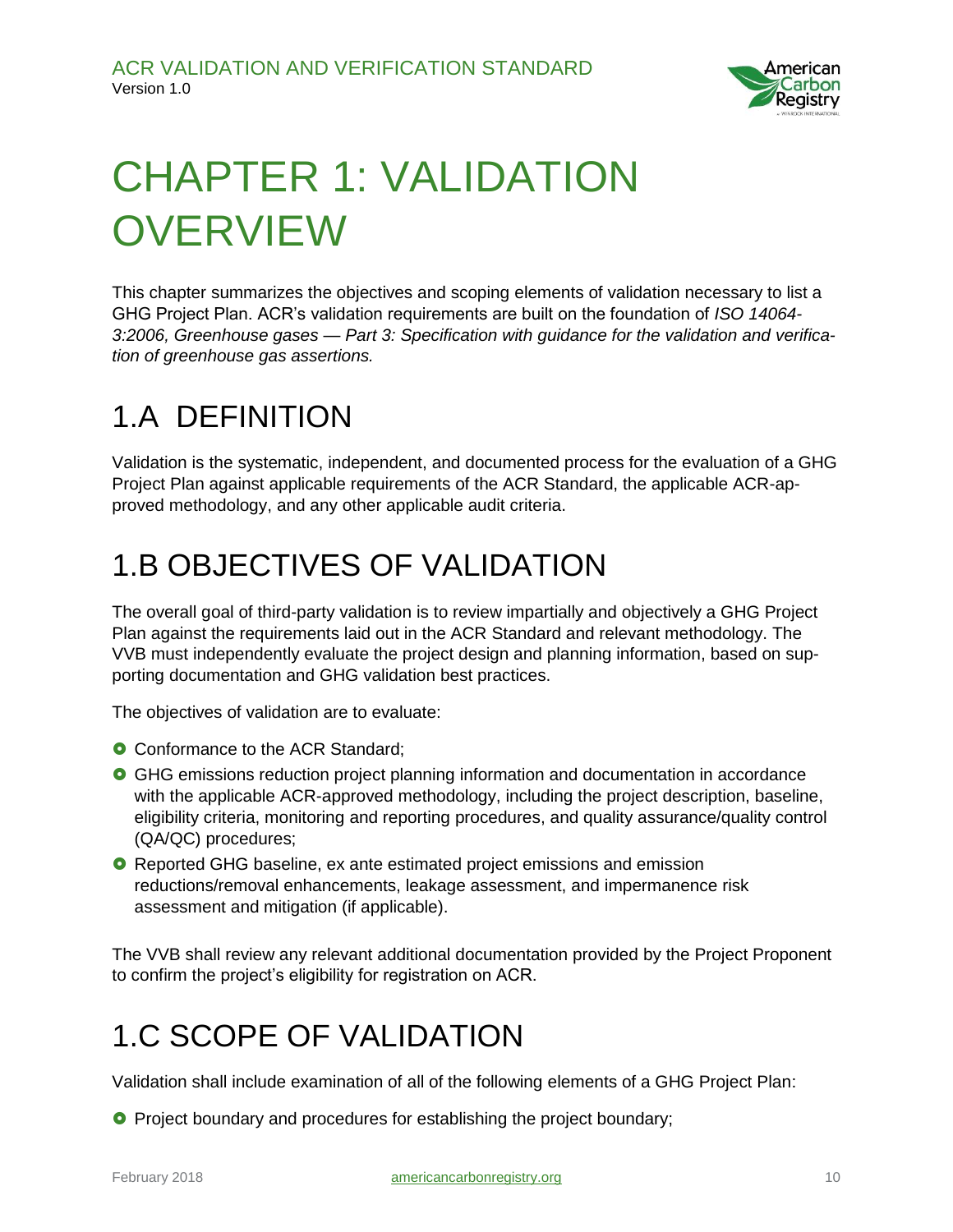# CHAPTER 1: VALIDATION OVERVIEW

This chapter summarizes the objectives and scoping elements of validation necessary to list a GHG Project Plan. ACR's validation requirements are built on the foundation of *ISO 14064-3:2006, Greenhouse gases — Part 3: Specification with guidance for the validation and verification of greenhouse gas assertions.*

## 1.A DEFINITION

Validation is the systematic, independent, and documented process for the evaluation of a GHG Project Plan against applicable requirements of the ACR Standard, the applicable ACR-approved methodology, and any other applicable audit criteria.

## 1.B OBJECTIVES OF VALIDATION

The overall goal of third-party validation is to review impartially and objectively a GHG Project Plan against the requirements laid out in the ACR Standard and relevant methodology. The VVB must independently evaluate the project design and planning information, based on supporting documentation and GHG validation best practices.

The objectives of validation are to evaluate:

- Conformance to the ACR Standard;
- GHG emissions reduction project planning information and documentation in accordance with the applicable ACR-approved methodology, including the project description, baseline, eligibility criteria, monitoring and reporting procedures, and quality assurance/quality control (QA/QC) procedures;
- Reported GHG baseline, ex ante estimated project emissions and emission reductions/removal enhancements, leakage assessment, and impermanence risk assessment and mitigation (if applicable).

The VVB shall review any relevant additional documentation provided by the Project Proponent to confirm the project's eligibility for registration on ACR.

## 1.C SCOPE OF VALIDATION

Validation shall include examination of all of the following elements of a GHG Project Plan:

- Project boundary and procedures for establishing the project boundary;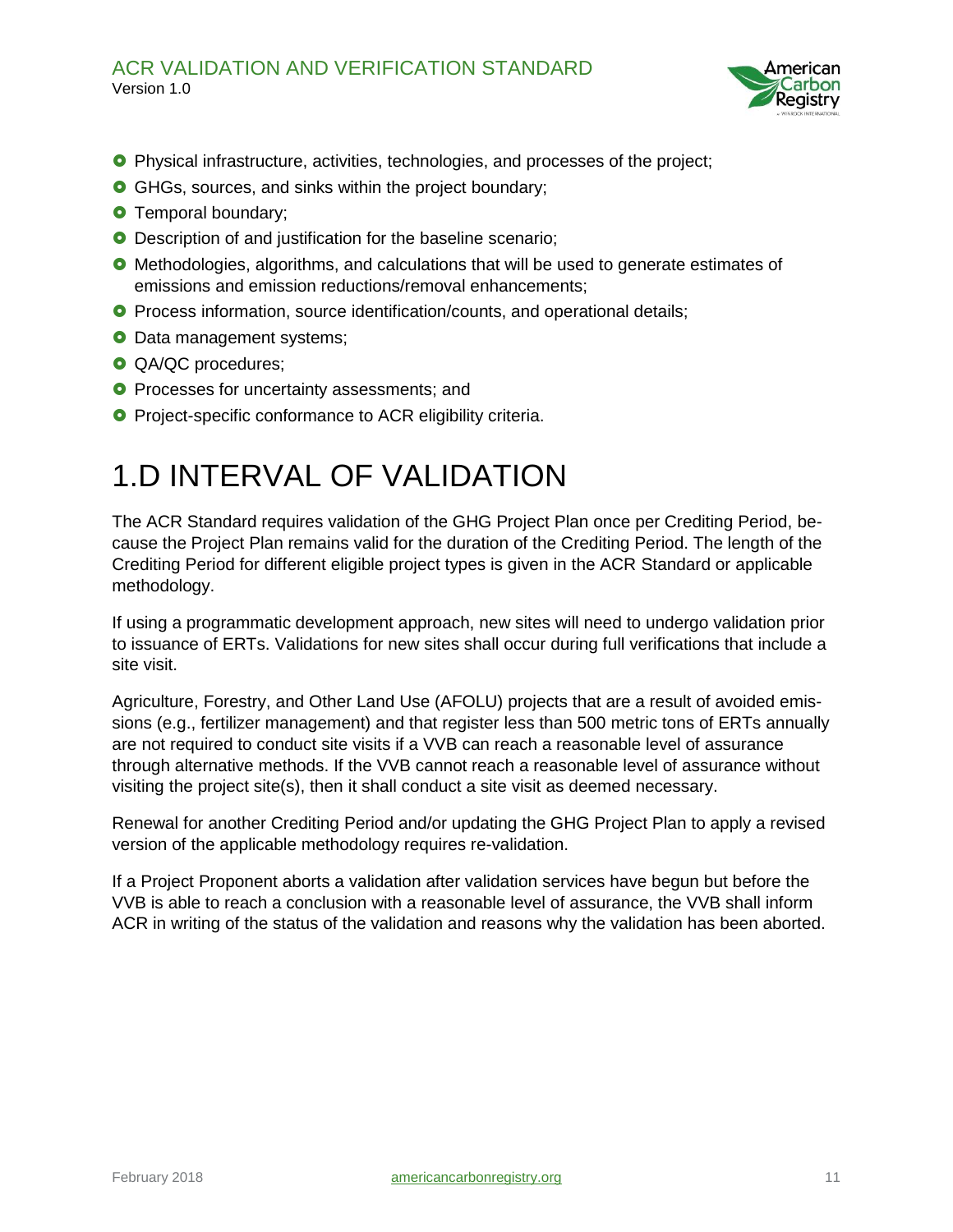- Physical infrastructure, activities, technologies, and processes of the project;
- GHGs, sources, and sinks within the project boundary;
- Temporal boundary;
- Description of and justification for the baseline scenario;
- Methodologies, algorithms, and calculations that will be used to generate estimates of emissions and emission reductions/removal enhancements;
- Process information, source identification/counts, and operational details;
- Data management systems;
- QA/QC procedures;
- Processes for uncertainty assessments; and
- Project-specific conformance to ACR eligibility criteria.

# 1.D INTERVAL OF VALIDATION

The ACR Standard requires validation of the GHG Project Plan once per Crediting Period, because the Project Plan remains valid for the duration of the Crediting Period. The length of the Crediting Period for different eligible project types is given in the ACR Standard or applicable methodology.

If using a programmatic development approach, new sites will need to undergo validation prior to issuance of ERTs. Validations for new sites shall occur during full verifications that include a site visit.

Agriculture, Forestry, and Other Land Use (AFOLU) projects that are a result of avoided emissions (e.g., fertilizer management) and that register less than 500 metric tons of ERTs annually are not required to conduct site visits if a VVB can reach a reasonable level of assurance through alternative methods. If the VVB cannot reach a reasonable level of assurance without visiting the project site(s), then it shall conduct a site visit as deemed necessary.

Renewal for another Crediting Period and/or updating the GHG Project Plan to apply a revised version of the applicable methodology requires re-validation.

If a Project Proponent aborts a validation after validation services have begun but before the VVB is able to reach a conclusion with a reasonable level of assurance, the VVB shall inform ACR in writing of the status of the validation and reasons why the validation has been aborted.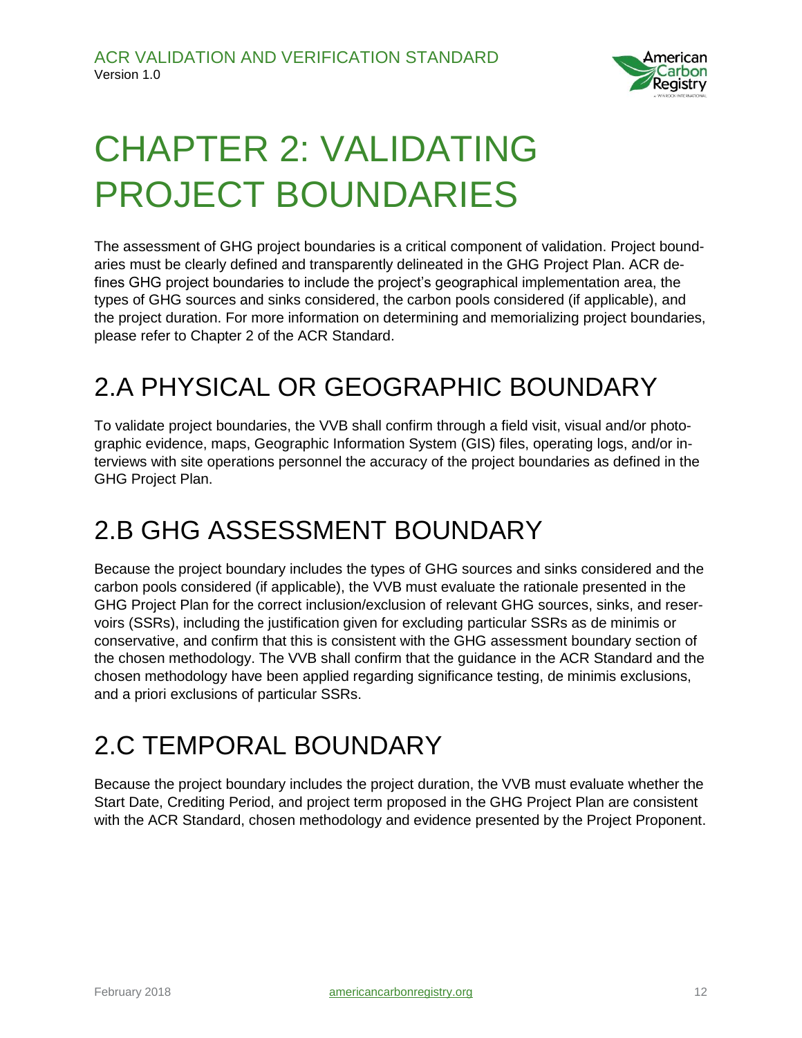# CHAPTER 2: VALIDATING PROJECT BOUNDARIES

The assessment of GHG project boundaries is a critical component of validation. Project boundaries must be clearly defined and transparently delineated in the GHG Project Plan. ACR defines GHG project boundaries to include the project's geographical implementation area, the types of GHG sources and sinks considered, the carbon pools considered (if applicable), and the project duration. For more information on determining and memorializing project boundaries, please refer to Chapter 2 of the ACR Standard.

## 2.A PHYSICAL OR GEOGRAPHIC BOUNDARY

To validate project boundaries, the VVB shall confirm through a field visit, visual and/or photographic evidence, maps, Geographic Information System (GIS) files, operating logs, and/or interviews with site operations personnel the accuracy of the project boundaries as defined in the GHG Project Plan.

## 2.B GHG ASSESSMENT BOUNDARY

Because the project boundary includes the types of GHG sources and sinks considered and the carbon pools considered (if applicable), the VVB must evaluate the rationale presented in the GHG Project Plan for the correct inclusion/exclusion of relevant GHG sources, sinks, and reservoirs (SSRs), including the justification given for excluding particular SSRs as de minimis or conservative, and confirm that this is consistent with the GHG assessment boundary section of the chosen methodology. The VVB shall confirm that the guidance in the ACR Standard and the chosen methodology have been applied regarding significance testing, de minimis exclusions, and a priori exclusions of particular SSRs.

## 2.C TEMPORAL BOUNDARY

Because the project boundary includes the project duration, the VVB must evaluate whether the Start Date, Crediting Period, and project term proposed in the GHG Project Plan are consistent with the ACR Standard, chosen methodology and evidence presented by the Project Proponent.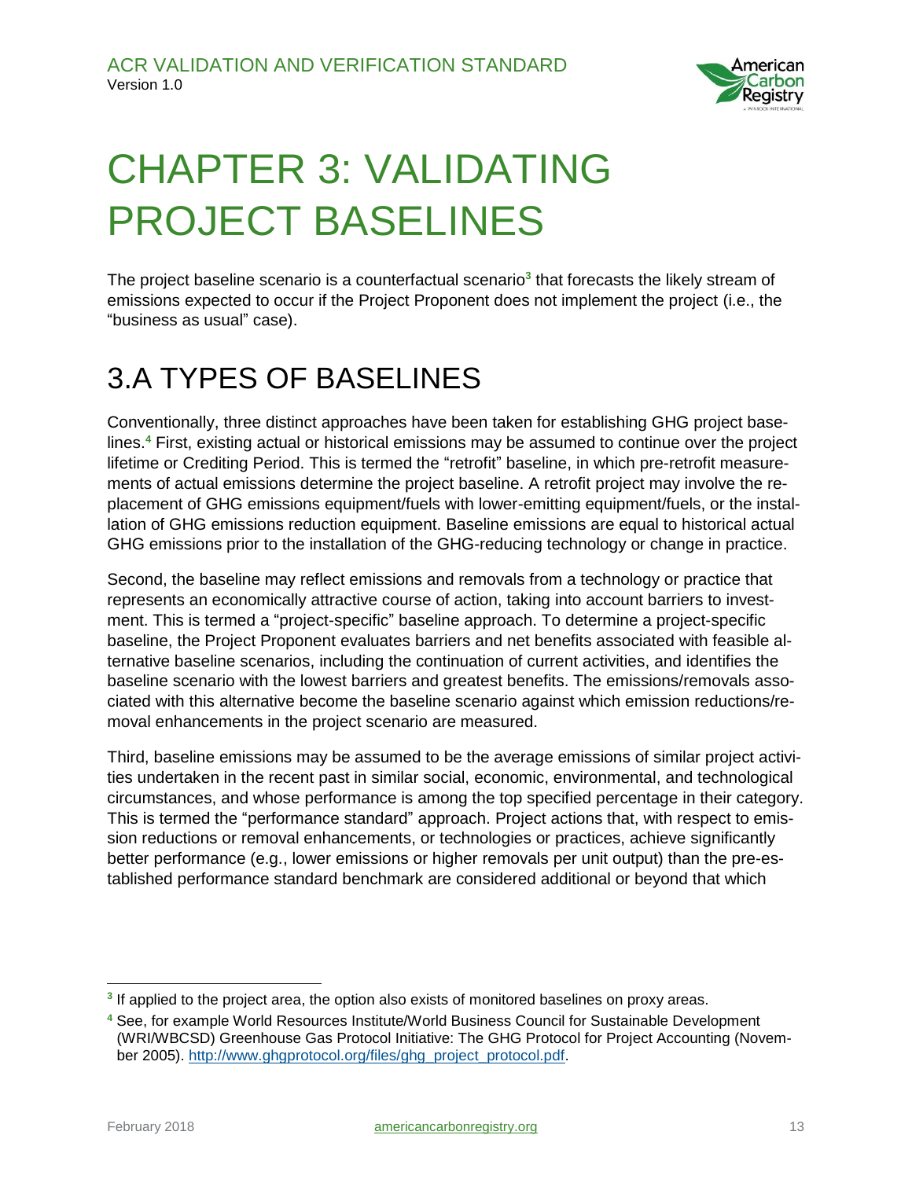# CHAPTER 3: VALIDATING PROJECT BASELINES

The project baseline scenario is a counterfactual scenario[3] that forecasts the likely stream of emissions expected to occur if the Project Proponent does not implement the project (i.e., the "business as usual" case).

## 3.A TYPES OF BASELINES

Conventionally, three distinct approaches have been taken for establishing GHG project baselines.[4] First, existing actual or historical emissions may be assumed to continue over the project lifetime or Crediting Period. This is termed the "retrofit" baseline, in which pre-retrofit measurements of actual emissions determine the project baseline. A retrofit project may involve the replacement of GHG emissions equipment/fuels with lower-emitting equipment/fuels, or the installation of GHG emissions reduction equipment. Baseline emissions are equal to historical actual GHG emissions prior to the installation of the GHG-reducing technology or change in practice.

Second, the baseline may reflect emissions and removals from a technology or practice that represents an economically attractive course of action, taking into account barriers to investment. This is termed a "project-specific" baseline approach. To determine a project-specific baseline, the Project Proponent evaluates barriers and net benefits associated with feasible alternative baseline scenarios, including the continuation of current activities, and identifies the baseline scenario with the lowest barriers and greatest benefits. The emissions/removals associated with this alternative become the baseline scenario against which emission reductions/removal enhancements in the project scenario are measured.

Third, baseline emissions may be assumed to be the average emissions of similar project activities undertaken in the recent past in similar social, economic, environmental, and technological circumstances, and whose performance is among the top specified percentage in their category. This is termed the "performance standard" approach. Project actions that, with respect to emission reductions or removal enhancements, or technologies or practices, achieve significantly better performance (e.g., lower emissions or higher removals per unit output) than the pre-established performance standard benchmark are considered additional or beyond that which

---

[3] If applied to the project area, the option also exists of monitored baselines on proxy areas.

[4] See, for example World Resources Institute/World Business Council for Sustainable Development (WRI/WBCSD) Greenhouse Gas Protocol Initiative: The GHG Protocol for Project Accounting (November 2005). http://www.ghgprotocol.org/files/ghg_project_protocol.pdf.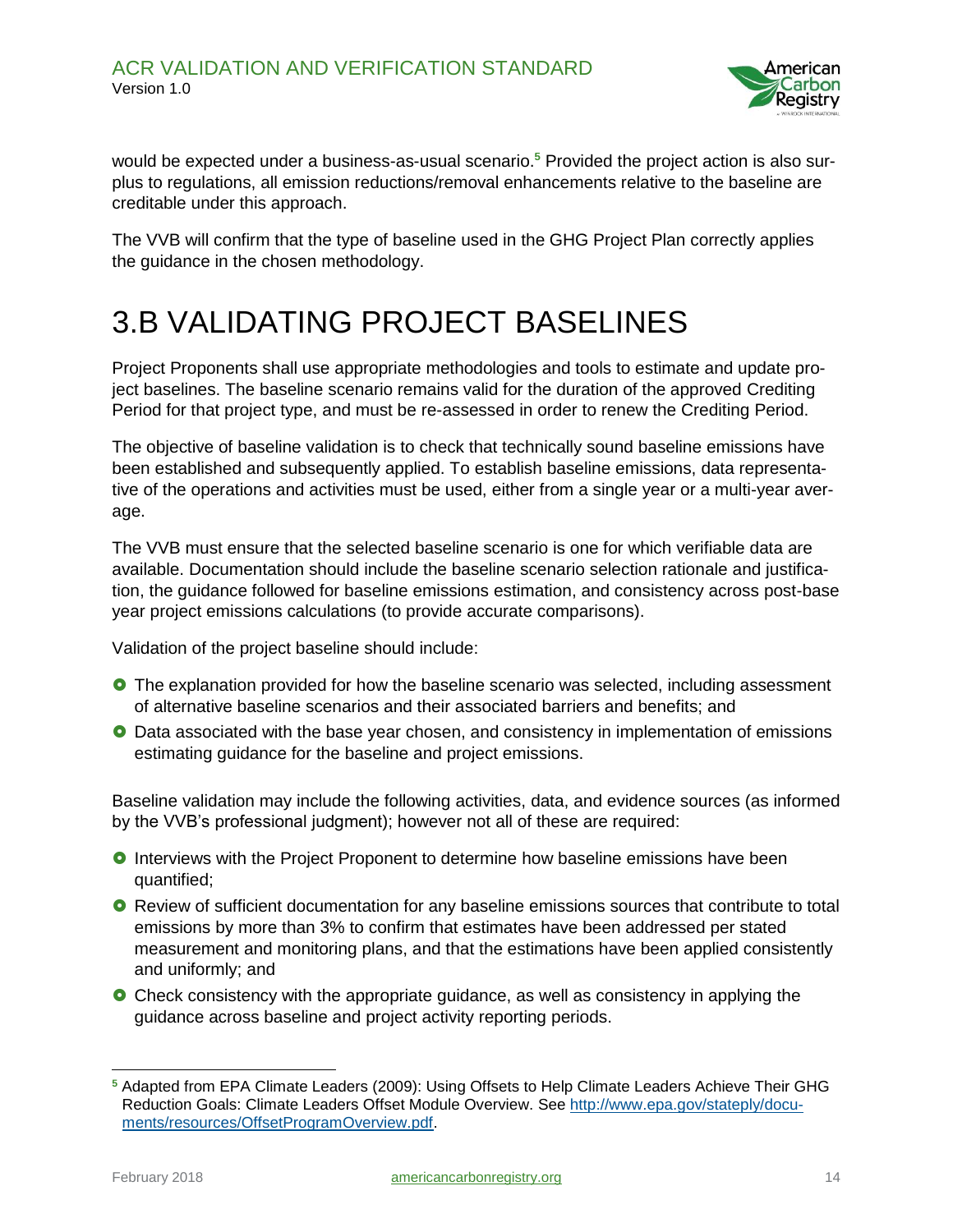would be expected under a business-as-usual scenario.[5] Provided the project action is also surplus to regulations, all emission reductions/removal enhancements relative to the baseline are creditable under this approach.

The VVB will confirm that the type of baseline used in the GHG Project Plan correctly applies the guidance in the chosen methodology.

# 3.B VALIDATING PROJECT BASELINES

Project Proponents shall use appropriate methodologies and tools to estimate and update project baselines. The baseline scenario remains valid for the duration of the approved Crediting Period for that project type, and must be re-assessed in order to renew the Crediting Period.

The objective of baseline validation is to check that technically sound baseline emissions have been established and subsequently applied. To establish baseline emissions, data representative of the operations and activities must be used, either from a single year or a multi-year average.

The VVB must ensure that the selected baseline scenario is one for which verifiable data are available. Documentation should include the baseline scenario selection rationale and justification, the guidance followed for baseline emissions estimation, and consistency across post-base year project emissions calculations (to provide accurate comparisons).

Validation of the project baseline should include:

- The explanation provided for how the baseline scenario was selected, including assessment of alternative baseline scenarios and their associated barriers and benefits; and
- Data associated with the base year chosen, and consistency in implementation of emissions estimating guidance for the baseline and project emissions.

Baseline validation may include the following activities, data, and evidence sources (as informed by the VVB's professional judgment); however not all of these are required:

- Interviews with the Project Proponent to determine how baseline emissions have been quantified;
- Review of sufficient documentation for any baseline emissions sources that contribute to total emissions by more than 3% to confirm that estimates have been addressed per stated measurement and monitoring plans, and that the estimations have been applied consistently and uniformly; and
- Check consistency with the appropriate guidance, as well as consistency in applying the guidance across baseline and project activity reporting periods.

---

[5] Adapted from EPA Climate Leaders (2009): Using Offsets to Help Climate Leaders Achieve Their GHG Reduction Goals: Climate Leaders Offset Module Overview. See http://www.epa.gov/stateply/documents/resources/OffsetProgramOverview.pdf.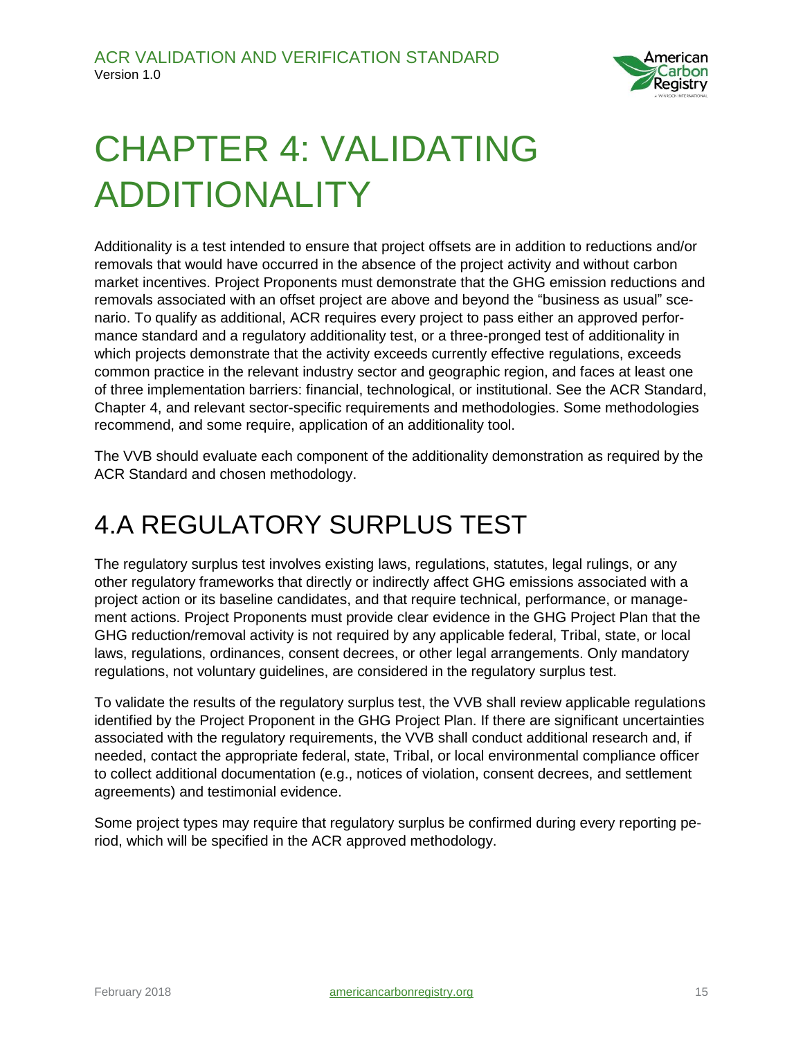# CHAPTER 4: VALIDATING ADDITIONALITY

Additionality is a test intended to ensure that project offsets are in addition to reductions and/or removals that would have occurred in the absence of the project activity and without carbon market incentives. Project Proponents must demonstrate that the GHG emission reductions and removals associated with an offset project are above and beyond the "business as usual" scenario. To qualify as additional, ACR requires every project to pass either an approved performance standard and a regulatory additionality test, or a three-pronged test of additionality in which projects demonstrate that the activity exceeds currently effective regulations, exceeds common practice in the relevant industry sector and geographic region, and faces at least one of three implementation barriers: financial, technological, or institutional. See the ACR Standard, Chapter 4, and relevant sector-specific requirements and methodologies. Some methodologies recommend, and some require, application of an additionality tool.

The VVB should evaluate each component of the additionality demonstration as required by the ACR Standard and chosen methodology.

## 4.A REGULATORY SURPLUS TEST

The regulatory surplus test involves existing laws, regulations, statutes, legal rulings, or any other regulatory frameworks that directly or indirectly affect GHG emissions associated with a project action or its baseline candidates, and that require technical, performance, or management actions. Project Proponents must provide clear evidence in the GHG Project Plan that the GHG reduction/removal activity is not required by any applicable federal, Tribal, state, or local laws, regulations, ordinances, consent decrees, or other legal arrangements. Only mandatory regulations, not voluntary guidelines, are considered in the regulatory surplus test.

To validate the results of the regulatory surplus test, the VVB shall review applicable regulations identified by the Project Proponent in the GHG Project Plan. If there are significant uncertainties associated with the regulatory requirements, the VVB shall conduct additional research and, if needed, contact the appropriate federal, state, Tribal, or local environmental compliance officer to collect additional documentation (e.g., notices of violation, consent decrees, and settlement agreements) and testimonial evidence.

Some project types may require that regulatory surplus be confirmed during every reporting period, which will be specified in the ACR approved methodology.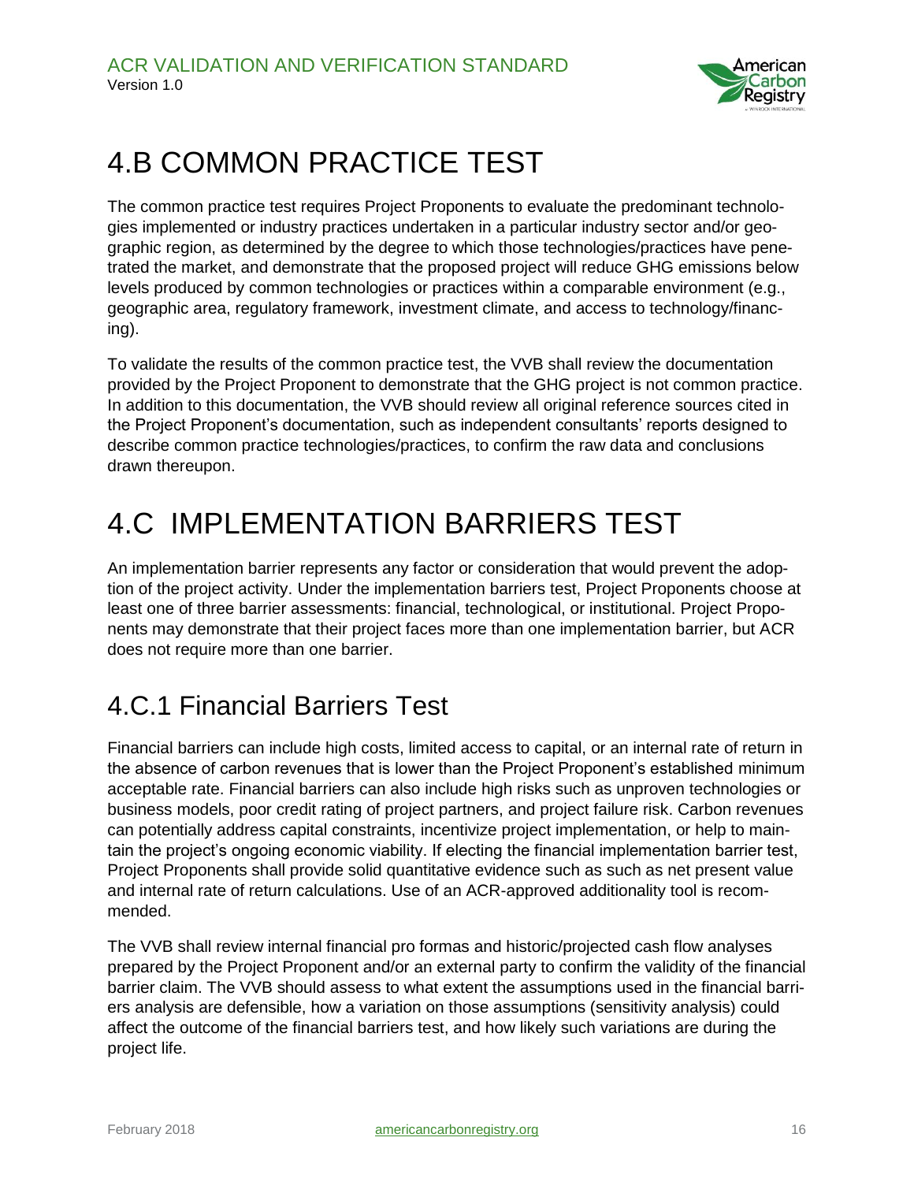# 4.B COMMON PRACTICE TEST

The common practice test requires Project Proponents to evaluate the predominant technologies implemented or industry practices undertaken in a particular industry sector and/or geographic region, as determined by the degree to which those technologies/practices have penetrated the market, and demonstrate that the proposed project will reduce GHG emissions below levels produced by common technologies or practices within a comparable environment (e.g., geographic area, regulatory framework, investment climate, and access to technology/financing).

To validate the results of the common practice test, the VVB shall review the documentation provided by the Project Proponent to demonstrate that the GHG project is not common practice. In addition to this documentation, the VVB should review all original reference sources cited in the Project Proponent's documentation, such as independent consultants' reports designed to describe common practice technologies/practices, to confirm the raw data and conclusions drawn thereupon.

# 4.C IMPLEMENTATION BARRIERS TEST

An implementation barrier represents any factor or consideration that would prevent the adoption of the project activity. Under the implementation barriers test, Project Proponents choose at least one of three barrier assessments: financial, technological, or institutional. Project Proponents may demonstrate that their project faces more than one implementation barrier, but ACR does not require more than one barrier.

## 4.C.1 Financial Barriers Test

Financial barriers can include high costs, limited access to capital, or an internal rate of return in the absence of carbon revenues that is lower than the Project Proponent's established minimum acceptable rate. Financial barriers can also include high risks such as unproven technologies or business models, poor credit rating of project partners, and project failure risk. Carbon revenues can potentially address capital constraints, incentivize project implementation, or help to maintain the project's ongoing economic viability. If electing the financial implementation barrier test, Project Proponents shall provide solid quantitative evidence such as such as net present value and internal rate of return calculations. Use of an ACR-approved additionality tool is recommended.

The VVB shall review internal financial pro formas and historic/projected cash flow analyses prepared by the Project Proponent and/or an external party to confirm the validity of the financial barrier claim. The VVB should assess to what extent the assumptions used in the financial barriers analysis are defensible, how a variation on those assumptions (sensitivity analysis) could affect the outcome of the financial barriers test, and how likely such variations are during the project life.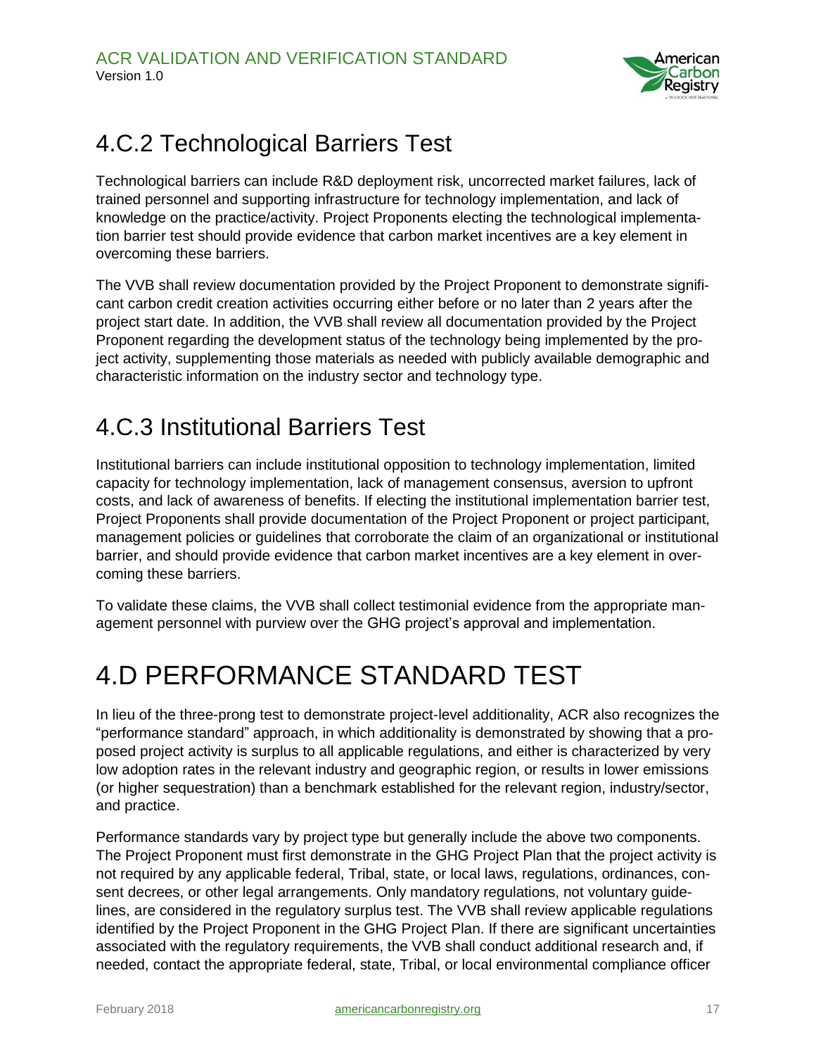## 4.C.2 Technological Barriers Test

Technological barriers can include R&D deployment risk, uncorrected market failures, lack of trained personnel and supporting infrastructure for technology implementation, and lack of knowledge on the practice/activity. Project Proponents electing the technological implementation barrier test should provide evidence that carbon market incentives are a key element in overcoming these barriers.

The VVB shall review documentation provided by the Project Proponent to demonstrate significant carbon credit creation activities occurring either before or no later than 2 years after the project start date. In addition, the VVB shall review all documentation provided by the Project Proponent regarding the development status of the technology being implemented by the project activity, supplementing those materials as needed with publicly available demographic and characteristic information on the industry sector and technology type.

## 4.C.3 Institutional Barriers Test

Institutional barriers can include institutional opposition to technology implementation, limited capacity for technology implementation, lack of management consensus, aversion to upfront costs, and lack of awareness of benefits. If electing the institutional implementation barrier test, Project Proponents shall provide documentation of the Project Proponent or project participant, management policies or guidelines that corroborate the claim of an organizational or institutional barrier, and should provide evidence that carbon market incentives are a key element in overcoming these barriers.

To validate these claims, the VVB shall collect testimonial evidence from the appropriate management personnel with purview over the GHG project's approval and implementation.

# 4.D PERFORMANCE STANDARD TEST

In lieu of the three-prong test to demonstrate project-level additionality, ACR also recognizes the "performance standard" approach, in which additionality is demonstrated by showing that a proposed project activity is surplus to all applicable regulations, and either is characterized by very low adoption rates in the relevant industry and geographic region, or results in lower emissions (or higher sequestration) than a benchmark established for the relevant region, industry/sector, and practice.

Performance standards vary by project type but generally include the above two components. The Project Proponent must first demonstrate in the GHG Project Plan that the project activity is not required by any applicable federal, Tribal, state, or local laws, regulations, ordinances, consent decrees, or other legal arrangements. Only mandatory regulations, not voluntary guidelines, are considered in the regulatory surplus test. The VVB shall review applicable regulations identified by the Project Proponent in the GHG Project Plan. If there are significant uncertainties associated with the regulatory requirements, the VVB shall conduct additional research and, if needed, contact the appropriate federal, state, Tribal, or local environmental compliance officer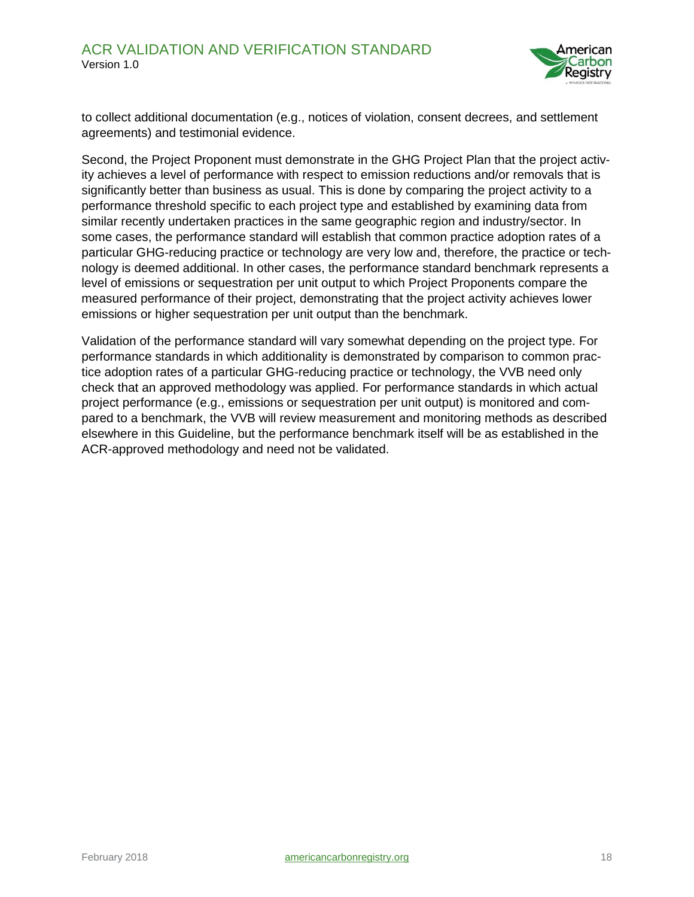to collect additional documentation (e.g., notices of violation, consent decrees, and settlement agreements) and testimonial evidence.

Second, the Project Proponent must demonstrate in the GHG Project Plan that the project activity achieves a level of performance with respect to emission reductions and/or removals that is significantly better than business as usual. This is done by comparing the project activity to a performance threshold specific to each project type and established by examining data from similar recently undertaken practices in the same geographic region and industry/sector. In some cases, the performance standard will establish that common practice adoption rates of a particular GHG-reducing practice or technology are very low and, therefore, the practice or technology is deemed additional. In other cases, the performance standard benchmark represents a level of emissions or sequestration per unit output to which Project Proponents compare the measured performance of their project, demonstrating that the project activity achieves lower emissions or higher sequestration per unit output than the benchmark.

Validation of the performance standard will vary somewhat depending on the project type. For performance standards in which additionality is demonstrated by comparison to common practice adoption rates of a particular GHG-reducing practice or technology, the VVB need only check that an approved methodology was applied. For performance standards in which actual project performance (e.g., emissions or sequestration per unit output) is monitored and compared to a benchmark, the VVB will review measurement and monitoring methods as described elsewhere in this Guideline, but the performance benchmark itself will be as established in the ACR-approved methodology and need not be validated.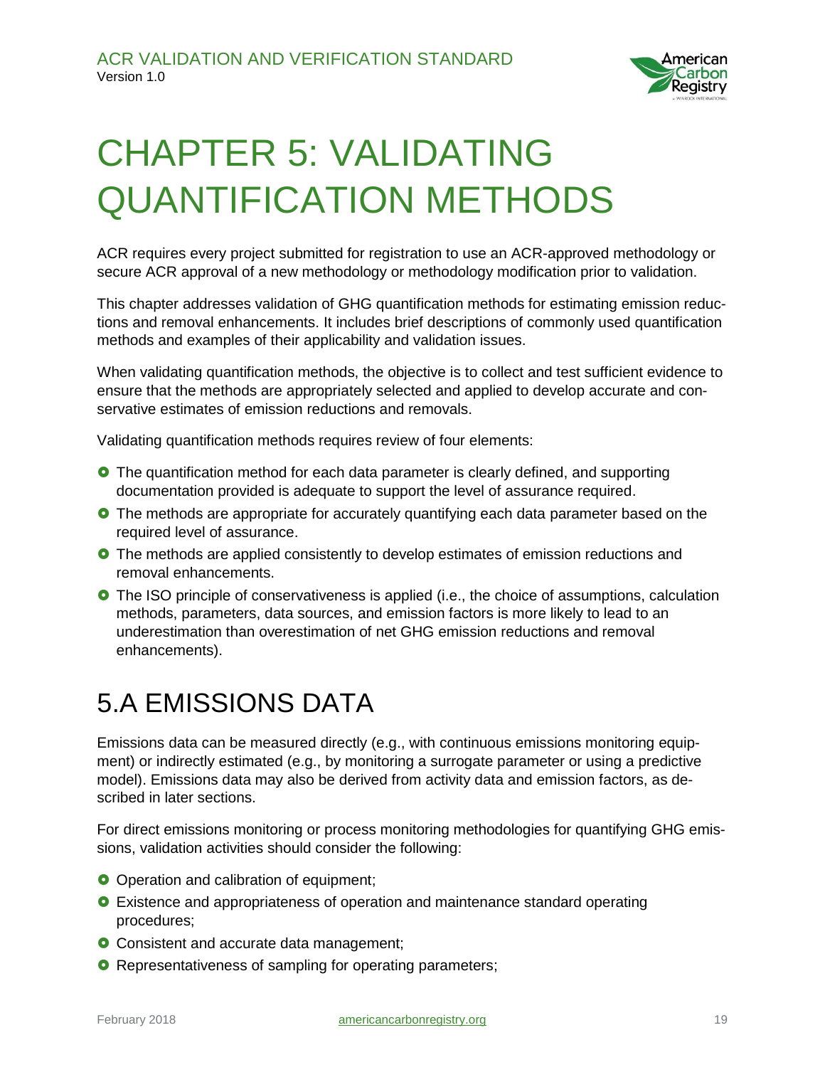# CHAPTER 5: VALIDATING QUANTIFICATION METHODS

ACR requires every project submitted for registration to use an ACR-approved methodology or secure ACR approval of a new methodology or methodology modification prior to validation.

This chapter addresses validation of GHG quantification methods for estimating emission reductions and removal enhancements. It includes brief descriptions of commonly used quantification methods and examples of their applicability and validation issues.

When validating quantification methods, the objective is to collect and test sufficient evidence to ensure that the methods are appropriately selected and applied to develop accurate and conservative estimates of emission reductions and removals.

Validating quantification methods requires review of four elements:

- The quantification method for each data parameter is clearly defined, and supporting documentation provided is adequate to support the level of assurance required.
- The methods are appropriate for accurately quantifying each data parameter based on the required level of assurance.
- The methods are applied consistently to develop estimates of emission reductions and removal enhancements.
- The ISO principle of conservativeness is applied (i.e., the choice of assumptions, calculation methods, parameters, data sources, and emission factors is more likely to lead to an underestimation than overestimation of net GHG emission reductions and removal enhancements).

## 5.A EMISSIONS DATA

Emissions data can be measured directly (e.g., with continuous emissions monitoring equipment) or indirectly estimated (e.g., by monitoring a surrogate parameter or using a predictive model). Emissions data may also be derived from activity data and emission factors, as described in later sections.

For direct emissions monitoring or process monitoring methodologies for quantifying GHG emissions, validation activities should consider the following:

- Operation and calibration of equipment;
- Existence and appropriateness of operation and maintenance standard operating procedures;
- Consistent and accurate data management;
- Representativeness of sampling for operating parameters;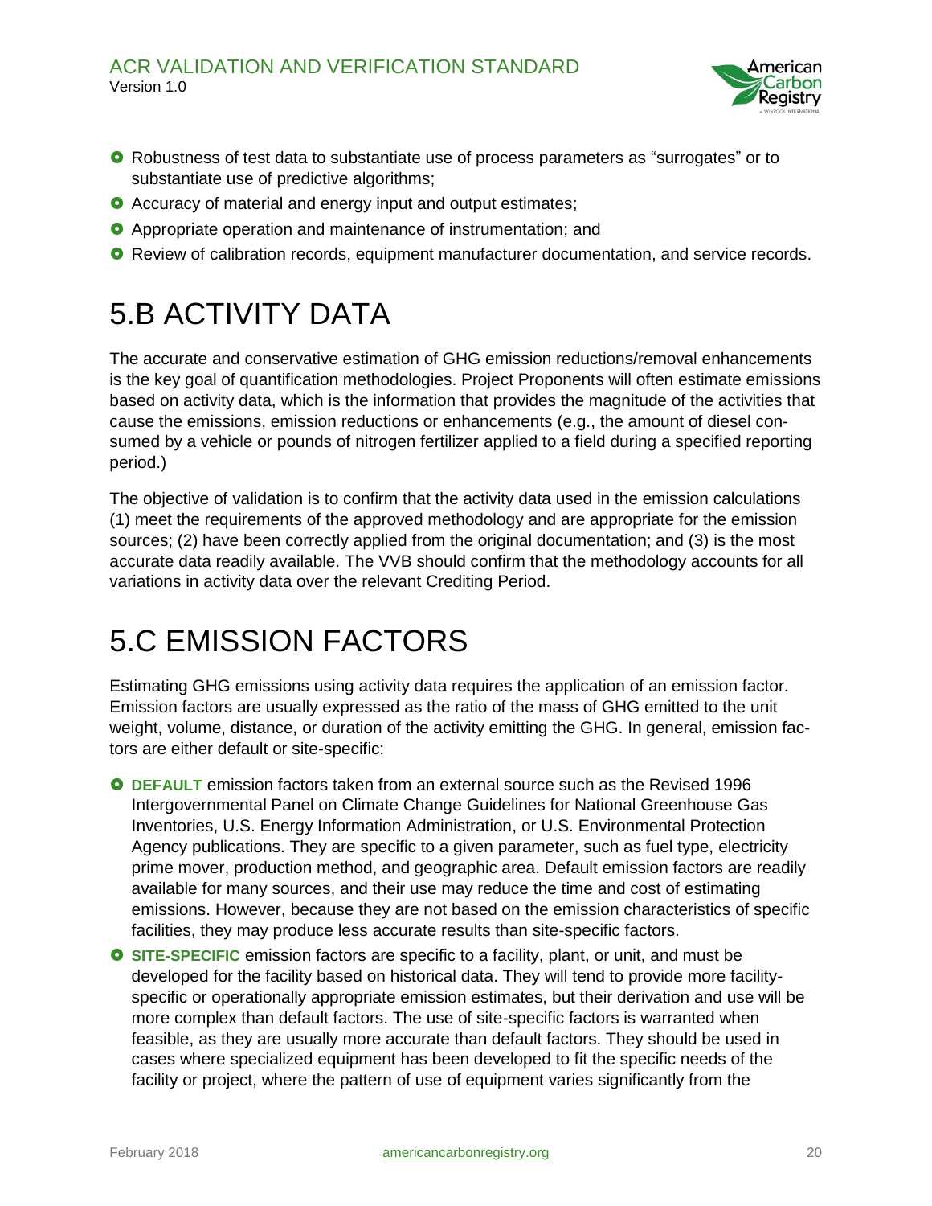- Robustness of test data to substantiate use of process parameters as "surrogates" or to substantiate use of predictive algorithms;
- Accuracy of material and energy input and output estimates;
- Appropriate operation and maintenance of instrumentation; and
- Review of calibration records, equipment manufacturer documentation, and service records.

# 5.B ACTIVITY DATA

The accurate and conservative estimation of GHG emission reductions/removal enhancements is the key goal of quantification methodologies. Project Proponents will often estimate emissions based on activity data, which is the information that provides the magnitude of the activities that cause the emissions, emission reductions or enhancements (e.g., the amount of diesel consumed by a vehicle or pounds of nitrogen fertilizer applied to a field during a specified reporting period.)

The objective of validation is to confirm that the activity data used in the emission calculations (1) meet the requirements of the approved methodology and are appropriate for the emission sources; (2) have been correctly applied from the original documentation; and (3) is the most accurate data readily available. The VVB should confirm that the methodology accounts for all variations in activity data over the relevant Crediting Period.

# 5.C EMISSION FACTORS

Estimating GHG emissions using activity data requires the application of an emission factor. Emission factors are usually expressed as the ratio of the mass of GHG emitted to the unit weight, volume, distance, or duration of the activity emitting the GHG. In general, emission factors are either default or site-specific:

- **DEFAULT** emission factors taken from an external source such as the Revised 1996 Intergovernmental Panel on Climate Change Guidelines for National Greenhouse Gas Inventories, U.S. Energy Information Administration, or U.S. Environmental Protection Agency publications. They are specific to a given parameter, such as fuel type, electricity prime mover, production method, and geographic area. Default emission factors are readily available for many sources, and their use may reduce the time and cost of estimating emissions. However, because they are not based on the emission characteristics of specific facilities, they may produce less accurate results than site-specific factors.
- **SITE-SPECIFIC** emission factors are specific to a facility, plant, or unit, and must be developed for the facility based on historical data. They will tend to provide more facility-specific or operationally appropriate emission estimates, but their derivation and use will be more complex than default factors. The use of site-specific factors is warranted when feasible, as they are usually more accurate than default factors. They should be used in cases where specialized equipment has been developed to fit the specific needs of the facility or project, where the pattern of use of equipment varies significantly from the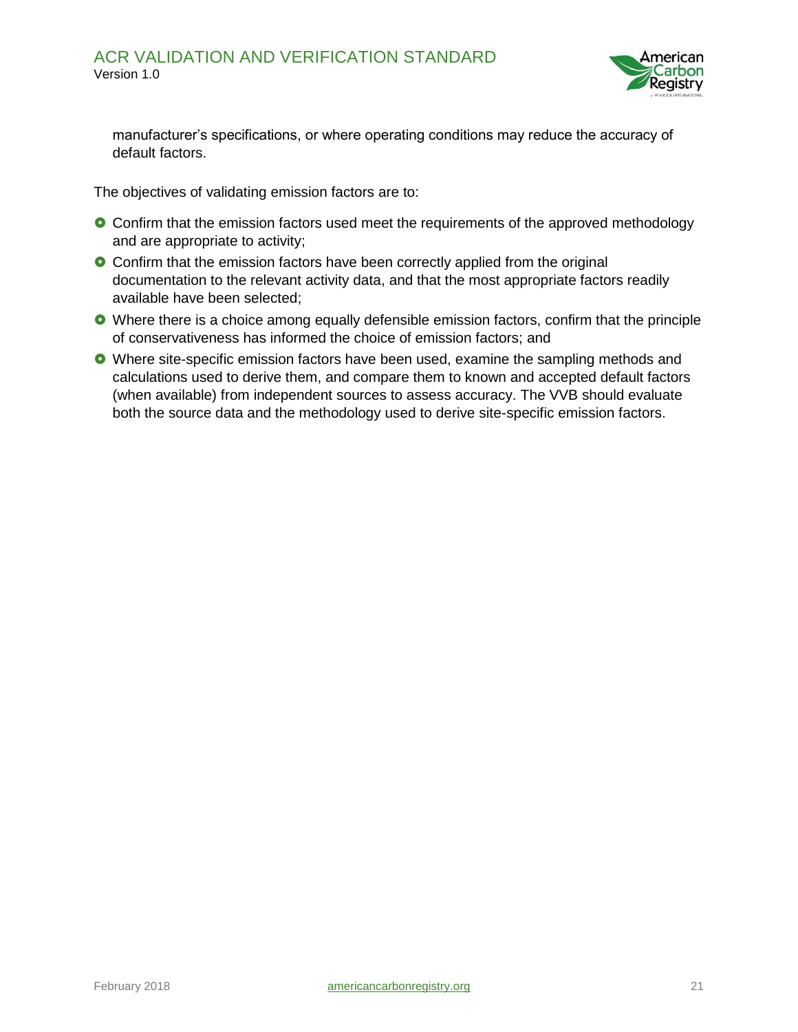manufacturer's specifications, or where operating conditions may reduce the accuracy of default factors.

The objectives of validating emission factors are to:

- Confirm that the emission factors used meet the requirements of the approved methodology and are appropriate to activity;
- Confirm that the emission factors have been correctly applied from the original documentation to the relevant activity data, and that the most appropriate factors readily available have been selected;
- Where there is a choice among equally defensible emission factors, confirm that the principle of conservativeness has informed the choice of emission factors; and
- Where site-specific emission factors have been used, examine the sampling methods and calculations used to derive them, and compare them to known and accepted default factors (when available) from independent sources to assess accuracy. The VVB should evaluate both the source data and the methodology used to derive site-specific emission factors.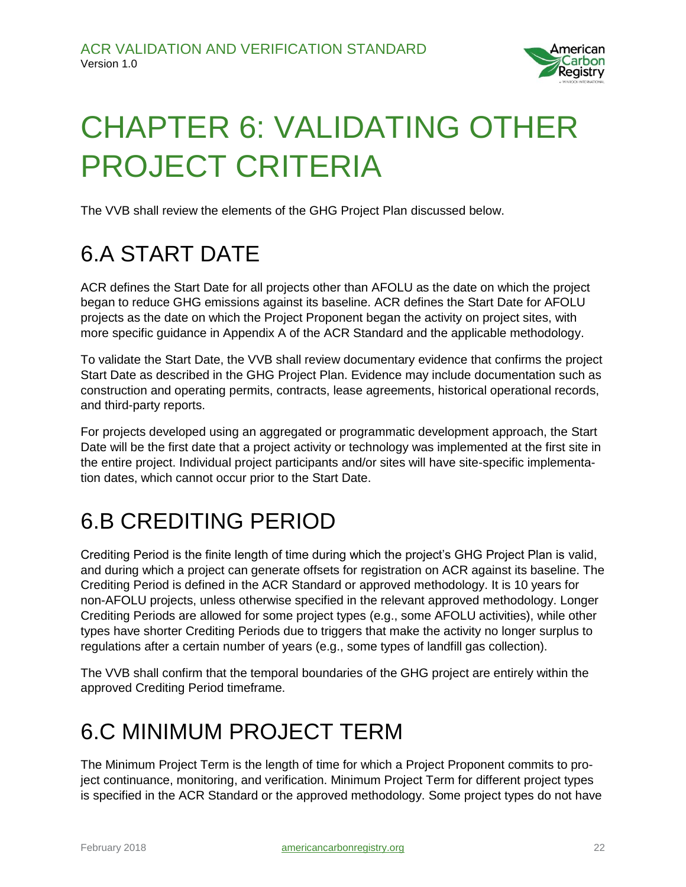# CHAPTER 6: VALIDATING OTHER PROJECT CRITERIA

The VVB shall review the elements of the GHG Project Plan discussed below.

## 6.A START DATE

ACR defines the Start Date for all projects other than AFOLU as the date on which the project began to reduce GHG emissions against its baseline. ACR defines the Start Date for AFOLU projects as the date on which the Project Proponent began the activity on project sites, with more specific guidance in Appendix A of the ACR Standard and the applicable methodology.

To validate the Start Date, the VVB shall review documentary evidence that confirms the project Start Date as described in the GHG Project Plan. Evidence may include documentation such as construction and operating permits, contracts, lease agreements, historical operational records, and third-party reports.

For projects developed using an aggregated or programmatic development approach, the Start Date will be the first date that a project activity or technology was implemented at the first site in the entire project. Individual project participants and/or sites will have site-specific implementation dates, which cannot occur prior to the Start Date.

## 6.B CREDITING PERIOD

Crediting Period is the finite length of time during which the project's GHG Project Plan is valid, and during which a project can generate offsets for registration on ACR against its baseline. The Crediting Period is defined in the ACR Standard or approved methodology. It is 10 years for non-AFOLU projects, unless otherwise specified in the relevant approved methodology. Longer Crediting Periods are allowed for some project types (e.g., some AFOLU activities), while other types have shorter Crediting Periods due to triggers that make the activity no longer surplus to regulations after a certain number of years (e.g., some types of landfill gas collection).

The VVB shall confirm that the temporal boundaries of the GHG project are entirely within the approved Crediting Period timeframe.

## 6.C MINIMUM PROJECT TERM

The Minimum Project Term is the length of time for which a Project Proponent commits to project continuance, monitoring, and verification. Minimum Project Term for different project types is specified in the ACR Standard or the approved methodology. Some project types do not have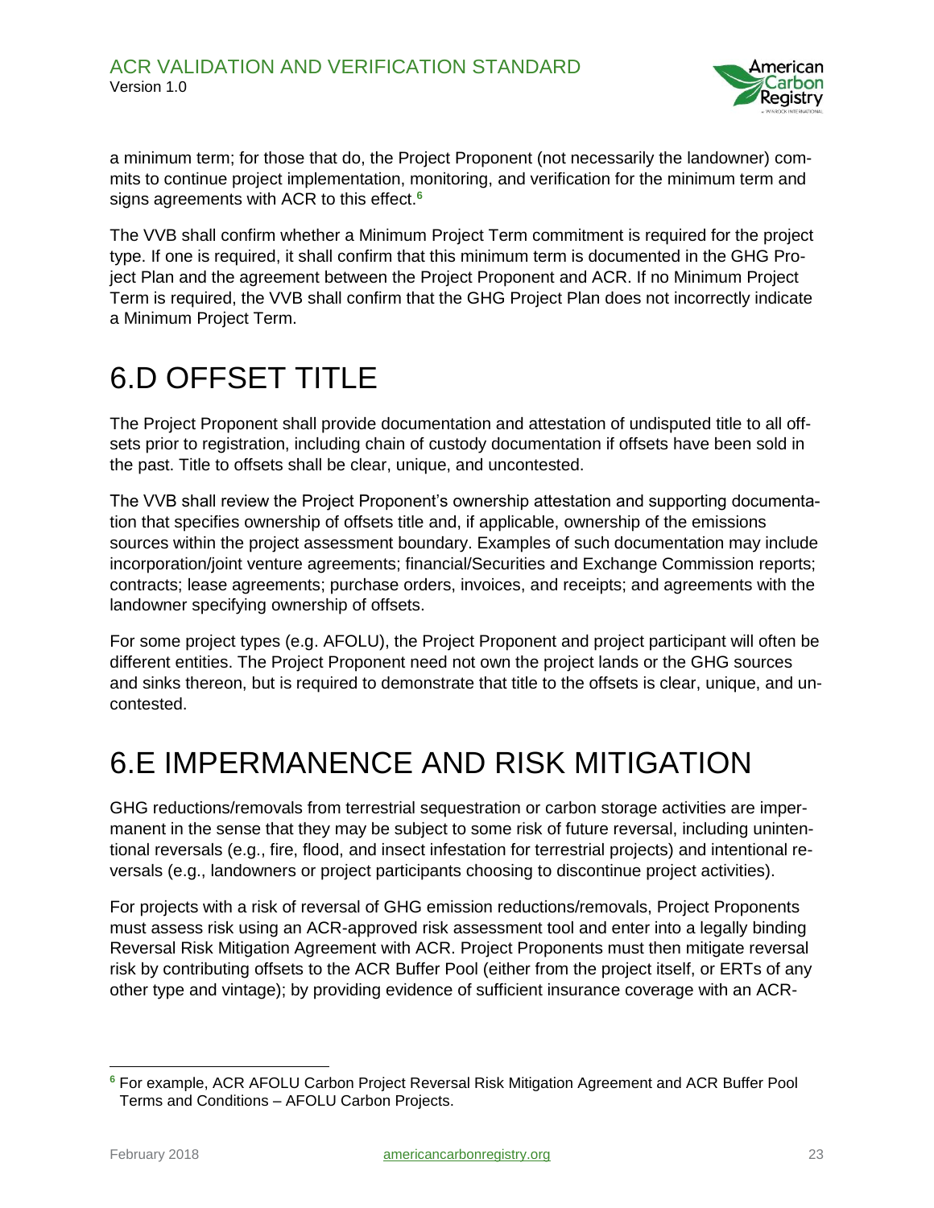a minimum term; for those that do, the Project Proponent (not necessarily the landowner) commits to continue project implementation, monitoring, and verification for the minimum term and signs agreements with ACR to this effect.[6]

The VVB shall confirm whether a Minimum Project Term commitment is required for the project type. If one is required, it shall confirm that this minimum term is documented in the GHG Project Plan and the agreement between the Project Proponent and ACR. If no Minimum Project Term is required, the VVB shall confirm that the GHG Project Plan does not incorrectly indicate a Minimum Project Term.

# 6.D OFFSET TITLE

The Project Proponent shall provide documentation and attestation of undisputed title to all offsets prior to registration, including chain of custody documentation if offsets have been sold in the past. Title to offsets shall be clear, unique, and uncontested.

The VVB shall review the Project Proponent's ownership attestation and supporting documentation that specifies ownership of offsets title and, if applicable, ownership of the emissions sources within the project assessment boundary. Examples of such documentation may include incorporation/joint venture agreements; financial/Securities and Exchange Commission reports; contracts; lease agreements; purchase orders, invoices, and receipts; and agreements with the landowner specifying ownership of offsets.

For some project types (e.g. AFOLU), the Project Proponent and project participant will often be different entities. The Project Proponent need not own the project lands or the GHG sources and sinks thereon, but is required to demonstrate that title to the offsets is clear, unique, and uncontested.

# 6.E IMPERMANENCE AND RISK MITIGATION

GHG reductions/removals from terrestrial sequestration or carbon storage activities are impermanent in the sense that they may be subject to some risk of future reversal, including unintentional reversals (e.g., fire, flood, and insect infestation for terrestrial projects) and intentional reversals (e.g., landowners or project participants choosing to discontinue project activities).

For projects with a risk of reversal of GHG emission reductions/removals, Project Proponents must assess risk using an ACR-approved risk assessment tool and enter into a legally binding Reversal Risk Mitigation Agreement with ACR. Project Proponents must then mitigate reversal risk by contributing offsets to the ACR Buffer Pool (either from the project itself, or ERTs of any other type and vintage); by providing evidence of sufficient insurance coverage with an ACR-

[6] For example, ACR AFOLU Carbon Project Reversal Risk Mitigation Agreement and ACR Buffer Pool Terms and Conditions – AFOLU Carbon Projects.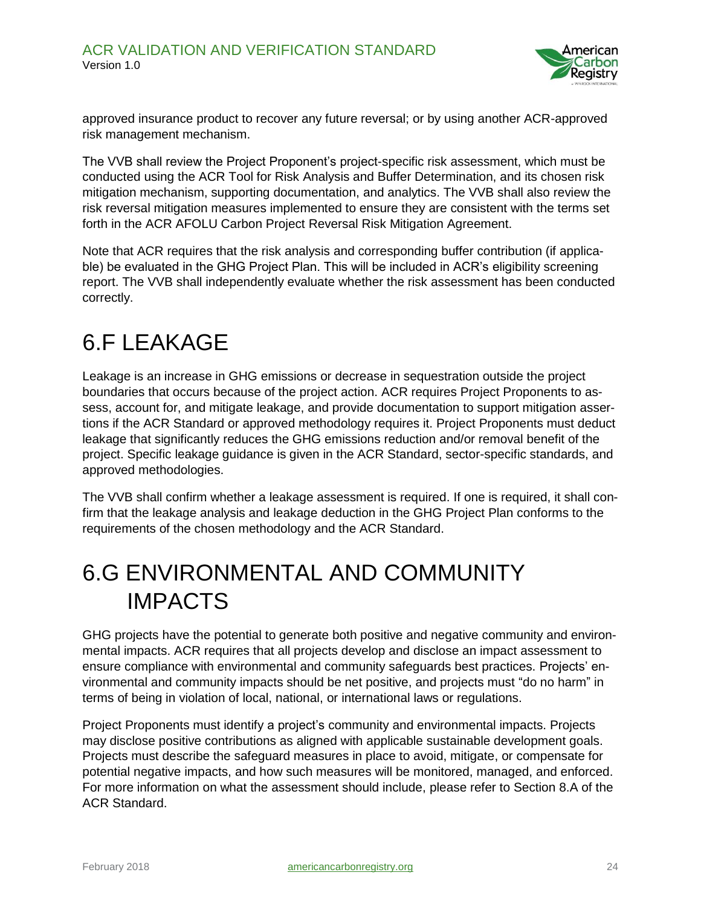approved insurance product to recover any future reversal; or by using another ACR-approved risk management mechanism.

The VVB shall review the Project Proponent's project-specific risk assessment, which must be conducted using the ACR Tool for Risk Analysis and Buffer Determination, and its chosen risk mitigation mechanism, supporting documentation, and analytics. The VVB shall also review the risk reversal mitigation measures implemented to ensure they are consistent with the terms set forth in the ACR AFOLU Carbon Project Reversal Risk Mitigation Agreement.

Note that ACR requires that the risk analysis and corresponding buffer contribution (if applicable) be evaluated in the GHG Project Plan. This will be included in ACR's eligibility screening report. The VVB shall independently evaluate whether the risk assessment has been conducted correctly.

# 6.F LEAKAGE

Leakage is an increase in GHG emissions or decrease in sequestration outside the project boundaries that occurs because of the project action. ACR requires Project Proponents to assess, account for, and mitigate leakage, and provide documentation to support mitigation assertions if the ACR Standard or approved methodology requires it. Project Proponents must deduct leakage that significantly reduces the GHG emissions reduction and/or removal benefit of the project. Specific leakage guidance is given in the ACR Standard, sector-specific standards, and approved methodologies.

The VVB shall confirm whether a leakage assessment is required. If one is required, it shall confirm that the leakage analysis and leakage deduction in the GHG Project Plan conforms to the requirements of the chosen methodology and the ACR Standard.

# 6.G ENVIRONMENTAL AND COMMUNITY IMPACTS

GHG projects have the potential to generate both positive and negative community and environmental impacts. ACR requires that all projects develop and disclose an impact assessment to ensure compliance with environmental and community safeguards best practices. Projects' environmental and community impacts should be net positive, and projects must "do no harm" in terms of being in violation of local, national, or international laws or regulations.

Project Proponents must identify a project's community and environmental impacts. Projects may disclose positive contributions as aligned with applicable sustainable development goals. Projects must describe the safeguard measures in place to avoid, mitigate, or compensate for potential negative impacts, and how such measures will be monitored, managed, and enforced. For more information on what the assessment should include, please refer to Section 8.A of the ACR Standard.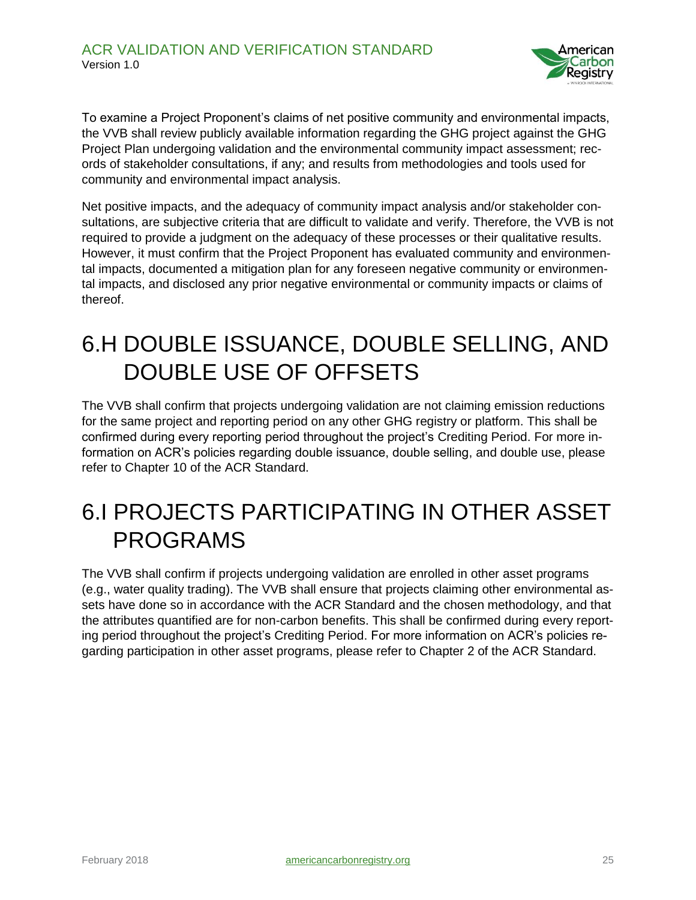To examine a Project Proponent's claims of net positive community and environmental impacts, the VVB shall review publicly available information regarding the GHG project against the GHG Project Plan undergoing validation and the environmental community impact assessment; records of stakeholder consultations, if any; and results from methodologies and tools used for community and environmental impact analysis.

Net positive impacts, and the adequacy of community impact analysis and/or stakeholder consultations, are subjective criteria that are difficult to validate and verify. Therefore, the VVB is not required to provide a judgment on the adequacy of these processes or their qualitative results. However, it must confirm that the Project Proponent has evaluated community and environmental impacts, documented a mitigation plan for any foreseen negative community or environmental impacts, and disclosed any prior negative environmental or community impacts or claims of thereof.

# 6.H DOUBLE ISSUANCE, DOUBLE SELLING, AND DOUBLE USE OF OFFSETS

The VVB shall confirm that projects undergoing validation are not claiming emission reductions for the same project and reporting period on any other GHG registry or platform. This shall be confirmed during every reporting period throughout the project's Crediting Period. For more information on ACR's policies regarding double issuance, double selling, and double use, please refer to Chapter 10 of the ACR Standard.

# 6.I PROJECTS PARTICIPATING IN OTHER ASSET PROGRAMS

The VVB shall confirm if projects undergoing validation are enrolled in other asset programs (e.g., water quality trading). The VVB shall ensure that projects claiming other environmental assets have done so in accordance with the ACR Standard and the chosen methodology, and that the attributes quantified are for non-carbon benefits. This shall be confirmed during every reporting period throughout the project's Crediting Period. For more information on ACR's policies regarding participation in other asset programs, please refer to Chapter 2 of the ACR Standard.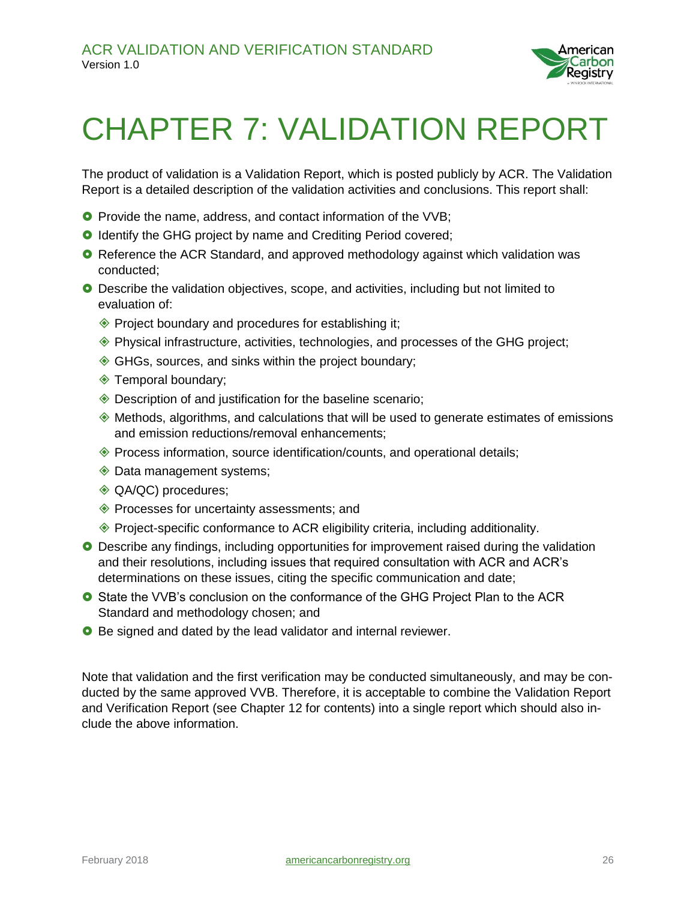# CHAPTER 7: VALIDATION REPORT

The product of validation is a Validation Report, which is posted publicly by ACR. The Validation Report is a detailed description of the validation activities and conclusions. This report shall:

- Provide the name, address, and contact information of the VVB;
- Identify the GHG project by name and Crediting Period covered;
- Reference the ACR Standard, and approved methodology against which validation was conducted;
- Describe the validation objectives, scope, and activities, including but not limited to evaluation of:
  - Project boundary and procedures for establishing it;
  - Physical infrastructure, activities, technologies, and processes of the GHG project;
  - GHGs, sources, and sinks within the project boundary;
  - Temporal boundary;
  - Description of and justification for the baseline scenario;
  - Methods, algorithms, and calculations that will be used to generate estimates of emissions and emission reductions/removal enhancements;
  - Process information, source identification/counts, and operational details;
  - Data management systems;
  - QA/QC) procedures;
  - Processes for uncertainty assessments; and
  - Project-specific conformance to ACR eligibility criteria, including additionality.
- Describe any findings, including opportunities for improvement raised during the validation and their resolutions, including issues that required consultation with ACR and ACR's determinations on these issues, citing the specific communication and date;
- State the VVB's conclusion on the conformance of the GHG Project Plan to the ACR Standard and methodology chosen; and
- Be signed and dated by the lead validator and internal reviewer.

Note that validation and the first verification may be conducted simultaneously, and may be conducted by the same approved VVB. Therefore, it is acceptable to combine the Validation Report and Verification Report (see Chapter 12 for contents) into a single report which should also include the above information.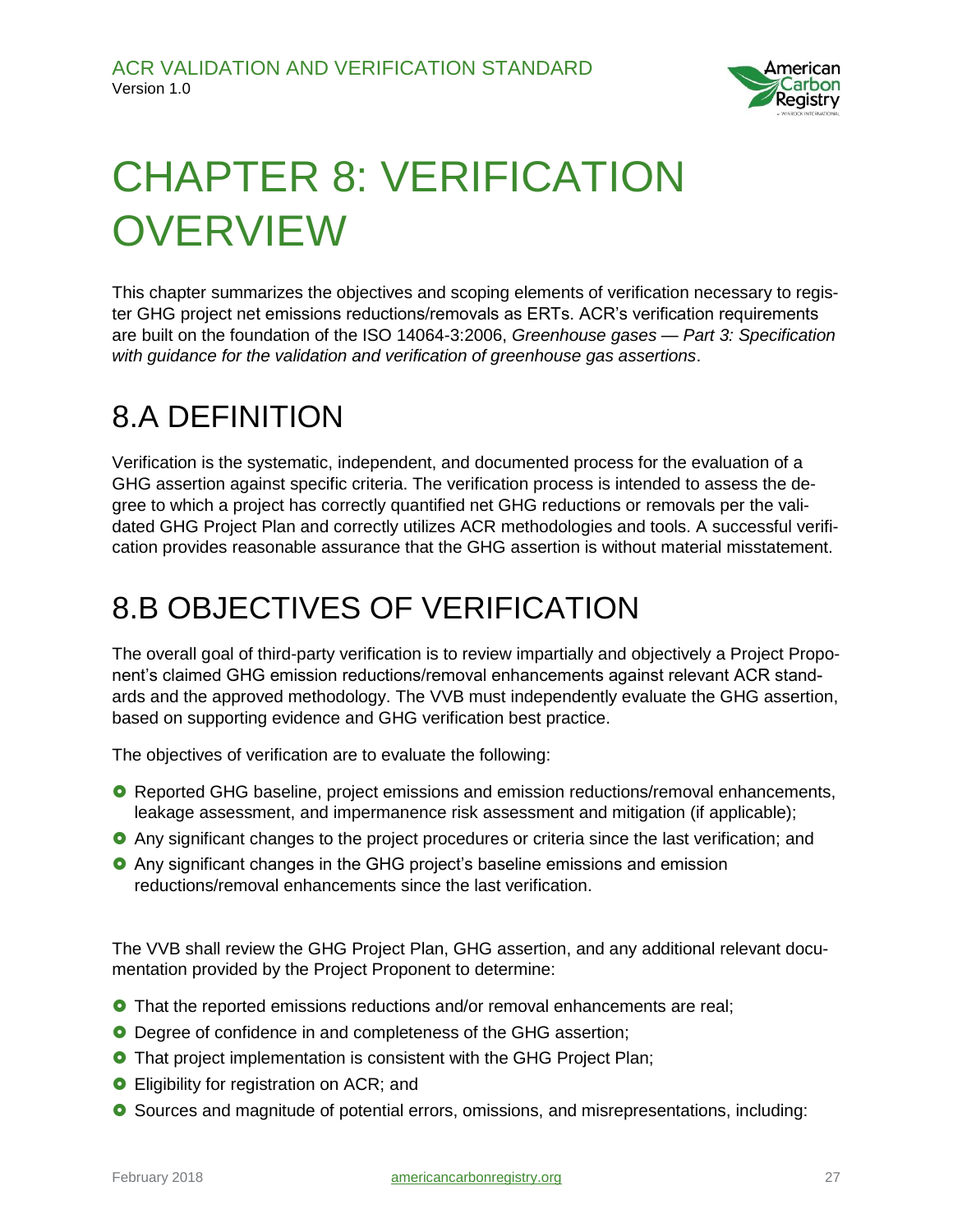# CHAPTER 8: VERIFICATION OVERVIEW

This chapter summarizes the objectives and scoping elements of verification necessary to register GHG project net emissions reductions/removals as ERTs. ACR's verification requirements are built on the foundation of the ISO 14064-3:2006, *Greenhouse gases — Part 3: Specification with guidance for the validation and verification of greenhouse gas assertions*.

## 8.A DEFINITION

Verification is the systematic, independent, and documented process for the evaluation of a GHG assertion against specific criteria. The verification process is intended to assess the degree to which a project has correctly quantified net GHG reductions or removals per the validated GHG Project Plan and correctly utilizes ACR methodologies and tools. A successful verification provides reasonable assurance that the GHG assertion is without material misstatement.

## 8.B OBJECTIVES OF VERIFICATION

The overall goal of third-party verification is to review impartially and objectively a Project Proponent's claimed GHG emission reductions/removal enhancements against relevant ACR standards and the approved methodology. The VVB must independently evaluate the GHG assertion, based on supporting evidence and GHG verification best practice.

The objectives of verification are to evaluate the following:

- Reported GHG baseline, project emissions and emission reductions/removal enhancements, leakage assessment, and impermanence risk assessment and mitigation (if applicable);
- Any significant changes to the project procedures or criteria since the last verification; and
- Any significant changes in the GHG project's baseline emissions and emission reductions/removal enhancements since the last verification.

The VVB shall review the GHG Project Plan, GHG assertion, and any additional relevant documentation provided by the Project Proponent to determine:

- That the reported emissions reductions and/or removal enhancements are real;
- Degree of confidence in and completeness of the GHG assertion;
- That project implementation is consistent with the GHG Project Plan;
- Eligibility for registration on ACR; and
- Sources and magnitude of potential errors, omissions, and misrepresentations, including: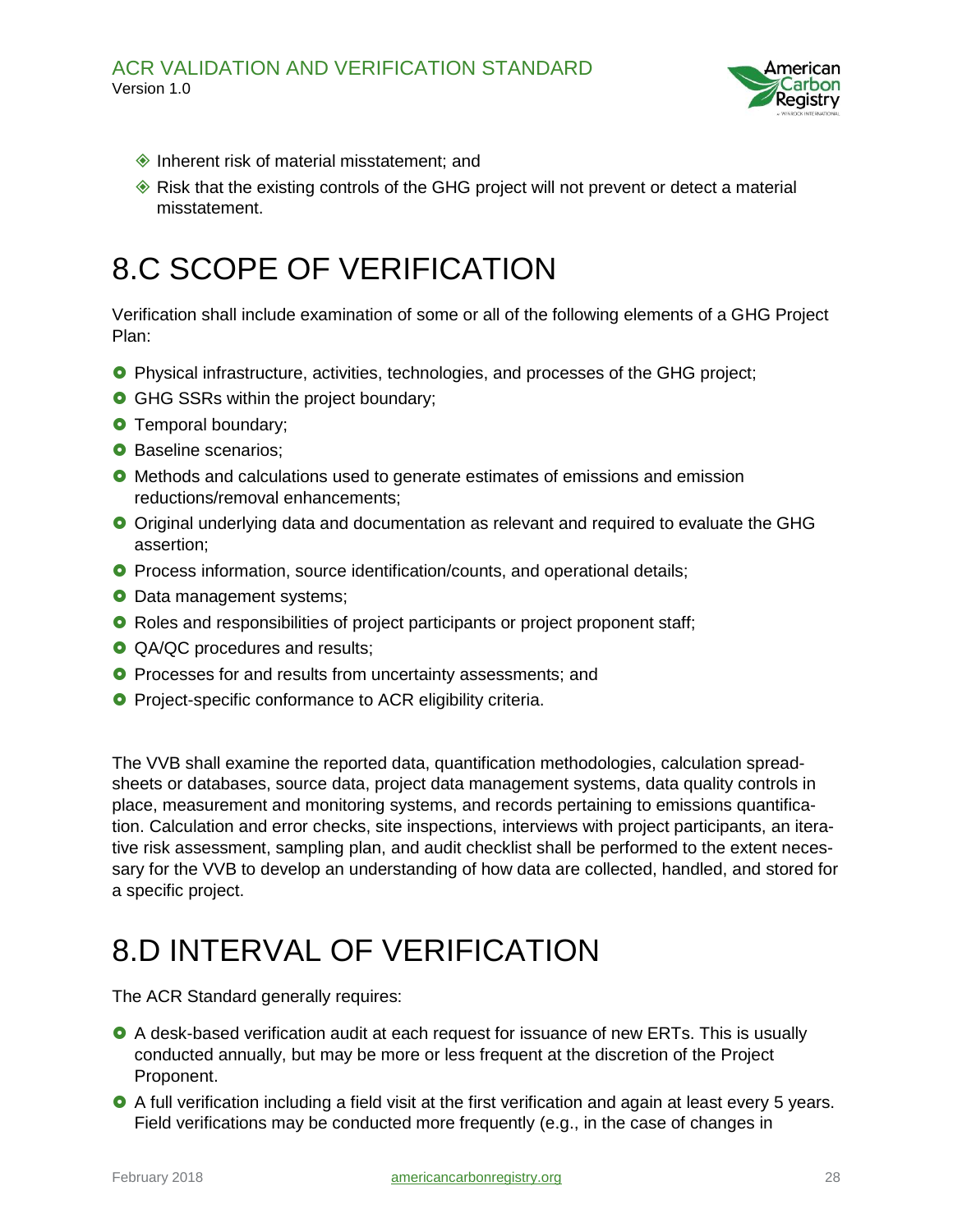- Inherent risk of material misstatement; and
- Risk that the existing controls of the GHG project will not prevent or detect a material misstatement.

# 8.C SCOPE OF VERIFICATION

Verification shall include examination of some or all of the following elements of a GHG Project Plan:

- Physical infrastructure, activities, technologies, and processes of the GHG project;
- GHG SSRs within the project boundary;
- Temporal boundary;
- Baseline scenarios;
- Methods and calculations used to generate estimates of emissions and emission reductions/removal enhancements;
- Original underlying data and documentation as relevant and required to evaluate the GHG assertion;
- Process information, source identification/counts, and operational details;
- Data management systems;
- Roles and responsibilities of project participants or project proponent staff;
- QA/QC procedures and results;
- Processes for and results from uncertainty assessments; and
- Project-specific conformance to ACR eligibility criteria.

The VVB shall examine the reported data, quantification methodologies, calculation spreadsheets or databases, source data, project data management systems, data quality controls in place, measurement and monitoring systems, and records pertaining to emissions quantification. Calculation and error checks, site inspections, interviews with project participants, an iterative risk assessment, sampling plan, and audit checklist shall be performed to the extent necessary for the VVB to develop an understanding of how data are collected, handled, and stored for a specific project.

# 8.D INTERVAL OF VERIFICATION

The ACR Standard generally requires:

- A desk-based verification audit at each request for issuance of new ERTs. This is usually conducted annually, but may be more or less frequent at the discretion of the Project Proponent.
- A full verification including a field visit at the first verification and again at least every 5 years. Field verifications may be conducted more frequently (e.g., in the case of changes in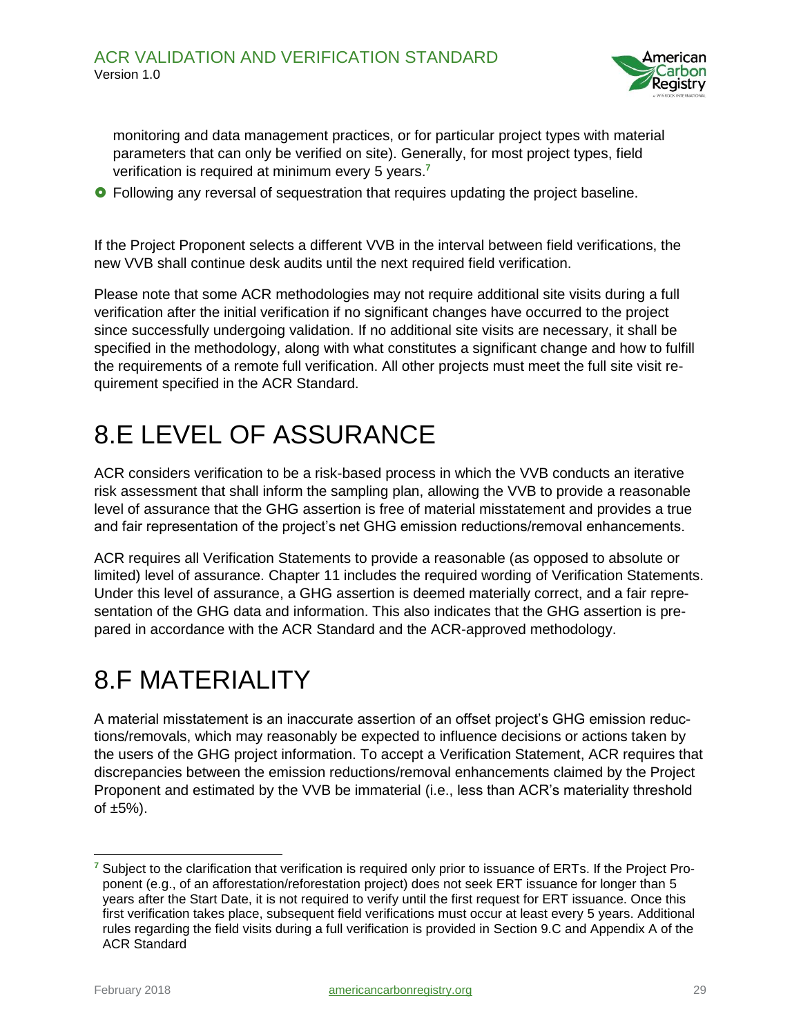monitoring and data management practices, or for particular project types with material parameters that can only be verified on site). Generally, for most project types, field verification is required at minimum every 5 years.[7]

- Following any reversal of sequestration that requires updating the project baseline.

If the Project Proponent selects a different VVB in the interval between field verifications, the new VVB shall continue desk audits until the next required field verification.

Please note that some ACR methodologies may not require additional site visits during a full verification after the initial verification if no significant changes have occurred to the project since successfully undergoing validation. If no additional site visits are necessary, it shall be specified in the methodology, along with what constitutes a significant change and how to fulfill the requirements of a remote full verification. All other projects must meet the full site visit requirement specified in the ACR Standard.

# 8.E LEVEL OF ASSURANCE

ACR considers verification to be a risk-based process in which the VVB conducts an iterative risk assessment that shall inform the sampling plan, allowing the VVB to provide a reasonable level of assurance that the GHG assertion is free of material misstatement and provides a true and fair representation of the project's net GHG emission reductions/removal enhancements.

ACR requires all Verification Statements to provide a reasonable (as opposed to absolute or limited) level of assurance. Chapter 11 includes the required wording of Verification Statements. Under this level of assurance, a GHG assertion is deemed materially correct, and a fair representation of the GHG data and information. This also indicates that the GHG assertion is prepared in accordance with the ACR Standard and the ACR-approved methodology.

# 8.F MATERIALITY

A material misstatement is an inaccurate assertion of an offset project's GHG emission reductions/removals, which may reasonably be expected to influence decisions or actions taken by the users of the GHG project information. To accept a Verification Statement, ACR requires that discrepancies between the emission reductions/removal enhancements claimed by the Project Proponent and estimated by the VVB be immaterial (i.e., less than ACR's materiality threshold of ±5%).

---

[7] Subject to the clarification that verification is required only prior to issuance of ERTs. If the Project Proponent (e.g., of an afforestation/reforestation project) does not seek ERT issuance for longer than 5 years after the Start Date, it is not required to verify until the first request for ERT issuance. Once this first verification takes place, subsequent field verifications must occur at least every 5 years. Additional rules regarding the field visits during a full verification is provided in Section 9.C and Appendix A of the ACR Standard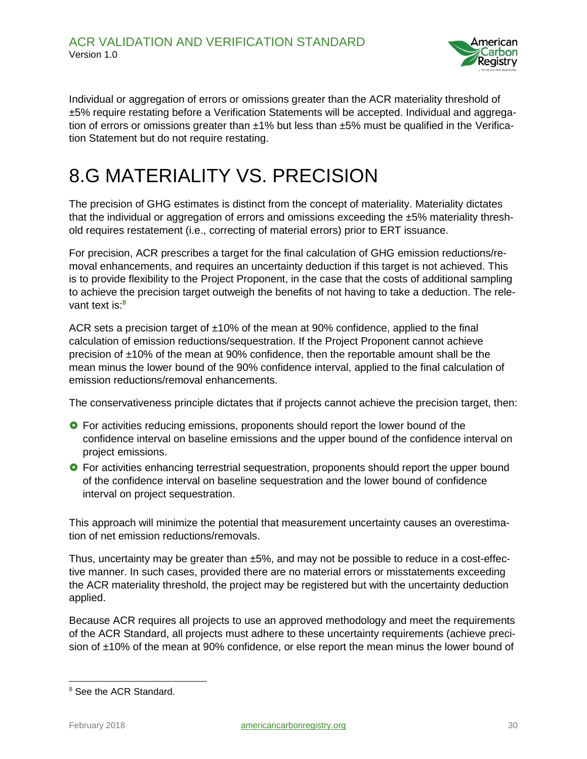Individual or aggregation of errors or omissions greater than the ACR materiality threshold of ±5% require restating before a Verification Statements will be accepted. Individual and aggregation of errors or omissions greater than ±1% but less than ±5% must be qualified in the Verification Statement but do not require restating.

# 8.G MATERIALITY VS. PRECISION

The precision of GHG estimates is distinct from the concept of materiality. Materiality dictates that the individual or aggregation of errors and omissions exceeding the ±5% materiality threshold requires restatement (i.e., correcting of material errors) prior to ERT issuance.

For precision, ACR prescribes a target for the final calculation of GHG emission reductions/removal enhancements, and requires an uncertainty deduction if this target is not achieved. This is to provide flexibility to the Project Proponent, in the case that the costs of additional sampling to achieve the precision target outweigh the benefits of not having to take a deduction. The relevant text is:[8]

ACR sets a precision target of ±10% of the mean at 90% confidence, applied to the final calculation of emission reductions/sequestration. If the Project Proponent cannot achieve precision of ±10% of the mean at 90% confidence, then the reportable amount shall be the mean minus the lower bound of the 90% confidence interval, applied to the final calculation of emission reductions/removal enhancements.

The conservativeness principle dictates that if projects cannot achieve the precision target, then:

- For activities reducing emissions, proponents should report the lower bound of the confidence interval on baseline emissions and the upper bound of the confidence interval on project emissions.
- For activities enhancing terrestrial sequestration, proponents should report the upper bound of the confidence interval on baseline sequestration and the lower bound of confidence interval on project sequestration.

This approach will minimize the potential that measurement uncertainty causes an overestimation of net emission reductions/removals.

Thus, uncertainty may be greater than ±5%, and may not be possible to reduce in a cost-effective manner. In such cases, provided there are no material errors or misstatements exceeding the ACR materiality threshold, the project may be registered but with the uncertainty deduction applied.

Because ACR requires all projects to use an approved methodology and meet the requirements of the ACR Standard, all projects must adhere to these uncertainty requirements (achieve precision of ±10% of the mean at 90% confidence, or else report the mean minus the lower bound of

[8] See the ACR Standard.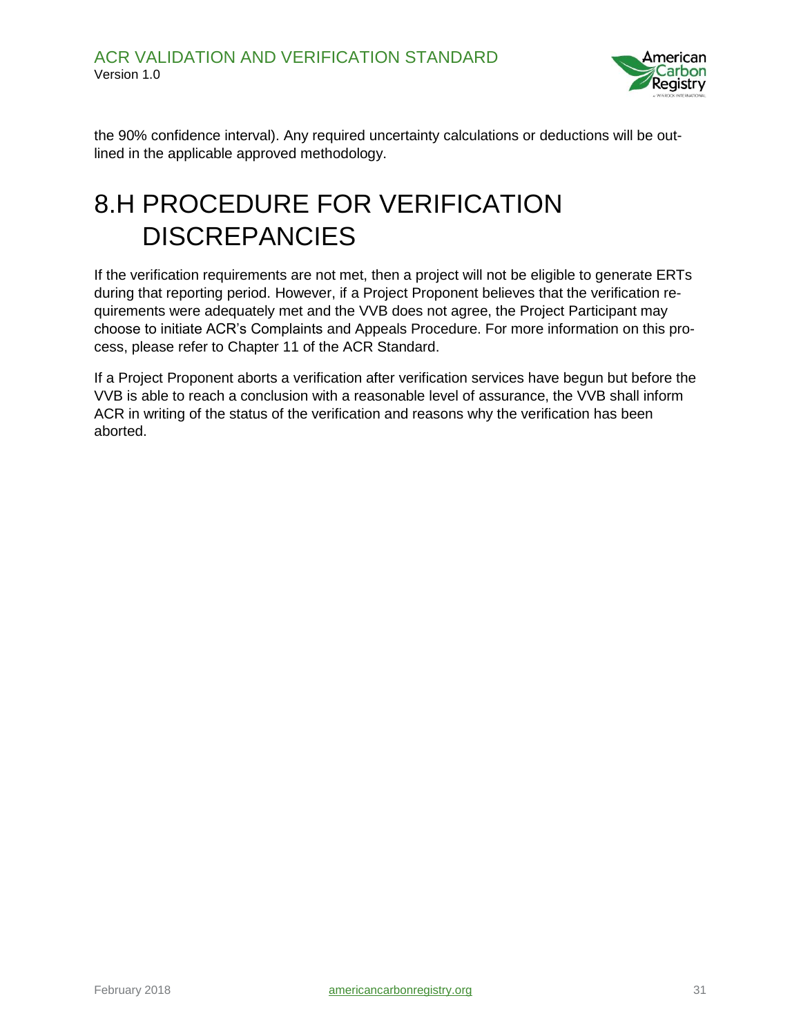the 90% confidence interval). Any required uncertainty calculations or deductions will be outlined in the applicable approved methodology.

# 8.H PROCEDURE FOR VERIFICATION DISCREPANCIES

If the verification requirements are not met, then a project will not be eligible to generate ERTs during that reporting period. However, if a Project Proponent believes that the verification requirements were adequately met and the VVB does not agree, the Project Participant may choose to initiate ACR's Complaints and Appeals Procedure. For more information on this process, please refer to Chapter 11 of the ACR Standard.

If a Project Proponent aborts a verification after verification services have begun but before the VVB is able to reach a conclusion with a reasonable level of assurance, the VVB shall inform ACR in writing of the status of the verification and reasons why the verification has been aborted.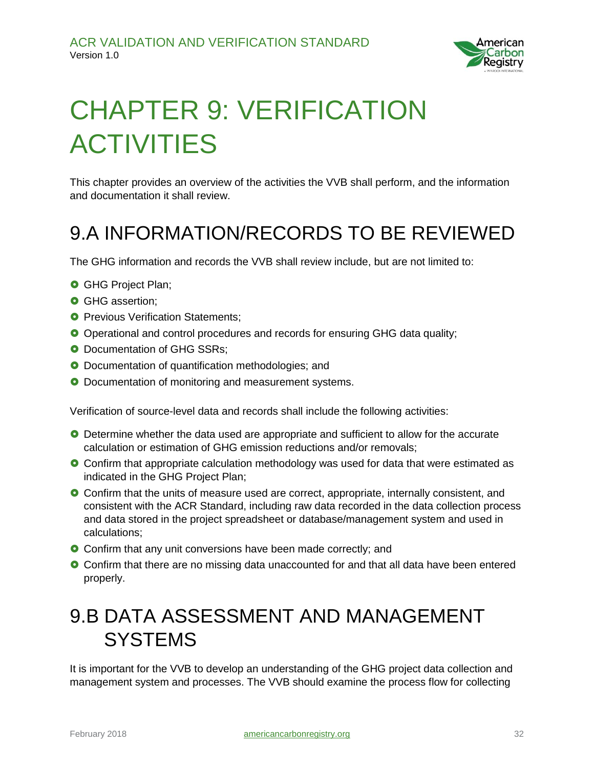# CHAPTER 9: VERIFICATION ACTIVITIES

This chapter provides an overview of the activities the VVB shall perform, and the information and documentation it shall review.

## 9.A INFORMATION/RECORDS TO BE REVIEWED

The GHG information and records the VVB shall review include, but are not limited to:

- GHG Project Plan;
- GHG assertion;
- Previous Verification Statements;
- Operational and control procedures and records for ensuring GHG data quality;
- Documentation of GHG SSRs;
- Documentation of quantification methodologies; and
- Documentation of monitoring and measurement systems.

Verification of source-level data and records shall include the following activities:

- Determine whether the data used are appropriate and sufficient to allow for the accurate calculation or estimation of GHG emission reductions and/or removals;
- Confirm that appropriate calculation methodology was used for data that were estimated as indicated in the GHG Project Plan;
- Confirm that the units of measure used are correct, appropriate, internally consistent, and consistent with the ACR Standard, including raw data recorded in the data collection process and data stored in the project spreadsheet or database/management system and used in calculations;
- Confirm that any unit conversions have been made correctly; and
- Confirm that there are no missing data unaccounted for and that all data have been entered properly.

## 9.B DATA ASSESSMENT AND MANAGEMENT SYSTEMS

It is important for the VVB to develop an understanding of the GHG project data collection and management system and processes. The VVB should examine the process flow for collecting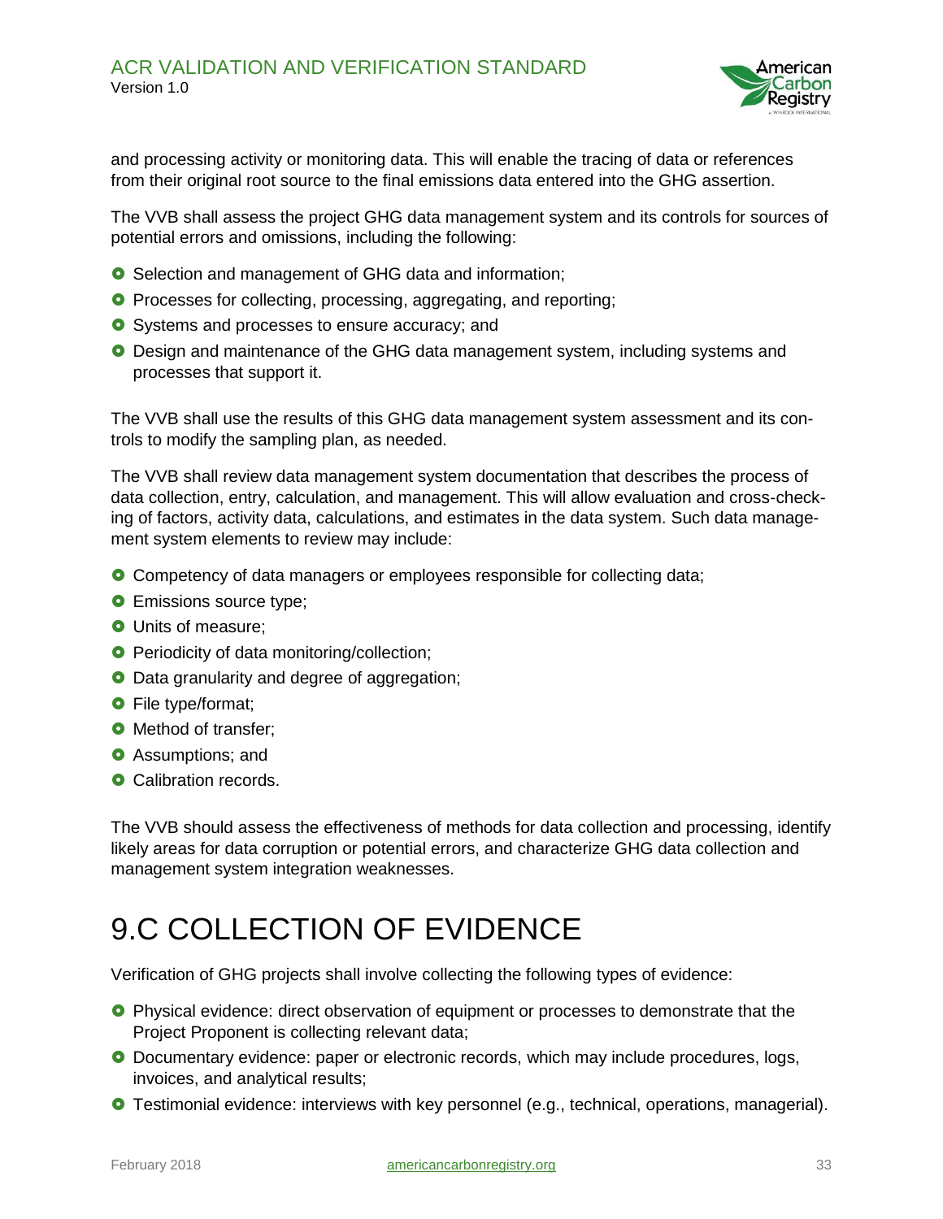and processing activity or monitoring data. This will enable the tracing of data or references from their original root source to the final emissions data entered into the GHG assertion.

The VVB shall assess the project GHG data management system and its controls for sources of potential errors and omissions, including the following:

- Selection and management of GHG data and information;
- Processes for collecting, processing, aggregating, and reporting;
- Systems and processes to ensure accuracy; and
- Design and maintenance of the GHG data management system, including systems and processes that support it.

The VVB shall use the results of this GHG data management system assessment and its controls to modify the sampling plan, as needed.

The VVB shall review data management system documentation that describes the process of data collection, entry, calculation, and management. This will allow evaluation and cross-checking of factors, activity data, calculations, and estimates in the data system. Such data management system elements to review may include:

- Competency of data managers or employees responsible for collecting data;
- Emissions source type;
- Units of measure;
- Periodicity of data monitoring/collection;
- Data granularity and degree of aggregation;
- File type/format;
- Method of transfer;
- Assumptions; and
- Calibration records.

The VVB should assess the effectiveness of methods for data collection and processing, identify likely areas for data corruption or potential errors, and characterize GHG data collection and management system integration weaknesses.

# 9.C COLLECTION OF EVIDENCE

Verification of GHG projects shall involve collecting the following types of evidence:

- Physical evidence: direct observation of equipment or processes to demonstrate that the Project Proponent is collecting relevant data;
- Documentary evidence: paper or electronic records, which may include procedures, logs, invoices, and analytical results;
- Testimonial evidence: interviews with key personnel (e.g., technical, operations, managerial).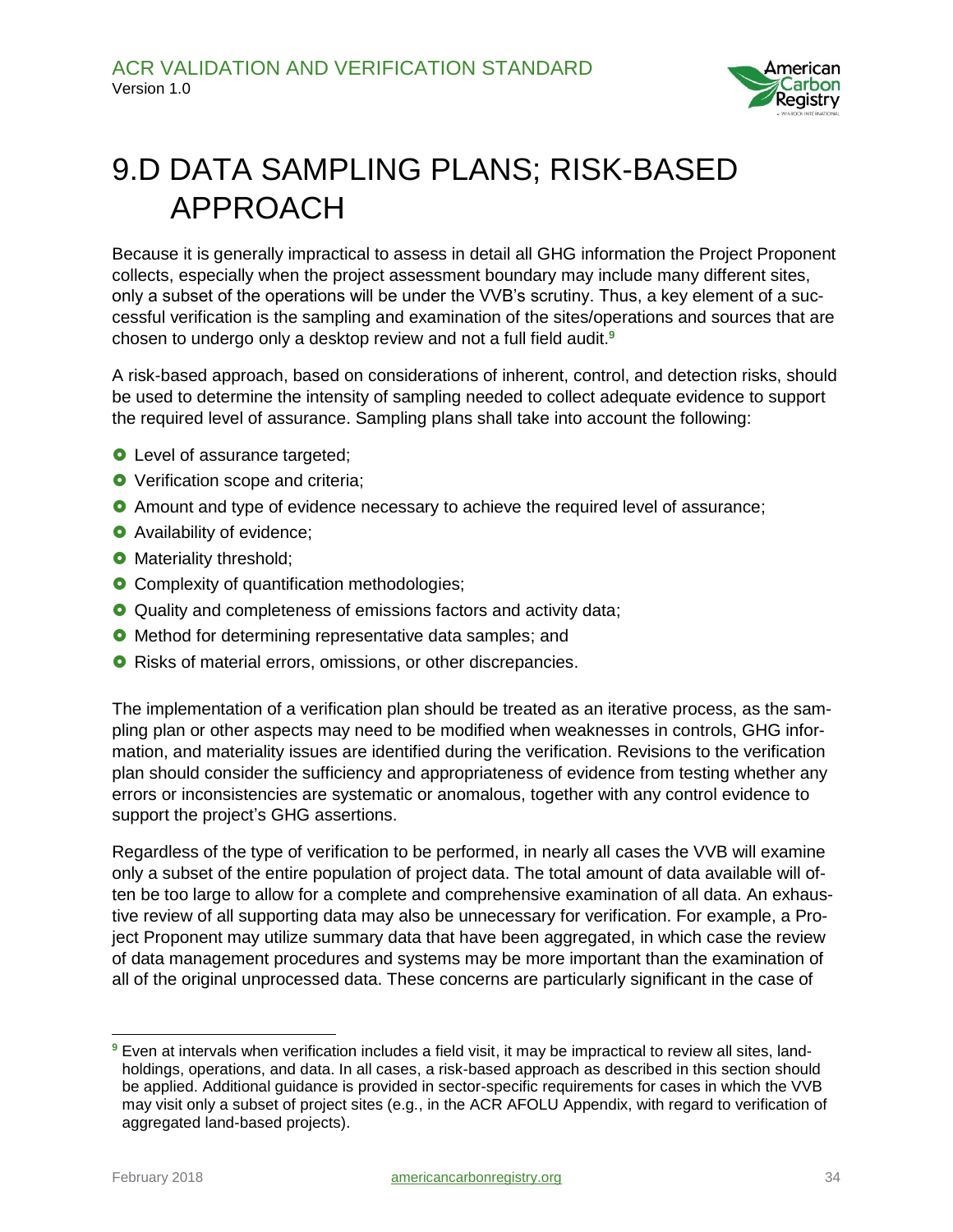# 9.D DATA SAMPLING PLANS; RISK-BASED APPROACH

Because it is generally impractical to assess in detail all GHG information the Project Proponent collects, especially when the project assessment boundary may include many different sites, only a subset of the operations will be under the VVB's scrutiny. Thus, a key element of a successful verification is the sampling and examination of the sites/operations and sources that are chosen to undergo only a desktop review and not a full field audit.[9]

A risk-based approach, based on considerations of inherent, control, and detection risks, should be used to determine the intensity of sampling needed to collect adequate evidence to support the required level of assurance. Sampling plans shall take into account the following:

- Level of assurance targeted;
- Verification scope and criteria;
- Amount and type of evidence necessary to achieve the required level of assurance;
- Availability of evidence;
- Materiality threshold;
- Complexity of quantification methodologies;
- Quality and completeness of emissions factors and activity data;
- Method for determining representative data samples; and
- Risks of material errors, omissions, or other discrepancies.

The implementation of a verification plan should be treated as an iterative process, as the sampling plan or other aspects may need to be modified when weaknesses in controls, GHG information, and materiality issues are identified during the verification. Revisions to the verification plan should consider the sufficiency and appropriateness of evidence from testing whether any errors or inconsistencies are systematic or anomalous, together with any control evidence to support the project's GHG assertions.

Regardless of the type of verification to be performed, in nearly all cases the VVB will examine only a subset of the entire population of project data. The total amount of data available will often be too large to allow for a complete and comprehensive examination of all data. An exhaustive review of all supporting data may also be unnecessary for verification. For example, a Project Proponent may utilize summary data that have been aggregated, in which case the review of data management procedures and systems may be more important than the examination of all of the original unprocessed data. These concerns are particularly significant in the case of

[9] Even at intervals when verification includes a field visit, it may be impractical to review all sites, landholdings, operations, and data. In all cases, a risk-based approach as described in this section should be applied. Additional guidance is provided in sector-specific requirements for cases in which the VVB may visit only a subset of project sites (e.g., in the ACR AFOLU Appendix, with regard to verification of aggregated land-based projects).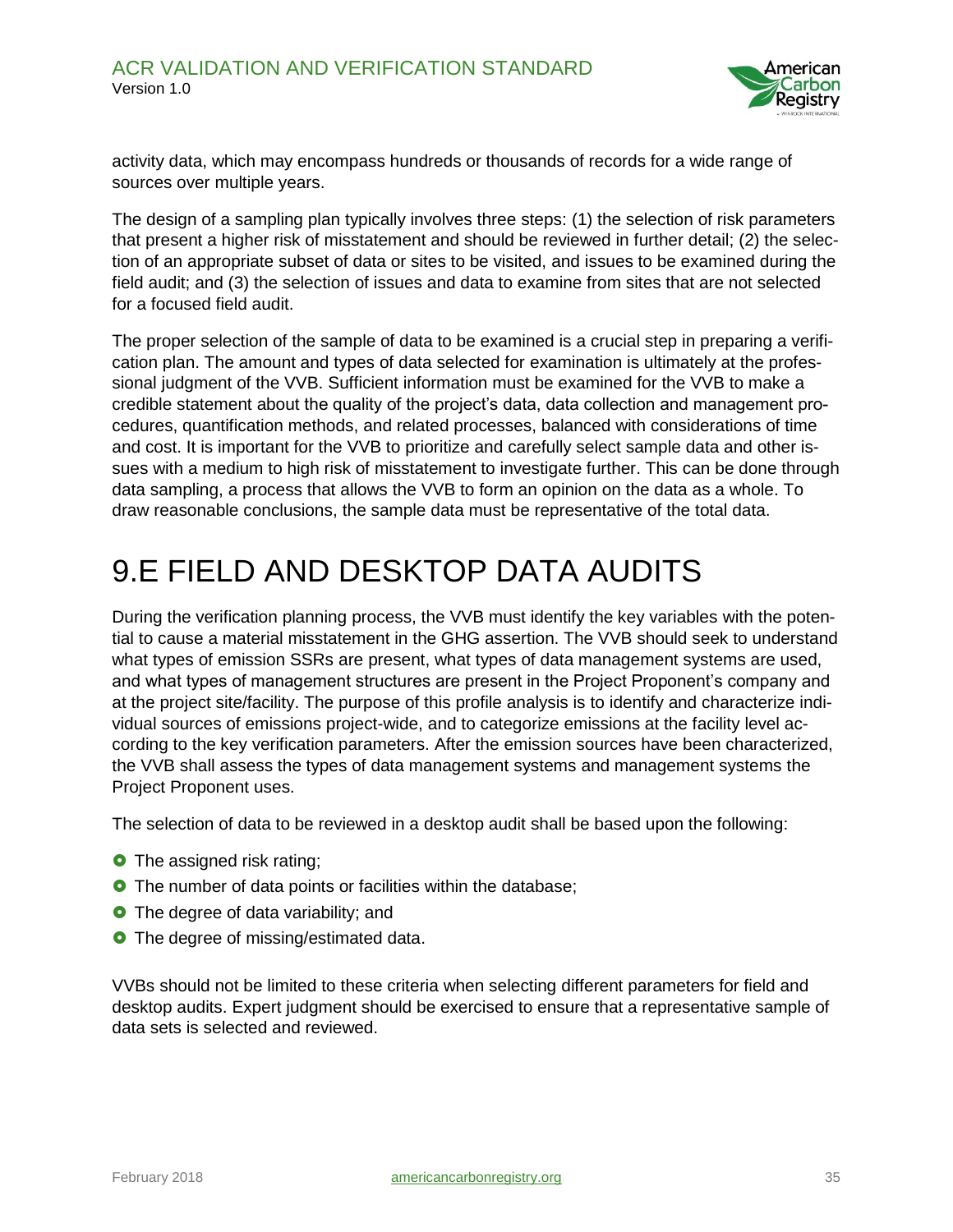activity data, which may encompass hundreds or thousands of records for a wide range of sources over multiple years.

The design of a sampling plan typically involves three steps: (1) the selection of risk parameters that present a higher risk of misstatement and should be reviewed in further detail; (2) the selection of an appropriate subset of data or sites to be visited, and issues to be examined during the field audit; and (3) the selection of issues and data to examine from sites that are not selected for a focused field audit.

The proper selection of the sample of data to be examined is a crucial step in preparing a verification plan. The amount and types of data selected for examination is ultimately at the professional judgment of the VVB. Sufficient information must be examined for the VVB to make a credible statement about the quality of the project's data, data collection and management procedures, quantification methods, and related processes, balanced with considerations of time and cost. It is important for the VVB to prioritize and carefully select sample data and other issues with a medium to high risk of misstatement to investigate further. This can be done through data sampling, a process that allows the VVB to form an opinion on the data as a whole. To draw reasonable conclusions, the sample data must be representative of the total data.

# 9.E FIELD AND DESKTOP DATA AUDITS

During the verification planning process, the VVB must identify the key variables with the potential to cause a material misstatement in the GHG assertion. The VVB should seek to understand what types of emission SSRs are present, what types of data management systems are used, and what types of management structures are present in the Project Proponent's company and at the project site/facility. The purpose of this profile analysis is to identify and characterize individual sources of emissions project-wide, and to categorize emissions at the facility level according to the key verification parameters. After the emission sources have been characterized, the VVB shall assess the types of data management systems and management systems the Project Proponent uses.

The selection of data to be reviewed in a desktop audit shall be based upon the following:

- The assigned risk rating;
- The number of data points or facilities within the database;
- The degree of data variability; and
- The degree of missing/estimated data.

VVBs should not be limited to these criteria when selecting different parameters for field and desktop audits. Expert judgment should be exercised to ensure that a representative sample of data sets is selected and reviewed.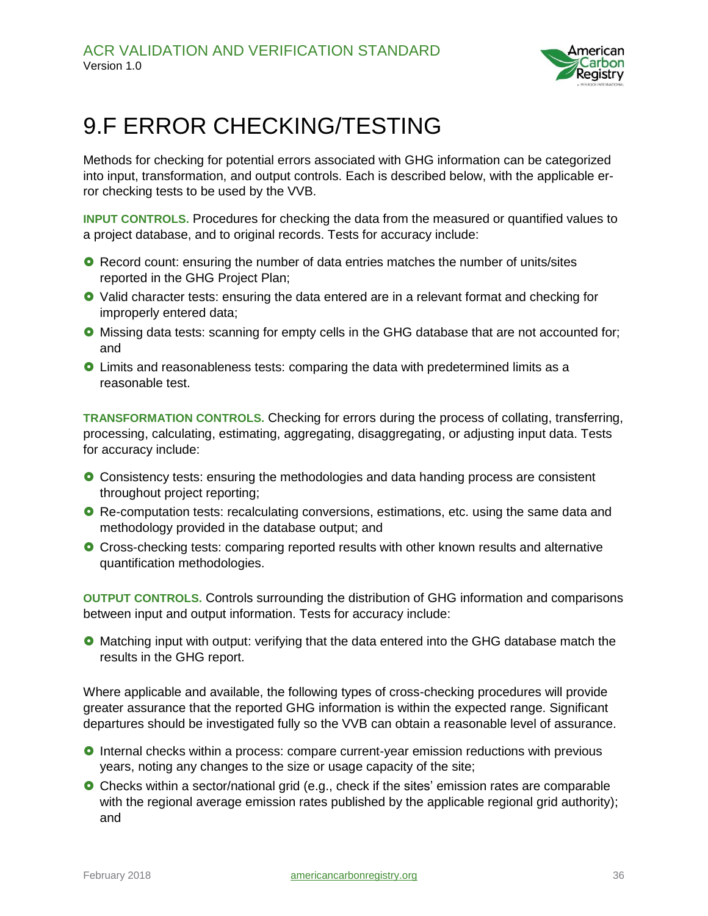# 9.F ERROR CHECKING/TESTING

Methods for checking for potential errors associated with GHG information can be categorized into input, transformation, and output controls. Each is described below, with the applicable error checking tests to be used by the VVB.

**INPUT CONTROLS.** Procedures for checking the data from the measured or quantified values to a project database, and to original records. Tests for accuracy include:

- Record count: ensuring the number of data entries matches the number of units/sites reported in the GHG Project Plan;
- Valid character tests: ensuring the data entered are in a relevant format and checking for improperly entered data;
- Missing data tests: scanning for empty cells in the GHG database that are not accounted for; and
- Limits and reasonableness tests: comparing the data with predetermined limits as a reasonable test.

**TRANSFORMATION CONTROLS.** Checking for errors during the process of collating, transferring, processing, calculating, estimating, aggregating, disaggregating, or adjusting input data. Tests for accuracy include:

- Consistency tests: ensuring the methodologies and data handing process are consistent throughout project reporting;
- Re-computation tests: recalculating conversions, estimations, etc. using the same data and methodology provided in the database output; and
- Cross-checking tests: comparing reported results with other known results and alternative quantification methodologies.

**OUTPUT CONTROLS.** Controls surrounding the distribution of GHG information and comparisons between input and output information. Tests for accuracy include:

- Matching input with output: verifying that the data entered into the GHG database match the results in the GHG report.

Where applicable and available, the following types of cross-checking procedures will provide greater assurance that the reported GHG information is within the expected range. Significant departures should be investigated fully so the VVB can obtain a reasonable level of assurance.

- Internal checks within a process: compare current-year emission reductions with previous years, noting any changes to the size or usage capacity of the site;
- Checks within a sector/national grid (e.g., check if the sites' emission rates are comparable with the regional average emission rates published by the applicable regional grid authority); and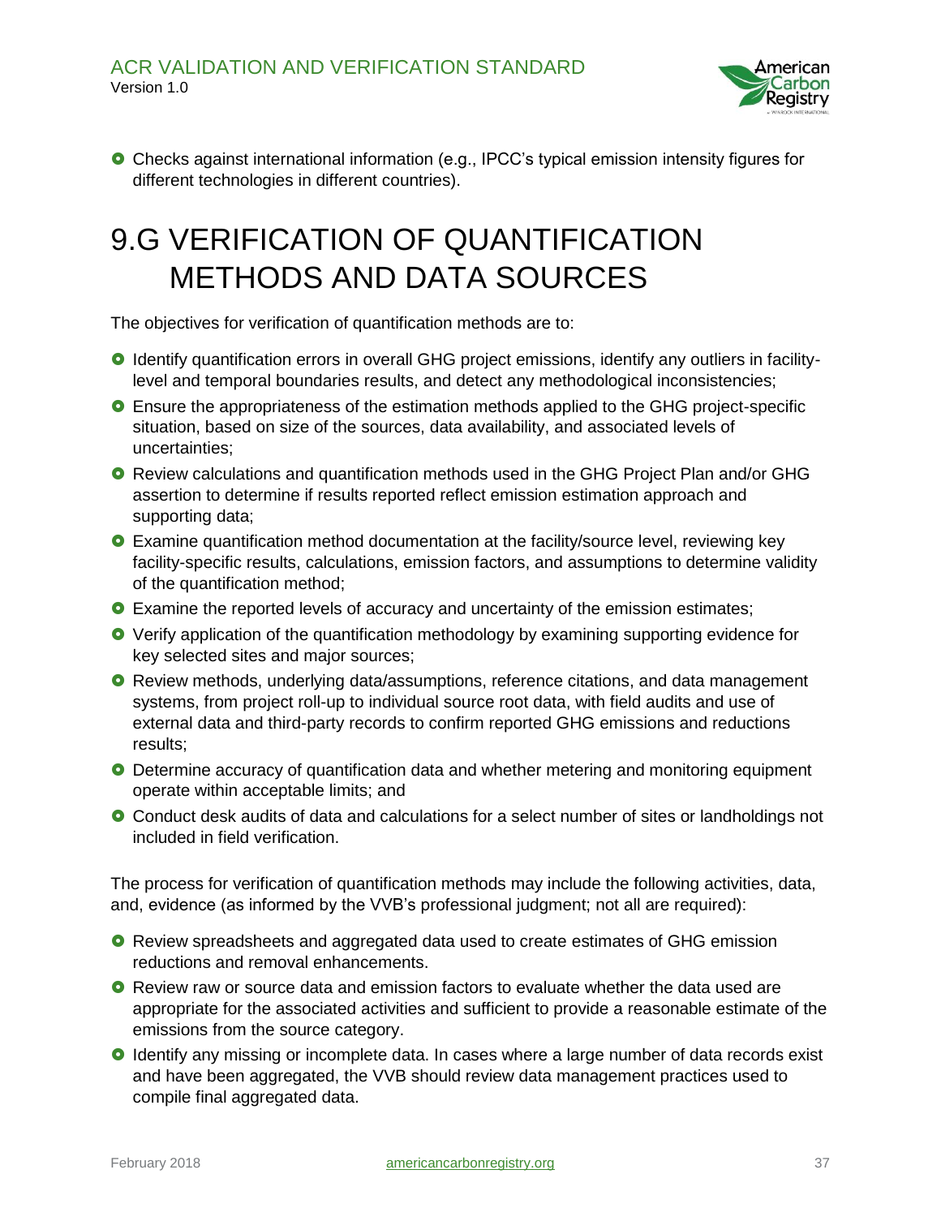- Checks against international information (e.g., IPCC's typical emission intensity figures for different technologies in different countries).

# 9.G VERIFICATION OF QUANTIFICATION METHODS AND DATA SOURCES

The objectives for verification of quantification methods are to:

- Identify quantification errors in overall GHG project emissions, identify any outliers in facility-level and temporal boundaries results, and detect any methodological inconsistencies;
- Ensure the appropriateness of the estimation methods applied to the GHG project-specific situation, based on size of the sources, data availability, and associated levels of uncertainties;
- Review calculations and quantification methods used in the GHG Project Plan and/or GHG assertion to determine if results reported reflect emission estimation approach and supporting data;
- Examine quantification method documentation at the facility/source level, reviewing key facility-specific results, calculations, emission factors, and assumptions to determine validity of the quantification method;
- Examine the reported levels of accuracy and uncertainty of the emission estimates;
- Verify application of the quantification methodology by examining supporting evidence for key selected sites and major sources;
- Review methods, underlying data/assumptions, reference citations, and data management systems, from project roll-up to individual source root data, with field audits and use of external data and third-party records to confirm reported GHG emissions and reductions results;
- Determine accuracy of quantification data and whether metering and monitoring equipment operate within acceptable limits; and
- Conduct desk audits of data and calculations for a select number of sites or landholdings not included in field verification.

The process for verification of quantification methods may include the following activities, data, and, evidence (as informed by the VVB's professional judgment; not all are required):

- Review spreadsheets and aggregated data used to create estimates of GHG emission reductions and removal enhancements.
- Review raw or source data and emission factors to evaluate whether the data used are appropriate for the associated activities and sufficient to provide a reasonable estimate of the emissions from the source category.
- Identify any missing or incomplete data. In cases where a large number of data records exist and have been aggregated, the VVB should review data management practices used to compile final aggregated data.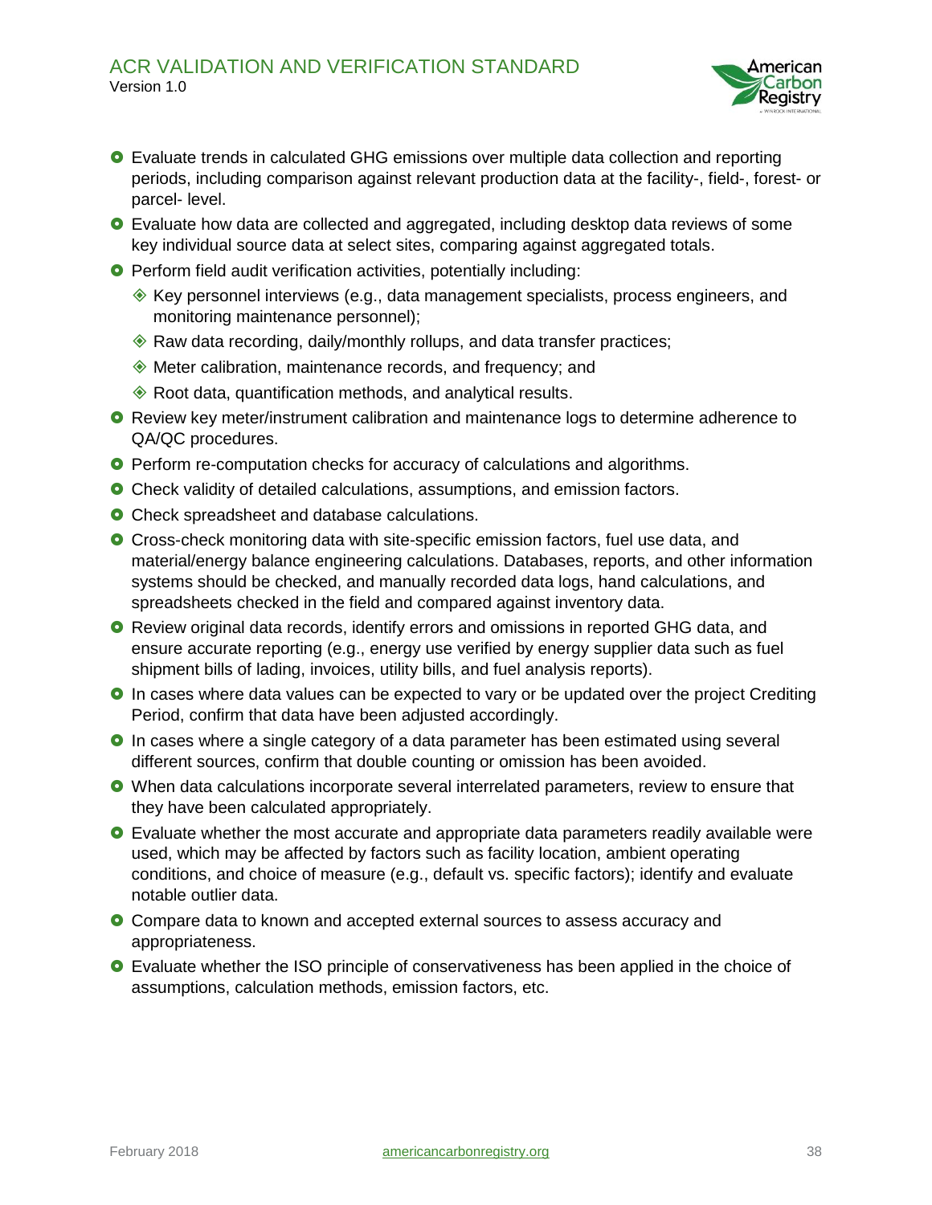- Evaluate trends in calculated GHG emissions over multiple data collection and reporting periods, including comparison against relevant production data at the facility-, field-, forest- or parcel- level.
- Evaluate how data are collected and aggregated, including desktop data reviews of some key individual source data at select sites, comparing against aggregated totals.
- Perform field audit verification activities, potentially including:
  - Key personnel interviews (e.g., data management specialists, process engineers, and monitoring maintenance personnel);
  - Raw data recording, daily/monthly rollups, and data transfer practices;
  - Meter calibration, maintenance records, and frequency; and
  - Root data, quantification methods, and analytical results.
- Review key meter/instrument calibration and maintenance logs to determine adherence to QA/QC procedures.
- Perform re-computation checks for accuracy of calculations and algorithms.
- Check validity of detailed calculations, assumptions, and emission factors.
- Check spreadsheet and database calculations.
- Cross-check monitoring data with site-specific emission factors, fuel use data, and material/energy balance engineering calculations. Databases, reports, and other information systems should be checked, and manually recorded data logs, hand calculations, and spreadsheets checked in the field and compared against inventory data.
- Review original data records, identify errors and omissions in reported GHG data, and ensure accurate reporting (e.g., energy use verified by energy supplier data such as fuel shipment bills of lading, invoices, utility bills, and fuel analysis reports).
- In cases where data values can be expected to vary or be updated over the project Crediting Period, confirm that data have been adjusted accordingly.
- In cases where a single category of a data parameter has been estimated using several different sources, confirm that double counting or omission has been avoided.
- When data calculations incorporate several interrelated parameters, review to ensure that they have been calculated appropriately.
- Evaluate whether the most accurate and appropriate data parameters readily available were used, which may be affected by factors such as facility location, ambient operating conditions, and choice of measure (e.g., default vs. specific factors); identify and evaluate notable outlier data.
- Compare data to known and accepted external sources to assess accuracy and appropriateness.
- Evaluate whether the ISO principle of conservativeness has been applied in the choice of assumptions, calculation methods, emission factors, etc.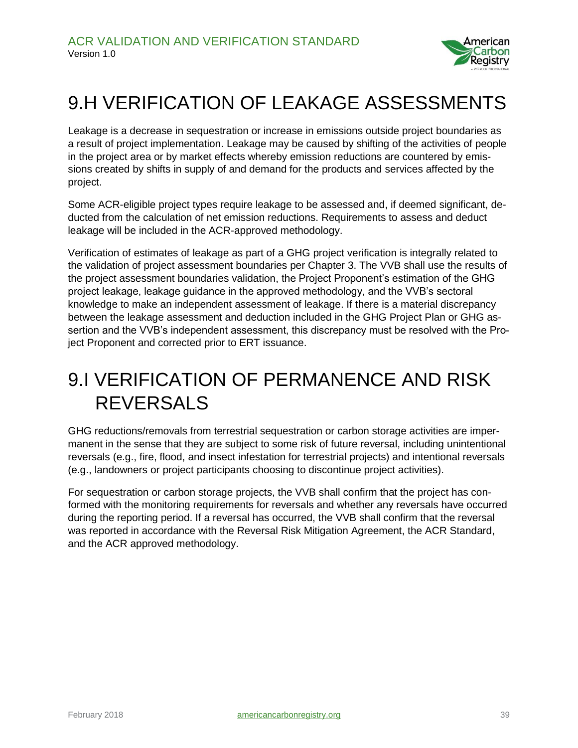# 9.H VERIFICATION OF LEAKAGE ASSESSMENTS

Leakage is a decrease in sequestration or increase in emissions outside project boundaries as a result of project implementation. Leakage may be caused by shifting of the activities of people in the project area or by market effects whereby emission reductions are countered by emissions created by shifts in supply of and demand for the products and services affected by the project.

Some ACR-eligible project types require leakage to be assessed and, if deemed significant, deducted from the calculation of net emission reductions. Requirements to assess and deduct leakage will be included in the ACR-approved methodology.

Verification of estimates of leakage as part of a GHG project verification is integrally related to the validation of project assessment boundaries per Chapter 3. The VVB shall use the results of the project assessment boundaries validation, the Project Proponent's estimation of the GHG project leakage, leakage guidance in the approved methodology, and the VVB's sectoral knowledge to make an independent assessment of leakage. If there is a material discrepancy between the leakage assessment and deduction included in the GHG Project Plan or GHG assertion and the VVB's independent assessment, this discrepancy must be resolved with the Project Proponent and corrected prior to ERT issuance.

# 9.I VERIFICATION OF PERMANENCE AND RISK REVERSALS

GHG reductions/removals from terrestrial sequestration or carbon storage activities are impermanent in the sense that they are subject to some risk of future reversal, including unintentional reversals (e.g., fire, flood, and insect infestation for terrestrial projects) and intentional reversals (e.g., landowners or project participants choosing to discontinue project activities).

For sequestration or carbon storage projects, the VVB shall confirm that the project has conformed with the monitoring requirements for reversals and whether any reversals have occurred during the reporting period. If a reversal has occurred, the VVB shall confirm that the reversal was reported in accordance with the Reversal Risk Mitigation Agreement, the ACR Standard, and the ACR approved methodology.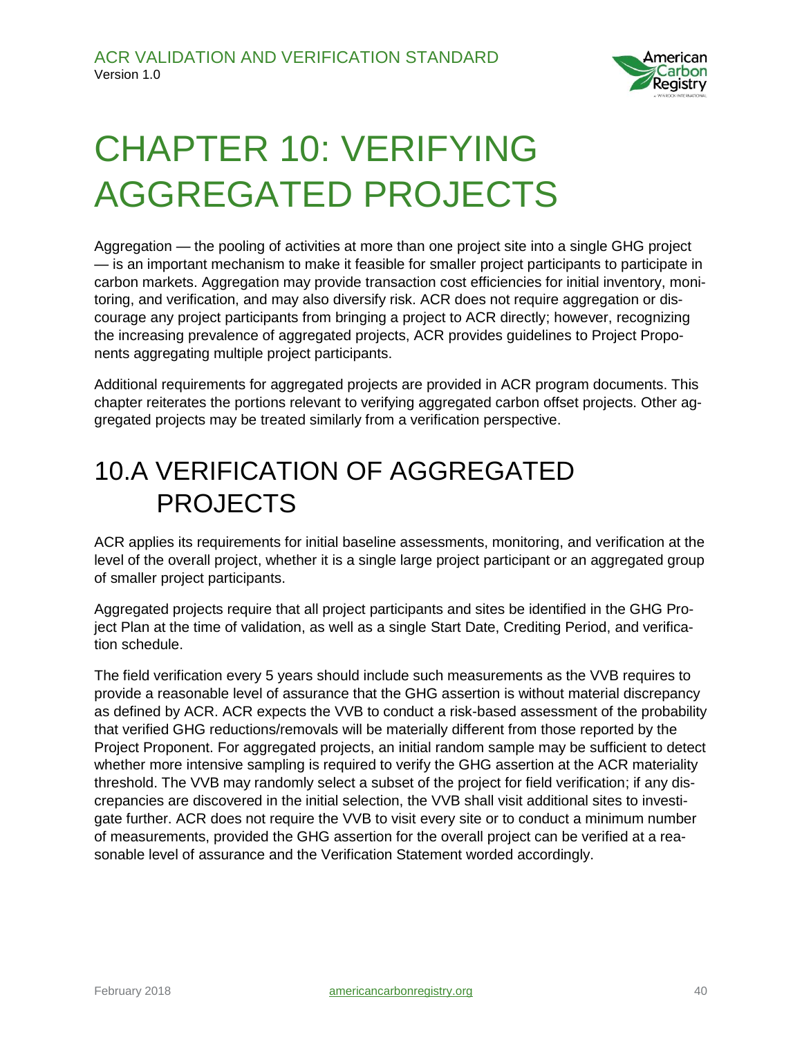# CHAPTER 10: VERIFYING AGGREGATED PROJECTS

Aggregation — the pooling of activities at more than one project site into a single GHG project — is an important mechanism to make it feasible for smaller project participants to participate in carbon markets. Aggregation may provide transaction cost efficiencies for initial inventory, monitoring, and verification, and may also diversify risk. ACR does not require aggregation or discourage any project participants from bringing a project to ACR directly; however, recognizing the increasing prevalence of aggregated projects, ACR provides guidelines to Project Proponents aggregating multiple project participants.

Additional requirements for aggregated projects are provided in ACR program documents. This chapter reiterates the portions relevant to verifying aggregated carbon offset projects. Other aggregated projects may be treated similarly from a verification perspective.

## 10.A VERIFICATION OF AGGREGATED PROJECTS

ACR applies its requirements for initial baseline assessments, monitoring, and verification at the level of the overall project, whether it is a single large project participant or an aggregated group of smaller project participants.

Aggregated projects require that all project participants and sites be identified in the GHG Project Plan at the time of validation, as well as a single Start Date, Crediting Period, and verification schedule.

The field verification every 5 years should include such measurements as the VVB requires to provide a reasonable level of assurance that the GHG assertion is without material discrepancy as defined by ACR. ACR expects the VVB to conduct a risk-based assessment of the probability that verified GHG reductions/removals will be materially different from those reported by the Project Proponent. For aggregated projects, an initial random sample may be sufficient to detect whether more intensive sampling is required to verify the GHG assertion at the ACR materiality threshold. The VVB may randomly select a subset of the project for field verification; if any discrepancies are discovered in the initial selection, the VVB shall visit additional sites to investigate further. ACR does not require the VVB to visit every site or to conduct a minimum number of measurements, provided the GHG assertion for the overall project can be verified at a reasonable level of assurance and the Verification Statement worded accordingly.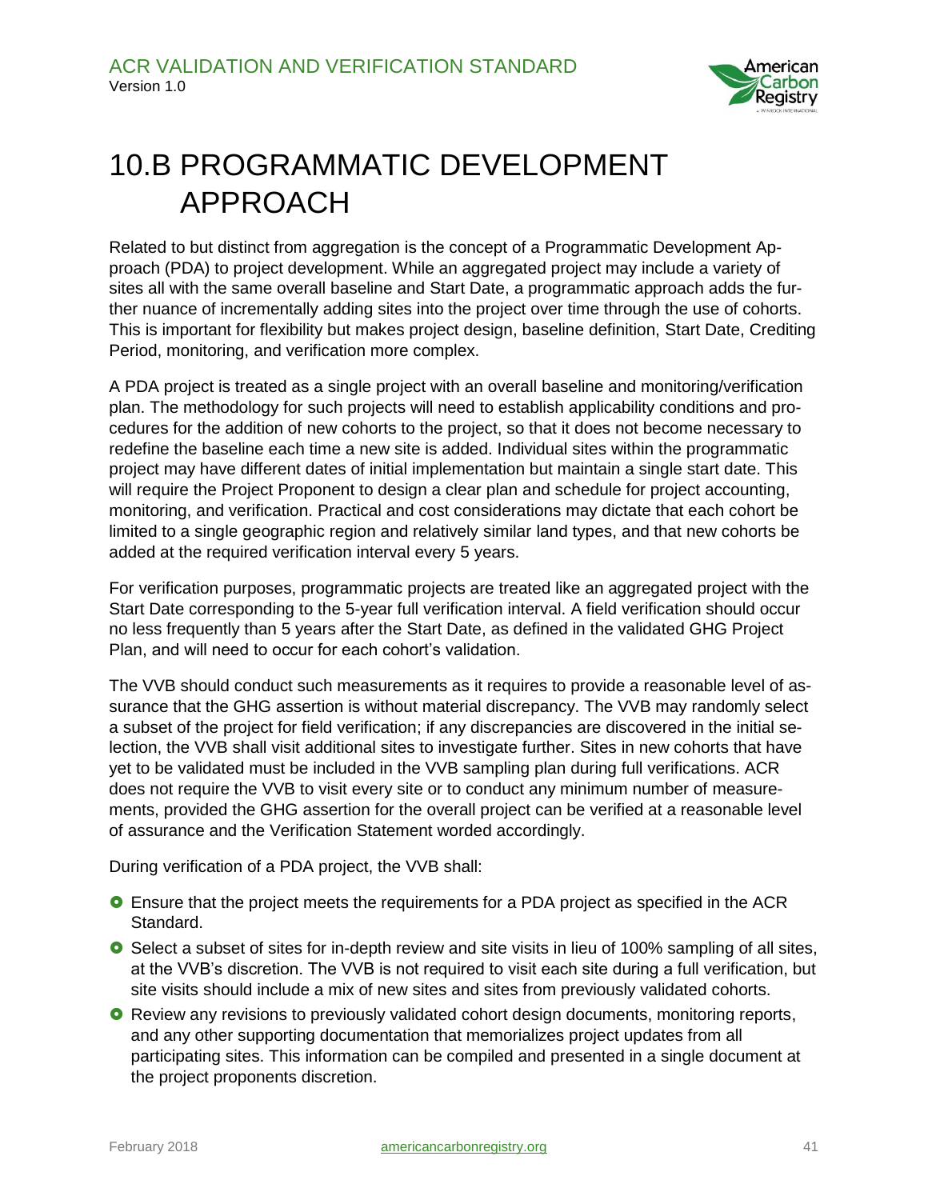# 10.B PROGRAMMATIC DEVELOPMENT APPROACH

Related to but distinct from aggregation is the concept of a Programmatic Development Approach (PDA) to project development. While an aggregated project may include a variety of sites all with the same overall baseline and Start Date, a programmatic approach adds the further nuance of incrementally adding sites into the project over time through the use of cohorts. This is important for flexibility but makes project design, baseline definition, Start Date, Crediting Period, monitoring, and verification more complex.

A PDA project is treated as a single project with an overall baseline and monitoring/verification plan. The methodology for such projects will need to establish applicability conditions and procedures for the addition of new cohorts to the project, so that it does not become necessary to redefine the baseline each time a new site is added. Individual sites within the programmatic project may have different dates of initial implementation but maintain a single start date. This will require the Project Proponent to design a clear plan and schedule for project accounting, monitoring, and verification. Practical and cost considerations may dictate that each cohort be limited to a single geographic region and relatively similar land types, and that new cohorts be added at the required verification interval every 5 years.

For verification purposes, programmatic projects are treated like an aggregated project with the Start Date corresponding to the 5-year full verification interval. A field verification should occur no less frequently than 5 years after the Start Date, as defined in the validated GHG Project Plan, and will need to occur for each cohort's validation.

The VVB should conduct such measurements as it requires to provide a reasonable level of assurance that the GHG assertion is without material discrepancy. The VVB may randomly select a subset of the project for field verification; if any discrepancies are discovered in the initial selection, the VVB shall visit additional sites to investigate further. Sites in new cohorts that have yet to be validated must be included in the VVB sampling plan during full verifications. ACR does not require the VVB to visit every site or to conduct any minimum number of measurements, provided the GHG assertion for the overall project can be verified at a reasonable level of assurance and the Verification Statement worded accordingly.

During verification of a PDA project, the VVB shall:

- Ensure that the project meets the requirements for a PDA project as specified in the ACR Standard.
- Select a subset of sites for in-depth review and site visits in lieu of 100% sampling of all sites, at the VVB's discretion. The VVB is not required to visit each site during a full verification, but site visits should include a mix of new sites and sites from previously validated cohorts.
- Review any revisions to previously validated cohort design documents, monitoring reports, and any other supporting documentation that memorializes project updates from all participating sites. This information can be compiled and presented in a single document at the project proponents discretion.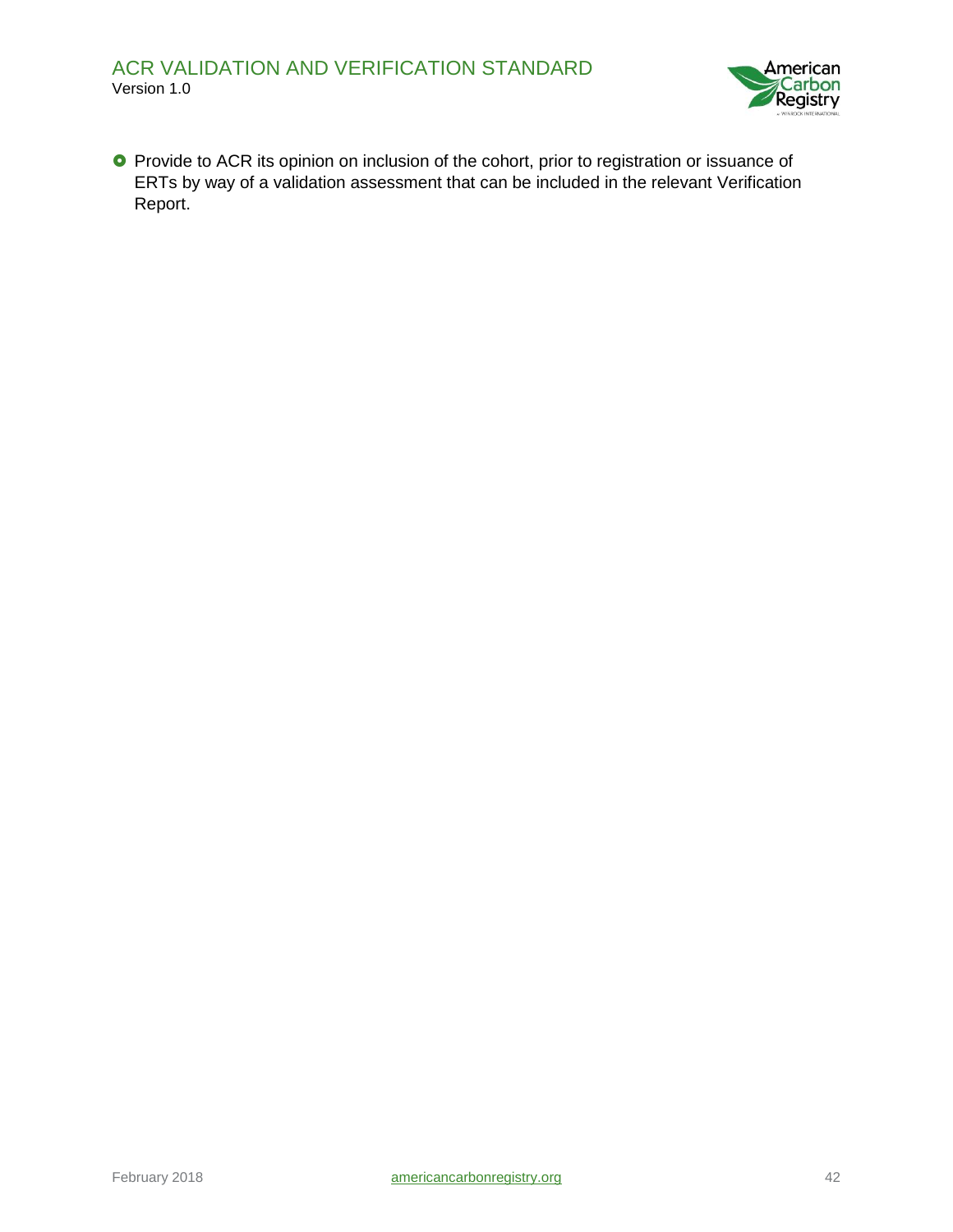- Provide to ACR its opinion on inclusion of the cohort, prior to registration or issuance of ERTs by way of a validation assessment that can be included in the relevant Verification Report.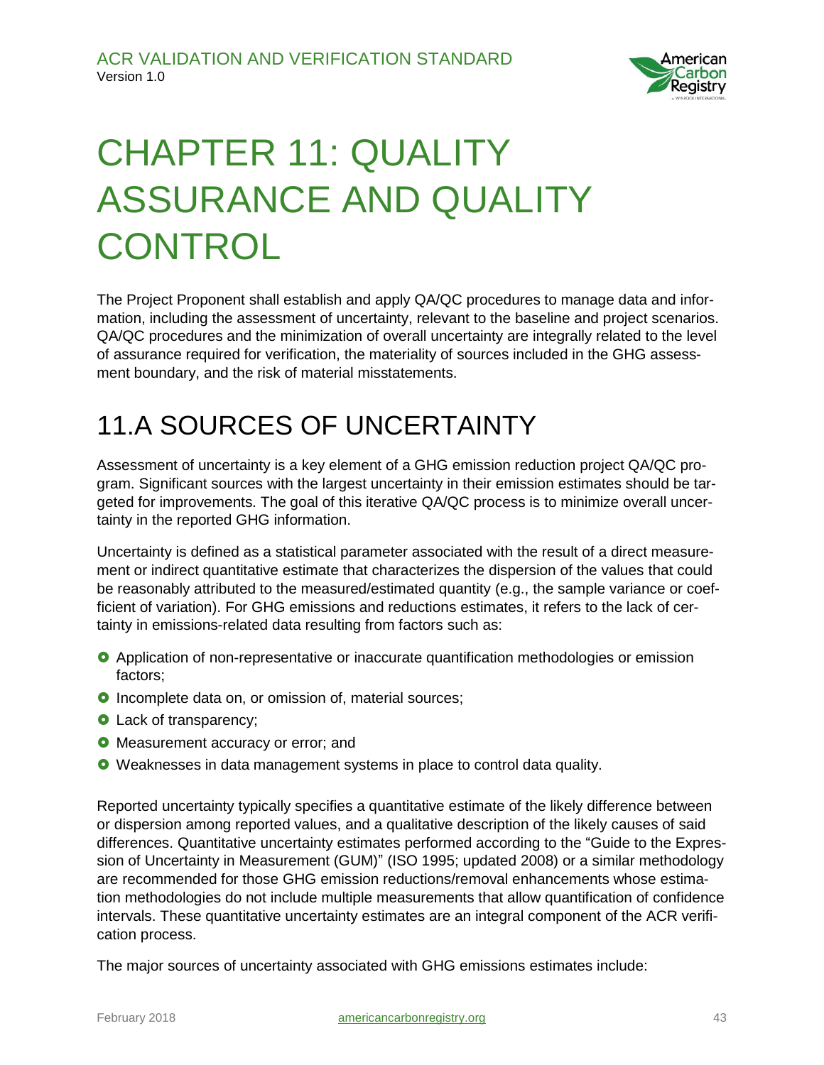# CHAPTER 11: QUALITY ASSURANCE AND QUALITY CONTROL

The Project Proponent shall establish and apply QA/QC procedures to manage data and information, including the assessment of uncertainty, relevant to the baseline and project scenarios. QA/QC procedures and the minimization of overall uncertainty are integrally related to the level of assurance required for verification, the materiality of sources included in the GHG assessment boundary, and the risk of material misstatements.

## 11.A SOURCES OF UNCERTAINTY

Assessment of uncertainty is a key element of a GHG emission reduction project QA/QC program. Significant sources with the largest uncertainty in their emission estimates should be targeted for improvements. The goal of this iterative QA/QC process is to minimize overall uncertainty in the reported GHG information.

Uncertainty is defined as a statistical parameter associated with the result of a direct measurement or indirect quantitative estimate that characterizes the dispersion of the values that could be reasonably attributed to the measured/estimated quantity (e.g., the sample variance or coefficient of variation). For GHG emissions and reductions estimates, it refers to the lack of certainty in emissions-related data resulting from factors such as:

- Application of non-representative or inaccurate quantification methodologies or emission factors;
- Incomplete data on, or omission of, material sources;
- Lack of transparency;
- Measurement accuracy or error; and
- Weaknesses in data management systems in place to control data quality.

Reported uncertainty typically specifies a quantitative estimate of the likely difference between or dispersion among reported values, and a qualitative description of the likely causes of said differences. Quantitative uncertainty estimates performed according to the "Guide to the Expression of Uncertainty in Measurement (GUM)" (ISO 1995; updated 2008) or a similar methodology are recommended for those GHG emission reductions/removal enhancements whose estimation methodologies do not include multiple measurements that allow quantification of confidence intervals. These quantitative uncertainty estimates are an integral component of the ACR verification process.

The major sources of uncertainty associated with GHG emissions estimates include: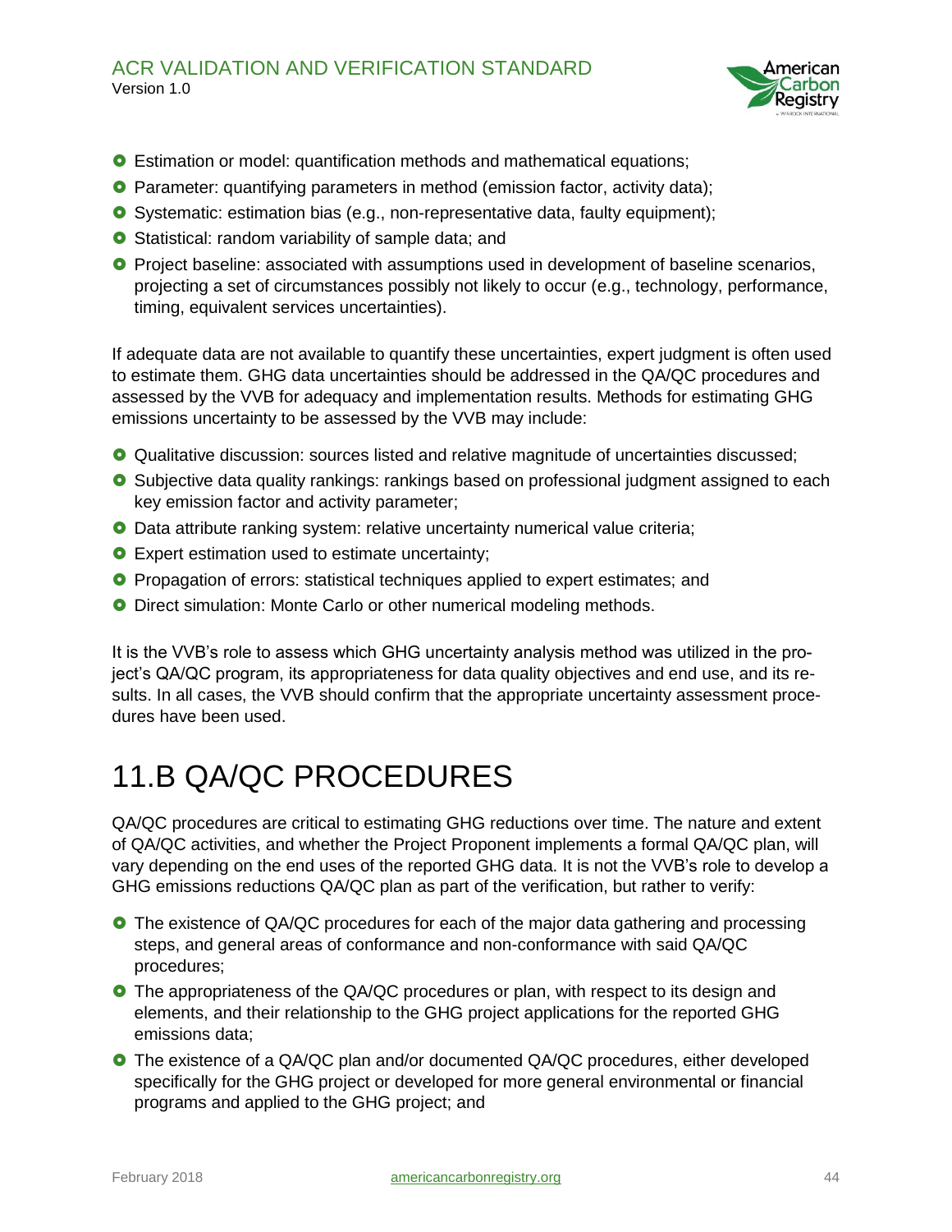- Estimation or model: quantification methods and mathematical equations;
- Parameter: quantifying parameters in method (emission factor, activity data);
- Systematic: estimation bias (e.g., non-representative data, faulty equipment);
- Statistical: random variability of sample data; and
- Project baseline: associated with assumptions used in development of baseline scenarios, projecting a set of circumstances possibly not likely to occur (e.g., technology, performance, timing, equivalent services uncertainties).

If adequate data are not available to quantify these uncertainties, expert judgment is often used to estimate them. GHG data uncertainties should be addressed in the QA/QC procedures and assessed by the VVB for adequacy and implementation results. Methods for estimating GHG emissions uncertainty to be assessed by the VVB may include:

- Qualitative discussion: sources listed and relative magnitude of uncertainties discussed;
- Subjective data quality rankings: rankings based on professional judgment assigned to each key emission factor and activity parameter;
- Data attribute ranking system: relative uncertainty numerical value criteria;
- Expert estimation used to estimate uncertainty;
- Propagation of errors: statistical techniques applied to expert estimates; and
- Direct simulation: Monte Carlo or other numerical modeling methods.

It is the VVB's role to assess which GHG uncertainty analysis method was utilized in the project's QA/QC program, its appropriateness for data quality objectives and end use, and its results. In all cases, the VVB should confirm that the appropriate uncertainty assessment procedures have been used.

# 11.B QA/QC PROCEDURES

QA/QC procedures are critical to estimating GHG reductions over time. The nature and extent of QA/QC activities, and whether the Project Proponent implements a formal QA/QC plan, will vary depending on the end uses of the reported GHG data. It is not the VVB's role to develop a GHG emissions reductions QA/QC plan as part of the verification, but rather to verify:

- The existence of QA/QC procedures for each of the major data gathering and processing steps, and general areas of conformance and non-conformance with said QA/QC procedures;
- The appropriateness of the QA/QC procedures or plan, with respect to its design and elements, and their relationship to the GHG project applications for the reported GHG emissions data;
- The existence of a QA/QC plan and/or documented QA/QC procedures, either developed specifically for the GHG project or developed for more general environmental or financial programs and applied to the GHG project; and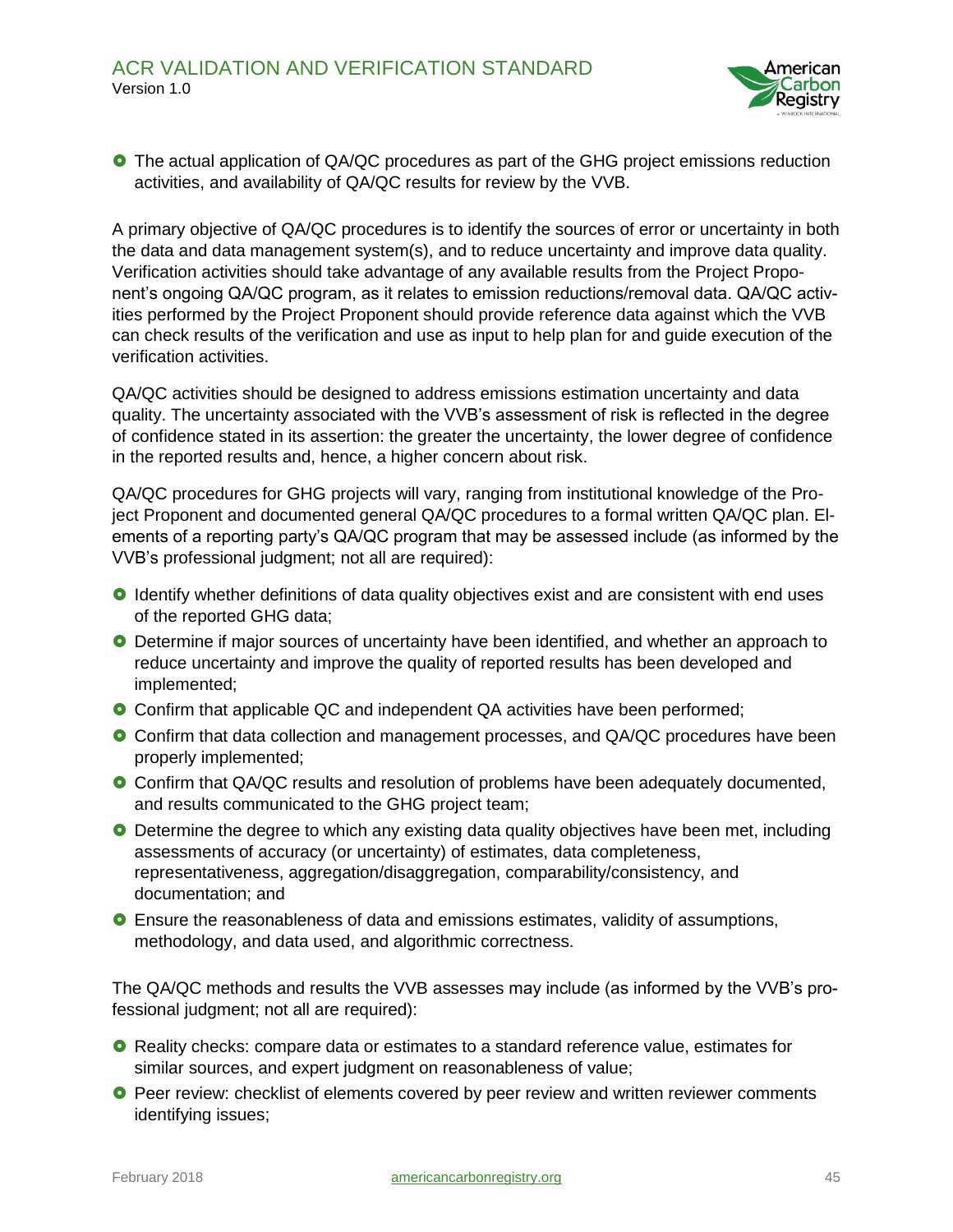- The actual application of QA/QC procedures as part of the GHG project emissions reduction activities, and availability of QA/QC results for review by the VVB.

A primary objective of QA/QC procedures is to identify the sources of error or uncertainty in both the data and data management system(s), and to reduce uncertainty and improve data quality. Verification activities should take advantage of any available results from the Project Proponent's ongoing QA/QC program, as it relates to emission reductions/removal data. QA/QC activities performed by the Project Proponent should provide reference data against which the VVB can check results of the verification and use as input to help plan for and guide execution of the verification activities.

QA/QC activities should be designed to address emissions estimation uncertainty and data quality. The uncertainty associated with the VVB's assessment of risk is reflected in the degree of confidence stated in its assertion: the greater the uncertainty, the lower degree of confidence in the reported results and, hence, a higher concern about risk.

QA/QC procedures for GHG projects will vary, ranging from institutional knowledge of the Project Proponent and documented general QA/QC procedures to a formal written QA/QC plan. Elements of a reporting party's QA/QC program that may be assessed include (as informed by the VVB's professional judgment; not all are required):

- Identify whether definitions of data quality objectives exist and are consistent with end uses of the reported GHG data;
- Determine if major sources of uncertainty have been identified, and whether an approach to reduce uncertainty and improve the quality of reported results has been developed and implemented;
- Confirm that applicable QC and independent QA activities have been performed;
- Confirm that data collection and management processes, and QA/QC procedures have been properly implemented;
- Confirm that QA/QC results and resolution of problems have been adequately documented, and results communicated to the GHG project team;
- Determine the degree to which any existing data quality objectives have been met, including assessments of accuracy (or uncertainty) of estimates, data completeness, representativeness, aggregation/disaggregation, comparability/consistency, and documentation; and
- Ensure the reasonableness of data and emissions estimates, validity of assumptions, methodology, and data used, and algorithmic correctness.

The QA/QC methods and results the VVB assesses may include (as informed by the VVB's professional judgment; not all are required):

- Reality checks: compare data or estimates to a standard reference value, estimates for similar sources, and expert judgment on reasonableness of value;
- Peer review: checklist of elements covered by peer review and written reviewer comments identifying issues;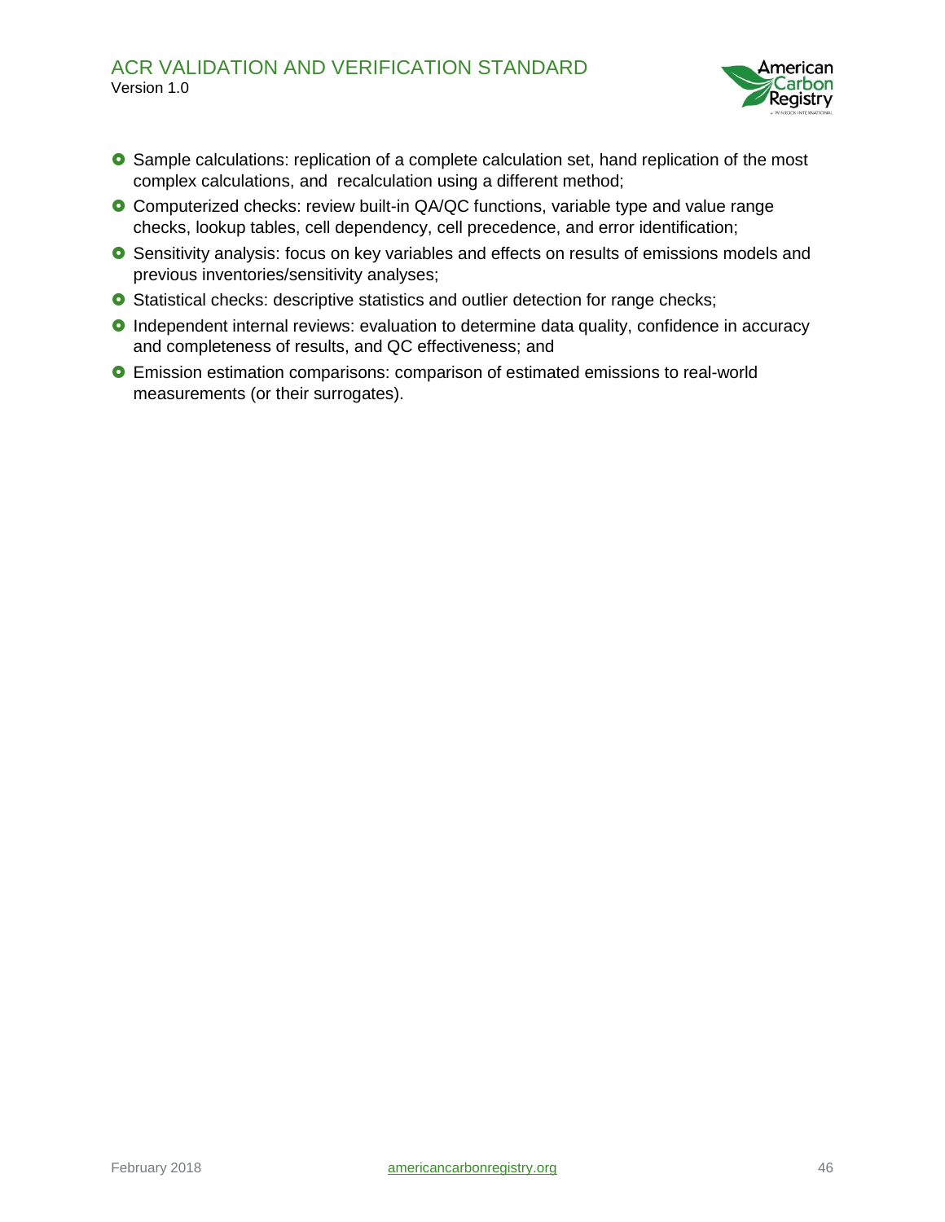- Sample calculations: replication of a complete calculation set, hand replication of the most complex calculations, and recalculation using a different method;
- Computerized checks: review built-in QA/QC functions, variable type and value range checks, lookup tables, cell dependency, cell precedence, and error identification;
- Sensitivity analysis: focus on key variables and effects on results of emissions models and previous inventories/sensitivity analyses;
- Statistical checks: descriptive statistics and outlier detection for range checks;
- Independent internal reviews: evaluation to determine data quality, confidence in accuracy and completeness of results, and QC effectiveness; and
- Emission estimation comparisons: comparison of estimated emissions to real-world measurements (or their surrogates).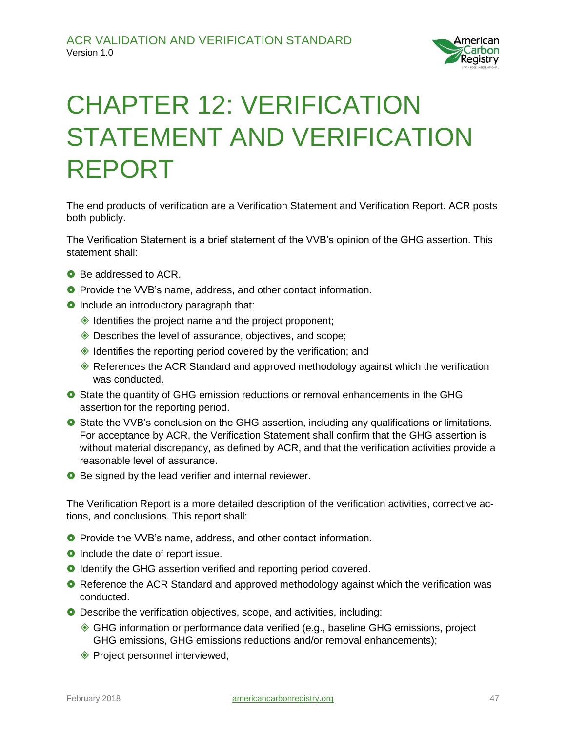# CHAPTER 12: VERIFICATION STATEMENT AND VERIFICATION REPORT

The end products of verification are a Verification Statement and Verification Report. ACR posts both publicly.

The Verification Statement is a brief statement of the VVB's opinion of the GHG assertion. This statement shall:

- Be addressed to ACR.
- Provide the VVB's name, address, and other contact information.
- Include an introductory paragraph that:
  - Identifies the project name and the project proponent;
  - Describes the level of assurance, objectives, and scope;
  - Identifies the reporting period covered by the verification; and
  - References the ACR Standard and approved methodology against which the verification was conducted.
- State the quantity of GHG emission reductions or removal enhancements in the GHG assertion for the reporting period.
- State the VVB's conclusion on the GHG assertion, including any qualifications or limitations. For acceptance by ACR, the Verification Statement shall confirm that the GHG assertion is without material discrepancy, as defined by ACR, and that the verification activities provide a reasonable level of assurance.
- Be signed by the lead verifier and internal reviewer.

The Verification Report is a more detailed description of the verification activities, corrective actions, and conclusions. This report shall:

- Provide the VVB's name, address, and other contact information.
- Include the date of report issue.
- Identify the GHG assertion verified and reporting period covered.
- Reference the ACR Standard and approved methodology against which the verification was conducted.
- Describe the verification objectives, scope, and activities, including:
  - GHG information or performance data verified (e.g., baseline GHG emissions, project GHG emissions, GHG emissions reductions and/or removal enhancements);
  - Project personnel interviewed;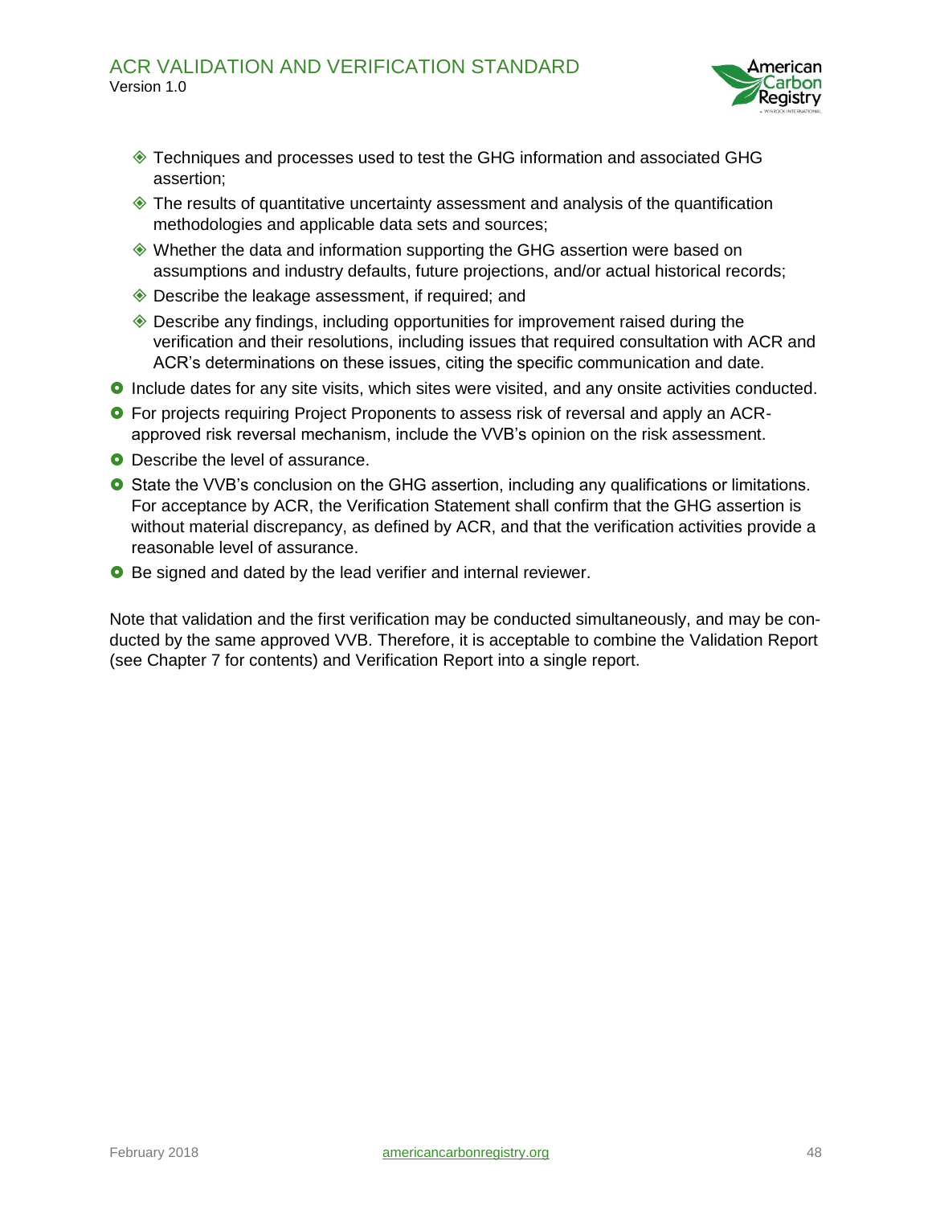- Techniques and processes used to test the GHG information and associated GHG assertion;
  - The results of quantitative uncertainty assessment and analysis of the quantification methodologies and applicable data sets and sources;
  - Whether the data and information supporting the GHG assertion were based on assumptions and industry defaults, future projections, and/or actual historical records;
  - Describe the leakage assessment, if required; and
  - Describe any findings, including opportunities for improvement raised during the verification and their resolutions, including issues that required consultation with ACR and ACR's determinations on these issues, citing the specific communication and date.
- Include dates for any site visits, which sites were visited, and any onsite activities conducted.
- For projects requiring Project Proponents to assess risk of reversal and apply an ACR-approved risk reversal mechanism, include the VVB's opinion on the risk assessment.
- Describe the level of assurance.
- State the VVB's conclusion on the GHG assertion, including any qualifications or limitations. For acceptance by ACR, the Verification Statement shall confirm that the GHG assertion is without material discrepancy, as defined by ACR, and that the verification activities provide a reasonable level of assurance.
- Be signed and dated by the lead verifier and internal reviewer.

Note that validation and the first verification may be conducted simultaneously, and may be conducted by the same approved VVB. Therefore, it is acceptable to combine the Validation Report (see Chapter 7 for contents) and Verification Report into a single report.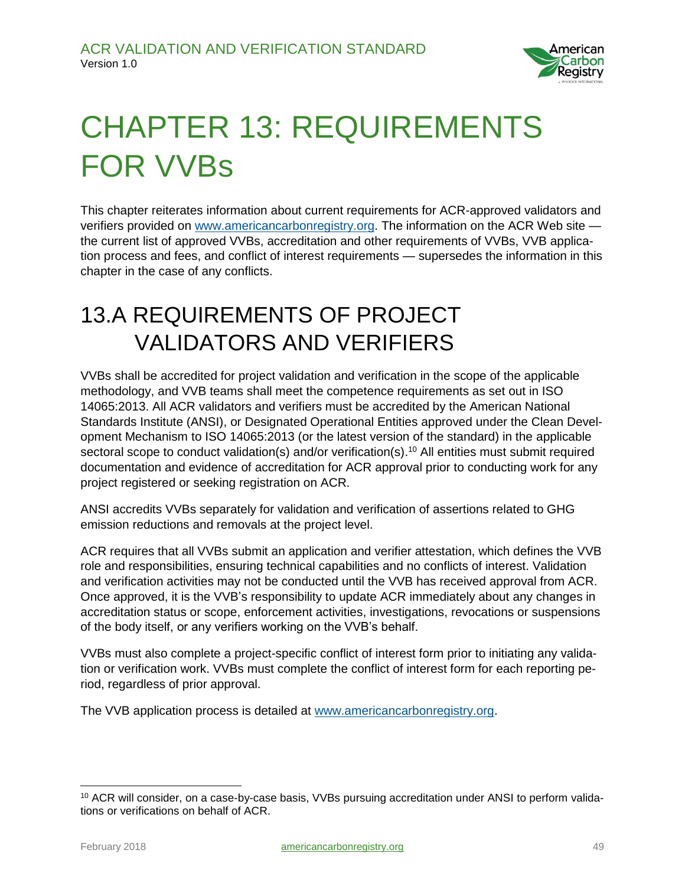# CHAPTER 13: REQUIREMENTS FOR VVBs

This chapter reiterates information about current requirements for ACR-approved validators and verifiers provided on www.americancarbonregistry.org. The information on the ACR Web site — the current list of approved VVBs, accreditation and other requirements of VVBs, VVB application process and fees, and conflict of interest requirements — supersedes the information in this chapter in the case of any conflicts.

## 13.A REQUIREMENTS OF PROJECT VALIDATORS AND VERIFIERS

VVBs shall be accredited for project validation and verification in the scope of the applicable methodology, and VVB teams shall meet the competence requirements as set out in ISO 14065:2013. All ACR validators and verifiers must be accredited by the American National Standards Institute (ANSI), or Designated Operational Entities approved under the Clean Development Mechanism to ISO 14065:2013 (or the latest version of the standard) in the applicable sectoral scope to conduct validation(s) and/or verification(s).[10] All entities must submit required documentation and evidence of accreditation for ACR approval prior to conducting work for any project registered or seeking registration on ACR.

ANSI accredits VVBs separately for validation and verification of assertions related to GHG emission reductions and removals at the project level.

ACR requires that all VVBs submit an application and verifier attestation, which defines the VVB role and responsibilities, ensuring technical capabilities and no conflicts of interest. Validation and verification activities may not be conducted until the VVB has received approval from ACR. Once approved, it is the VVB's responsibility to update ACR immediately about any changes in accreditation status or scope, enforcement activities, investigations, revocations or suspensions of the body itself, or any verifiers working on the VVB's behalf.

VVBs must also complete a project-specific conflict of interest form prior to initiating any validation or verification work. VVBs must complete the conflict of interest form for each reporting period, regardless of prior approval.

The VVB application process is detailed at www.americancarbonregistry.org.

---

[10] ACR will consider, on a case-by-case basis, VVBs pursuing accreditation under ANSI to perform validations or verifications on behalf of ACR.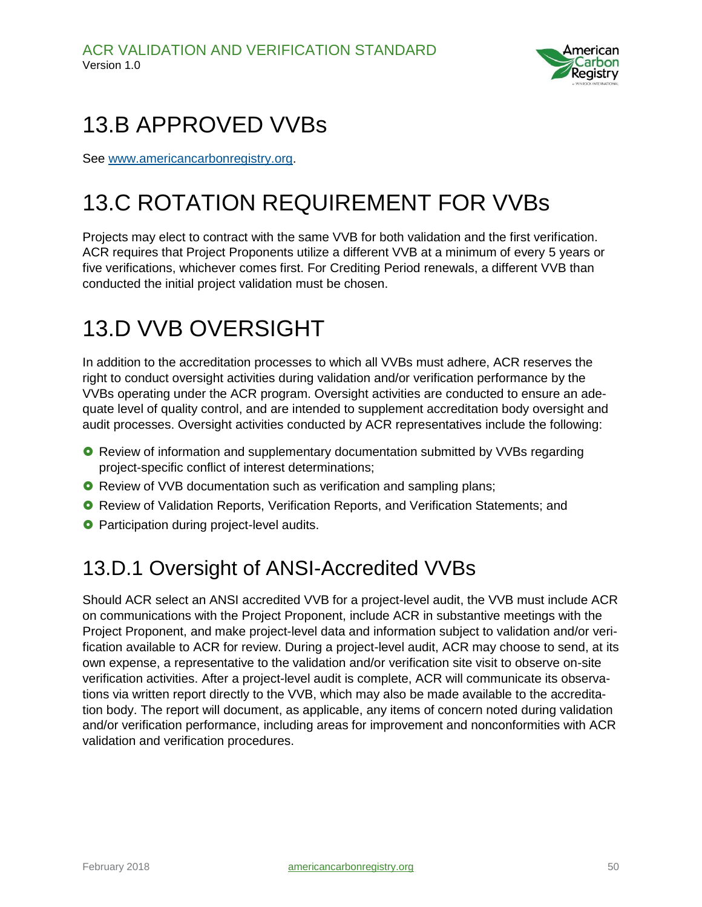## 13.B APPROVED VVBs

See [www.americancarbonregistry.org](www.americancarbonregistry.org).

## 13.C ROTATION REQUIREMENT FOR VVBs

Projects may elect to contract with the same VVB for both validation and the first verification. ACR requires that Project Proponents utilize a different VVB at a minimum of every 5 years or five verifications, whichever comes first. For Crediting Period renewals, a different VVB than conducted the initial project validation must be chosen.

## 13.D VVB OVERSIGHT

In addition to the accreditation processes to which all VVBs must adhere, ACR reserves the right to conduct oversight activities during validation and/or verification performance by the VVBs operating under the ACR program. Oversight activities are conducted to ensure an adequate level of quality control, and are intended to supplement accreditation body oversight and audit processes. Oversight activities conducted by ACR representatives include the following:

- Review of information and supplementary documentation submitted by VVBs regarding project-specific conflict of interest determinations;
- Review of VVB documentation such as verification and sampling plans;
- Review of Validation Reports, Verification Reports, and Verification Statements; and
- Participation during project-level audits.

### 13.D.1 Oversight of ANSI-Accredited VVBs

Should ACR select an ANSI accredited VVB for a project-level audit, the VVB must include ACR on communications with the Project Proponent, include ACR in substantive meetings with the Project Proponent, and make project-level data and information subject to validation and/or verification available to ACR for review. During a project-level audit, ACR may choose to send, at its own expense, a representative to the validation and/or verification site visit to observe on-site verification activities. After a project-level audit is complete, ACR will communicate its observations via written report directly to the VVB, which may also be made available to the accreditation body. The report will document, as applicable, any items of concern noted during validation and/or verification performance, including areas for improvement and nonconformities with ACR validation and verification procedures.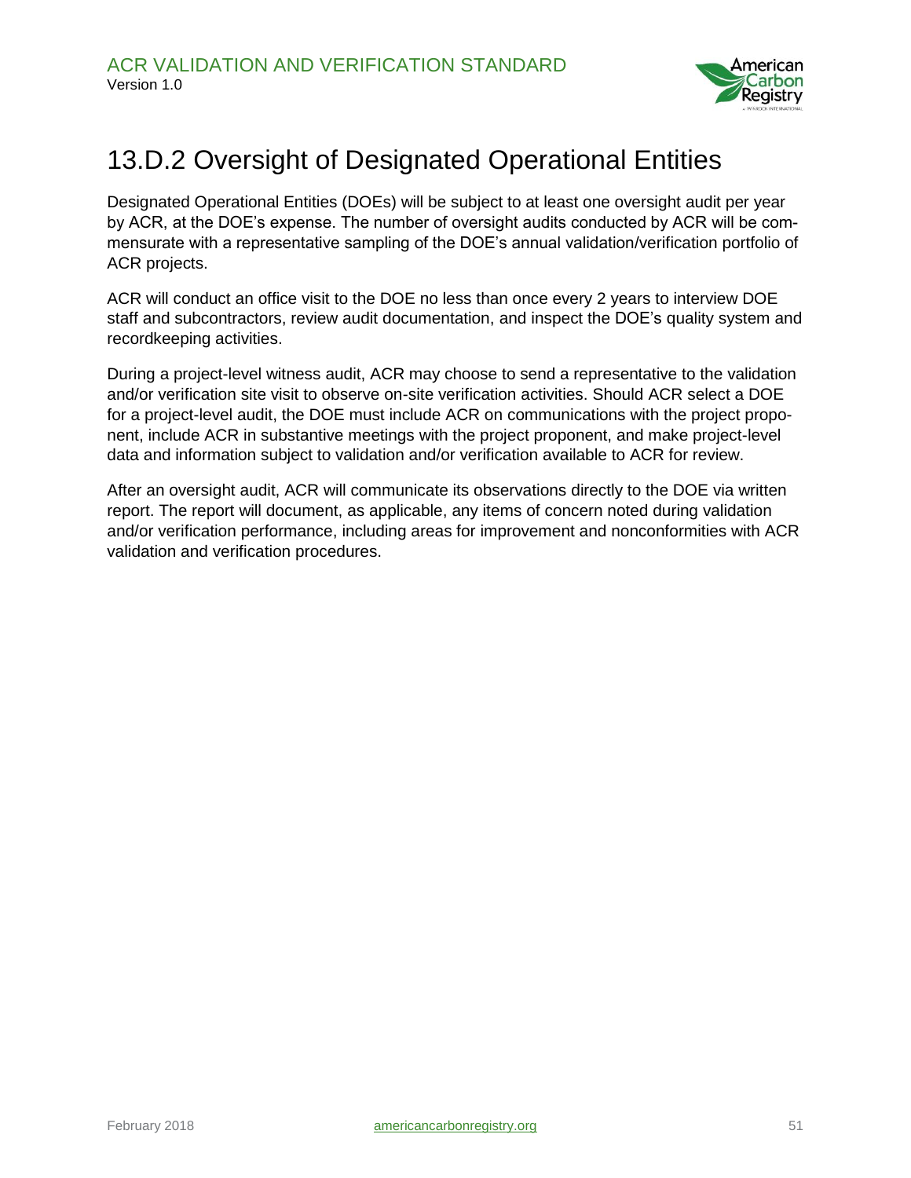## 13.D.2 Oversight of Designated Operational Entities

Designated Operational Entities (DOEs) will be subject to at least one oversight audit per year by ACR, at the DOE's expense. The number of oversight audits conducted by ACR will be commensurate with a representative sampling of the DOE's annual validation/verification portfolio of ACR projects.

ACR will conduct an office visit to the DOE no less than once every 2 years to interview DOE staff and subcontractors, review audit documentation, and inspect the DOE's quality system and recordkeeping activities.

During a project-level witness audit, ACR may choose to send a representative to the validation and/or verification site visit to observe on-site verification activities. Should ACR select a DOE for a project-level audit, the DOE must include ACR on communications with the project proponent, include ACR in substantive meetings with the project proponent, and make project-level data and information subject to validation and/or verification available to ACR for review.

After an oversight audit, ACR will communicate its observations directly to the DOE via written report. The report will document, as applicable, any items of concern noted during validation and/or verification performance, including areas for improvement and nonconformities with ACR validation and verification procedures.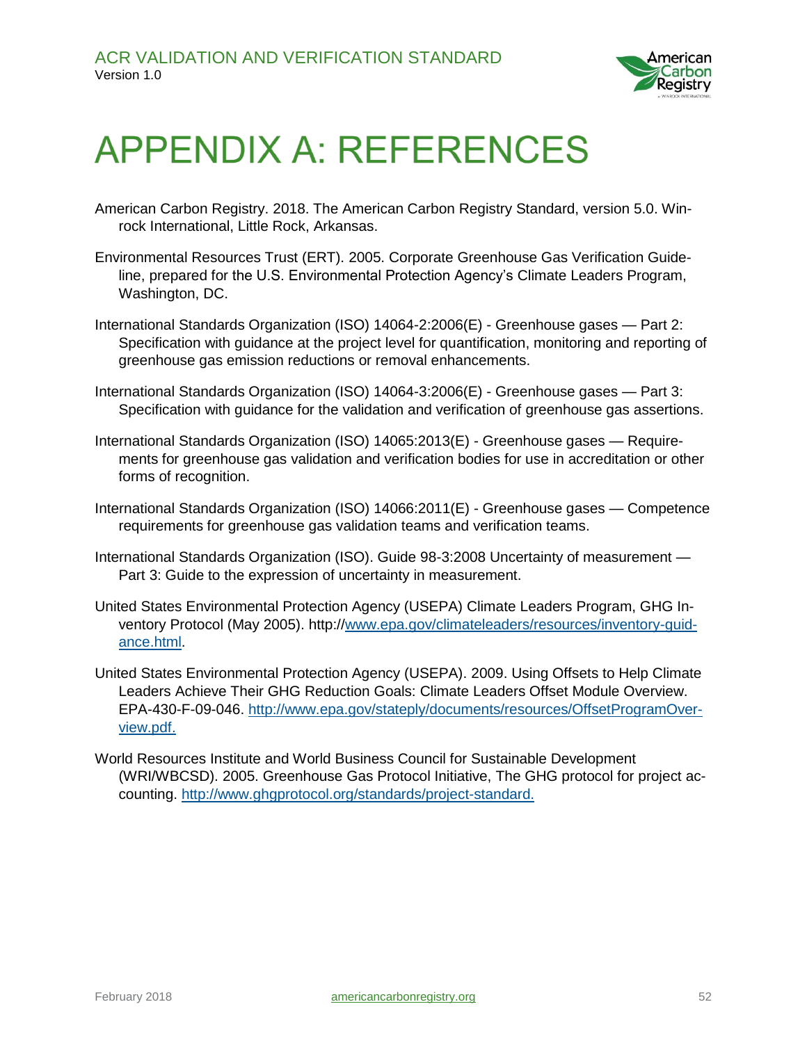# APPENDIX A: REFERENCES

American Carbon Registry. 2018. The American Carbon Registry Standard, version 5.0. Winrock International, Little Rock, Arkansas.

Environmental Resources Trust (ERT). 2005. Corporate Greenhouse Gas Verification Guideline, prepared for the U.S. Environmental Protection Agency's Climate Leaders Program, Washington, DC.

International Standards Organization (ISO) 14064-2:2006(E) - Greenhouse gases — Part 2: Specification with guidance at the project level for quantification, monitoring and reporting of greenhouse gas emission reductions or removal enhancements.

International Standards Organization (ISO) 14064-3:2006(E) - Greenhouse gases — Part 3: Specification with guidance for the validation and verification of greenhouse gas assertions.

International Standards Organization (ISO) 14065:2013(E) - Greenhouse gases — Requirements for greenhouse gas validation and verification bodies for use in accreditation or other forms of recognition.

International Standards Organization (ISO) 14066:2011(E) - Greenhouse gases — Competence requirements for greenhouse gas validation teams and verification teams.

International Standards Organization (ISO). Guide 98-3:2008 Uncertainty of measurement — Part 3: Guide to the expression of uncertainty in measurement.

United States Environmental Protection Agency (USEPA) Climate Leaders Program, GHG Inventory Protocol (May 2005). http://www.epa.gov/climateleaders/resources/inventory-guidance.html.

United States Environmental Protection Agency (USEPA). 2009. Using Offsets to Help Climate Leaders Achieve Their GHG Reduction Goals: Climate Leaders Offset Module Overview. EPA-430-F-09-046. http://www.epa.gov/stateply/documents/resources/OffsetProgramOverview.pdf.

World Resources Institute and World Business Council for Sustainable Development (WRI/WBCSD). 2005. Greenhouse Gas Protocol Initiative, The GHG protocol for project accounting. http://www.ghgprotocol.org/standards/project-standard.